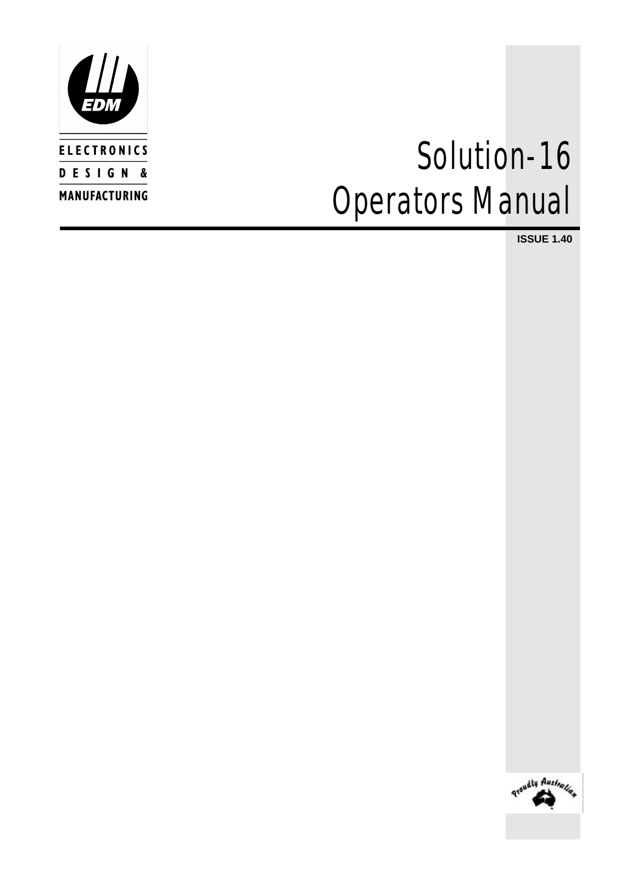EDM

ELECTRONICS
DESIGN &
MANUFACTURING

# Solution-16
# Operators Manual

**ISSUE 1.40**

Proudly Australian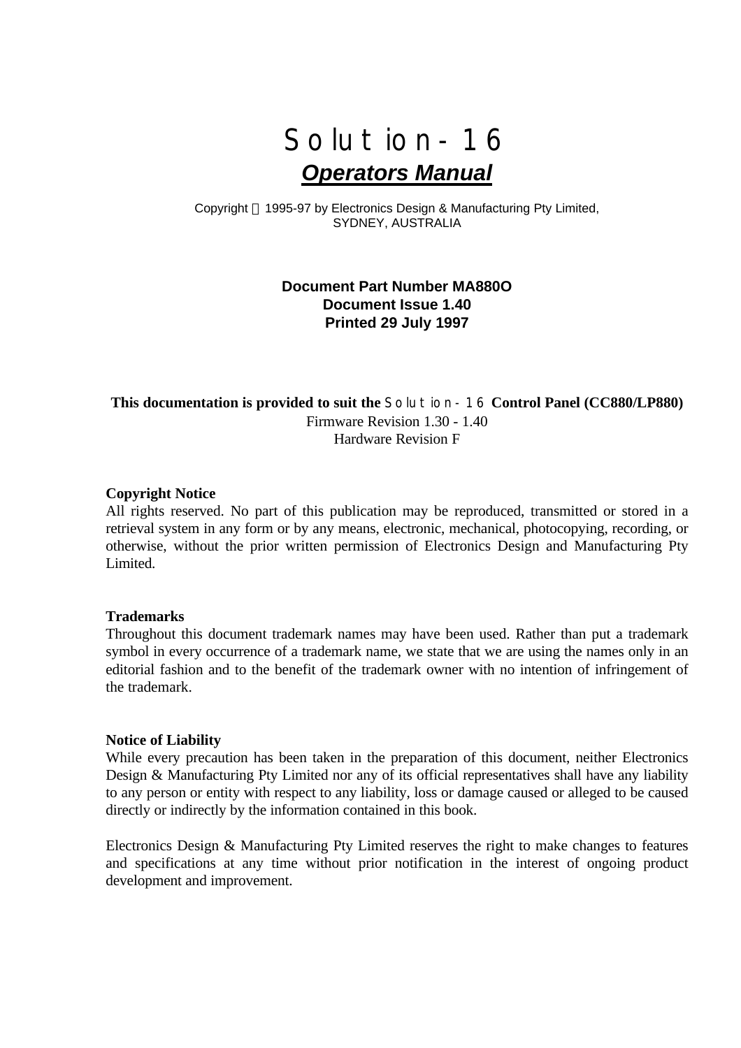# Solution-16

## *Operators Manual*

Copyright © 1995-97 by Electronics Design & Manufacturing Pty Limited,
SYDNEY, AUSTRALIA

**Document Part Number MA880O**
**Document Issue 1.40**
**Printed 29 July 1997**

**This documentation is provided to suit the Solution-16 Control Panel (CC880/LP880)**
Firmware Revision 1.30 - 1.40
Hardware Revision F

**Copyright Notice**
All rights reserved. No part of this publication may be reproduced, transmitted or stored in a retrieval system in any form or by any means, electronic, mechanical, photocopying, recording, or otherwise, without the prior written permission of Electronics Design and Manufacturing Pty Limited.

**Trademarks**
Throughout this document trademark names may have been used. Rather than put a trademark symbol in every occurrence of a trademark name, we state that we are using the names only in an editorial fashion and to the benefit of the trademark owner with no intention of infringement of the trademark.

**Notice of Liability**
While every precaution has been taken in the preparation of this document, neither Electronics Design & Manufacturing Pty Limited nor any of its official representatives shall have any liability to any person or entity with respect to any liability, loss or damage caused or alleged to be caused directly or indirectly by the information contained in this book.

Electronics Design & Manufacturing Pty Limited reserves the right to make changes to features and specifications at any time without prior notification in the interest of ongoing product development and improvement.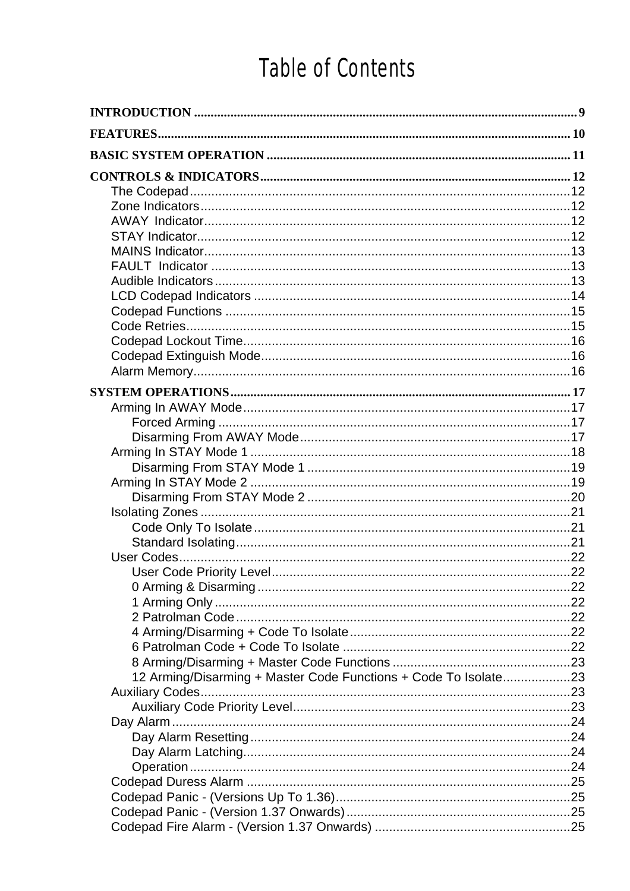# Table of Contents

**INTRODUCTION** ........ 9

**FEATURES** ........ 10

**BASIC SYSTEM OPERATION** ........ 11

**CONTROLS & INDICATORS** ........ 12

- The Codepad ........ 12
- Zone Indicators ........ 12
- AWAY Indicator ........ 12
- STAY Indicator ........ 12
- MAINS Indicator ........ 13
- FAULT Indicator ........ 13
- Audible Indicators ........ 13
- LCD Codepad Indicators ........ 14
- Codepad Functions ........ 15
- Code Retries ........ 15
- Codepad Lockout Time ........ 16
- Codepad Extinguish Mode ........ 16
- Alarm Memory ........ 16

**SYSTEM OPERATIONS** ........ 17

- Arming In AWAY Mode ........ 17
  - Forced Arming ........ 17
  - Disarming From AWAY Mode ........ 17
- Arming In STAY Mode 1 ........ 18
  - Disarming From STAY Mode 1 ........ 19
- Arming In STAY Mode 2 ........ 19
  - Disarming From STAY Mode 2 ........ 20
- Isolating Zones ........ 21
  - Code Only To Isolate ........ 21
  - Standard Isolating ........ 21
- User Codes ........ 22
  - User Code Priority Level ........ 22
  - 0 Arming & Disarming ........ 22
  - 1 Arming Only ........ 22
  - 2 Patrolman Code ........ 22
  - 4 Arming/Disarming + Code To Isolate ........ 22
  - 6 Patrolman Code + Code To Isolate ........ 22
  - 8 Arming/Disarming + Master Code Functions ........ 23
  - 12 Arming/Disarming + Master Code Functions + Code To Isolate ........ 23
- Auxiliary Codes ........ 23
  - Auxiliary Code Priority Level ........ 23
- Day Alarm ........ 24
  - Day Alarm Resetting ........ 24
  - Day Alarm Latching ........ 24
  - Operation ........ 24
- Codepad Duress Alarm ........ 25
- Codepad Panic - (Versions Up To 1.36) ........ 25
- Codepad Panic - (Version 1.37 Onwards) ........ 25
- Codepad Fire Alarm - (Version 1.37 Onwards) ........ 25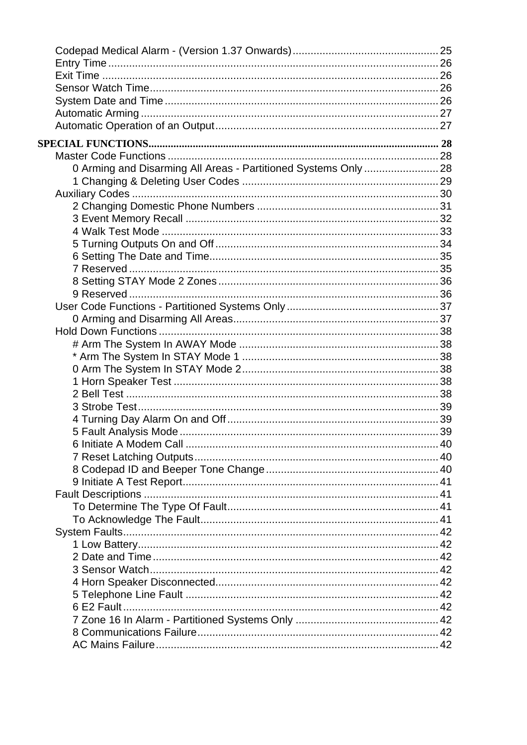Codepad Medical Alarm - (Version 1.37 Onwards) ... 25
Entry Time ... 26
Exit Time ... 26
Sensor Watch Time ... 26
System Date and Time ... 26
Automatic Arming ... 27
Automatic Operation of an Output ... 27

**SPECIAL FUNCTIONS ... 28**

Master Code Functions ... 28
- 0 Arming and Disarming All Areas - Partitioned Systems Only ... 28
- 1 Changing & Deleting User Codes ... 29

Auxiliary Codes ... 30
- 2 Changing Domestic Phone Numbers ... 31
- 3 Event Memory Recall ... 32
- 4 Walk Test Mode ... 33
- 5 Turning Outputs On and Off ... 34
- 6 Setting The Date and Time ... 35
- 7 Reserved ... 35
- 8 Setting STAY Mode 2 Zones ... 36
- 9 Reserved ... 36

User Code Functions - Partitioned Systems Only ... 37
- 0 Arming and Disarming All Areas ... 37

Hold Down Functions ... 38
- # Arm The System In AWAY Mode ... 38
- * Arm The System In STAY Mode 1 ... 38
- 0 Arm The System In STAY Mode 2 ... 38
- 1 Horn Speaker Test ... 38
- 2 Bell Test ... 38
- 3 Strobe Test ... 39
- 4 Turning Day Alarm On and Off ... 39
- 5 Fault Analysis Mode ... 39
- 6 Initiate A Modem Call ... 40
- 7 Reset Latching Outputs ... 40
- 8 Codepad ID and Beeper Tone Change ... 40
- 9 Initiate A Test Report ... 41

Fault Descriptions ... 41
- To Determine The Type Of Fault ... 41
- To Acknowledge The Fault ... 41

System Faults ... 42
- 1 Low Battery ... 42
- 2 Date and Time ... 42
- 3 Sensor Watch ... 42
- 4 Horn Speaker Disconnected ... 42
- 5 Telephone Line Fault ... 42
- 6 E2 Fault ... 42
- 7 Zone 16 In Alarm - Partitioned Systems Only ... 42
- 8 Communications Failure ... 42
- AC Mains Failure ... 42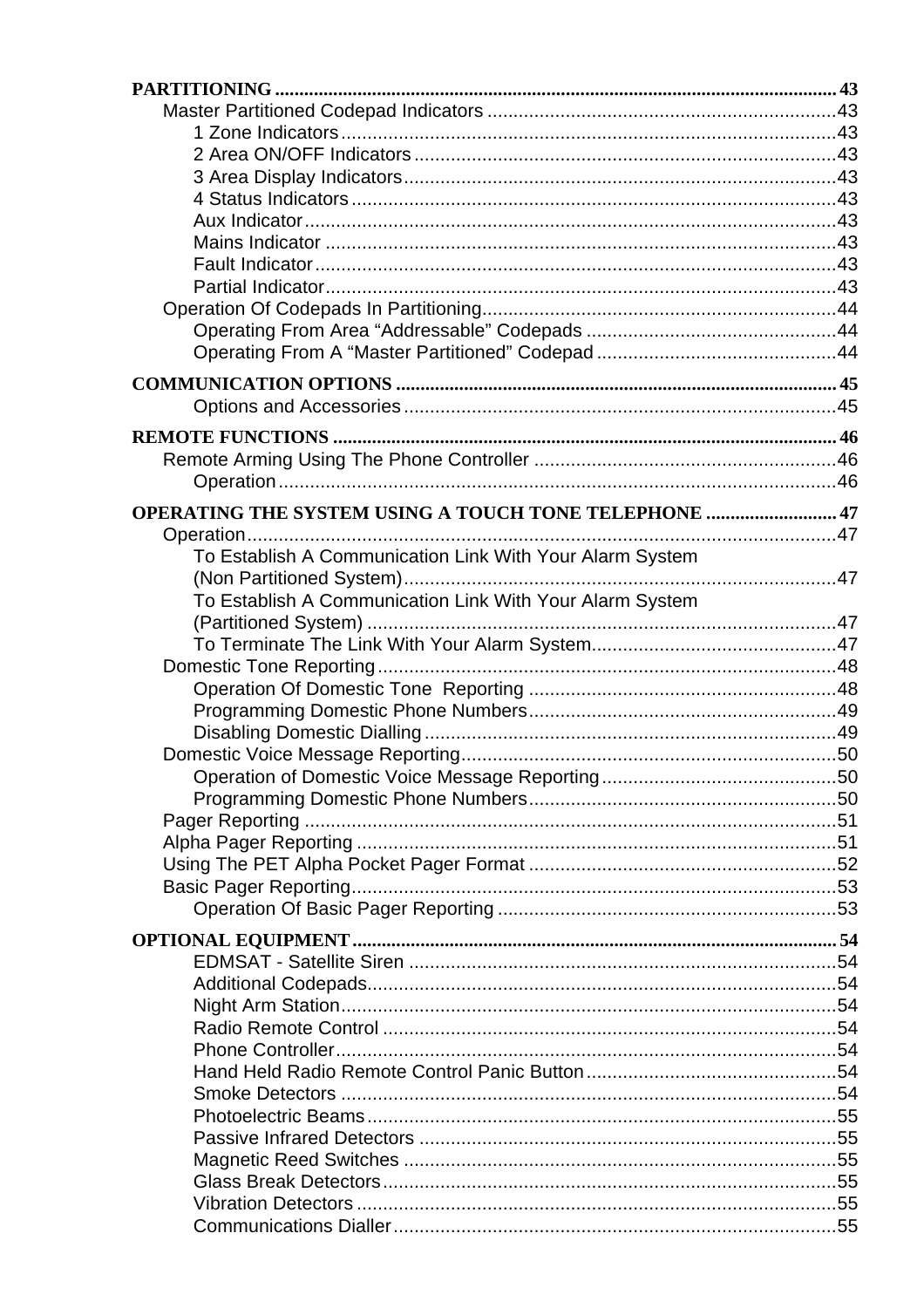**PARTITIONING** ........ 43

- Master Partitioned Codepad Indicators ........ 43
  - 1 Zone Indicators ........ 43
  - 2 Area ON/OFF Indicators ........ 43
  - 3 Area Display Indicators ........ 43
  - 4 Status Indicators ........ 43
  - Aux Indicator ........ 43
  - Mains Indicator ........ 43
  - Fault Indicator ........ 43
  - Partial Indicator ........ 43
- Operation Of Codepads In Partitioning ........ 44
  - Operating From Area “Addressable” Codepads ........ 44
  - Operating From A “Master Partitioned” Codepad ........ 44

**COMMUNICATION OPTIONS** ........ 45

- Options and Accessories ........ 45

**REMOTE FUNCTIONS** ........ 46

- Remote Arming Using The Phone Controller ........ 46
  - Operation ........ 46

**OPERATING THE SYSTEM USING A TOUCH TONE TELEPHONE** ........ 47

- Operation ........ 47
  - To Establish A Communication Link With Your Alarm System (Non Partitioned System) ........ 47
  - To Establish A Communication Link With Your Alarm System (Partitioned System) ........ 47
  - To Terminate The Link With Your Alarm System ........ 47
- Domestic Tone Reporting ........ 48
  - Operation Of Domestic Tone Reporting ........ 48
  - Programming Domestic Phone Numbers ........ 49
  - Disabling Domestic Dialling ........ 49
- Domestic Voice Message Reporting ........ 50
  - Operation of Domestic Voice Message Reporting ........ 50
  - Programming Domestic Phone Numbers ........ 50
- Pager Reporting ........ 51
- Alpha Pager Reporting ........ 51
- Using The PET Alpha Pocket Pager Format ........ 52
- Basic Pager Reporting ........ 53
  - Operation Of Basic Pager Reporting ........ 53

**OPTIONAL EQUIPMENT** ........ 54

- EDMSAT - Satellite Siren ........ 54
- Additional Codepads ........ 54
- Night Arm Station ........ 54
- Radio Remote Control ........ 54
- Phone Controller ........ 54
- Hand Held Radio Remote Control Panic Button ........ 54
- Smoke Detectors ........ 54
- Photoelectric Beams ........ 55
- Passive Infrared Detectors ........ 55
- Magnetic Reed Switches ........ 55
- Glass Break Detectors ........ 55
- Vibration Detectors ........ 55
- Communications Dialler ........ 55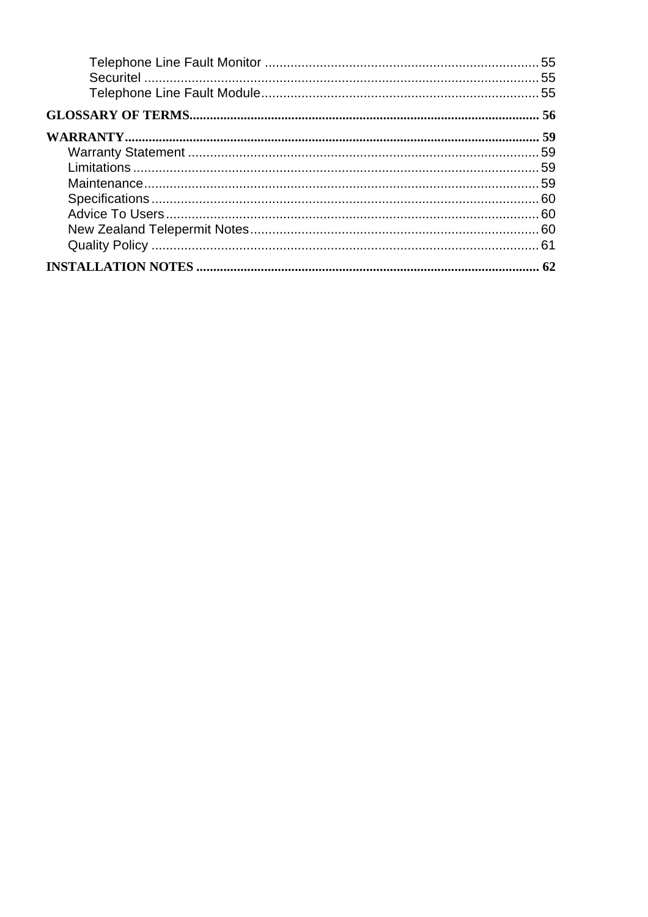Telephone Line Fault Monitor .......................................................................... 55
Securitel .......................................................................................................... 55
Telephone Line Fault Module........................................................................... 55

**GLOSSARY OF TERMS**...................................................................................................... 56

**WARRANTY**......................................................................................................................... 59

Warranty Statement ............................................................................................... 59
Limitations .............................................................................................................. 59
Maintenance........................................................................................................... 59
Specifications ......................................................................................................... 60
Advice To Users ..................................................................................................... 60
New Zealand Telepermit Notes.............................................................................. 60
Quality Policy ......................................................................................................... 61

**INSTALLATION NOTES** .................................................................................................. 62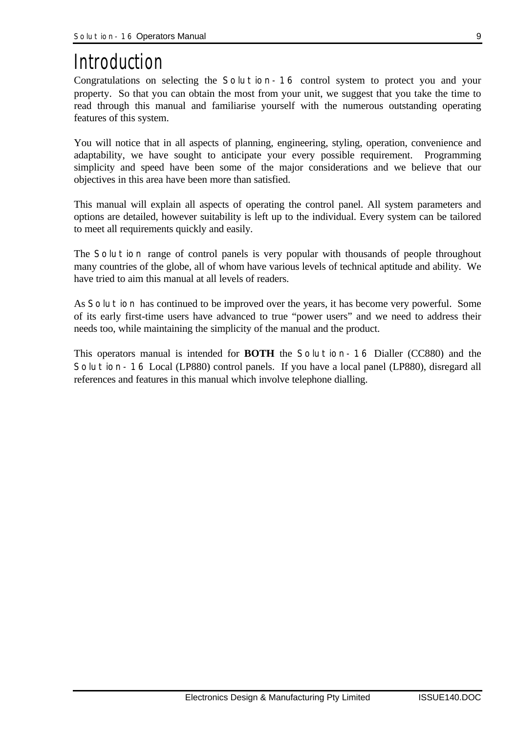# Introduction

Congratulations on selecting the Solution-16 control system to protect you and your property. So that you can obtain the most from your unit, we suggest that you take the time to read through this manual and familiarise yourself with the numerous outstanding operating features of this system.

You will notice that in all aspects of planning, engineering, styling, operation, convenience and adaptability, we have sought to anticipate your every possible requirement. Programming simplicity and speed have been some of the major considerations and we believe that our objectives in this area have been more than satisfied.

This manual will explain all aspects of operating the control panel. All system parameters and options are detailed, however suitability is left up to the individual. Every system can be tailored to meet all requirements quickly and easily.

The Solution range of control panels is very popular with thousands of people throughout many countries of the globe, all of whom have various levels of technical aptitude and ability. We have tried to aim this manual at all levels of readers.

As Solution has continued to be improved over the years, it has become very powerful. Some of its early first-time users have advanced to true "power users" and we need to address their needs too, while maintaining the simplicity of the manual and the product.

This operators manual is intended for **BOTH** the Solution-16 Dialler (CC880) and the Solution-16 Local (LP880) control panels. If you have a local panel (LP880), disregard all references and features in this manual which involve telephone dialling.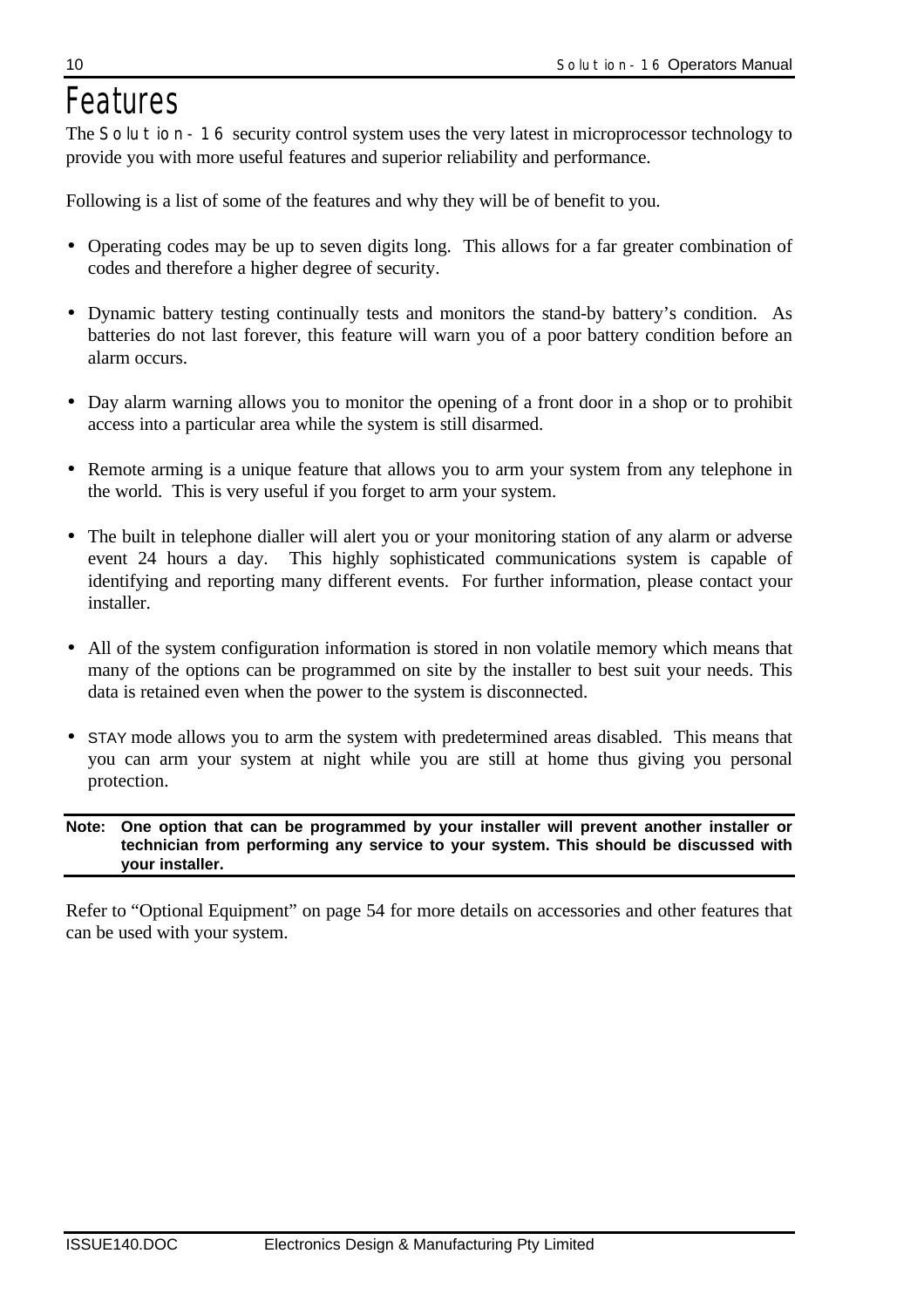# Features

The Solution-16 security control system uses the very latest in microprocessor technology to provide you with more useful features and superior reliability and performance.

Following is a list of some of the features and why they will be of benefit to you.

- Operating codes may be up to seven digits long. This allows for a far greater combination of codes and therefore a higher degree of security.
- Dynamic battery testing continually tests and monitors the stand-by battery's condition. As batteries do not last forever, this feature will warn you of a poor battery condition before an alarm occurs.
- Day alarm warning allows you to monitor the opening of a front door in a shop or to prohibit access into a particular area while the system is still disarmed.
- Remote arming is a unique feature that allows you to arm your system from any telephone in the world. This is very useful if you forget to arm your system.
- The built in telephone dialler will alert you or your monitoring station of any alarm or adverse event 24 hours a day. This highly sophisticated communications system is capable of identifying and reporting many different events. For further information, please contact your installer.
- All of the system configuration information is stored in non volatile memory which means that many of the options can be programmed on site by the installer to best suit your needs. This data is retained even when the power to the system is disconnected.
- STAY mode allows you to arm the system with predetermined areas disabled. This means that you can arm your system at night while you are still at home thus giving you personal protection.

**Note: One option that can be programmed by your installer will prevent another installer or technician from performing any service to your system. This should be discussed with your installer.**

Refer to "Optional Equipment" on page 54 for more details on accessories and other features that can be used with your system.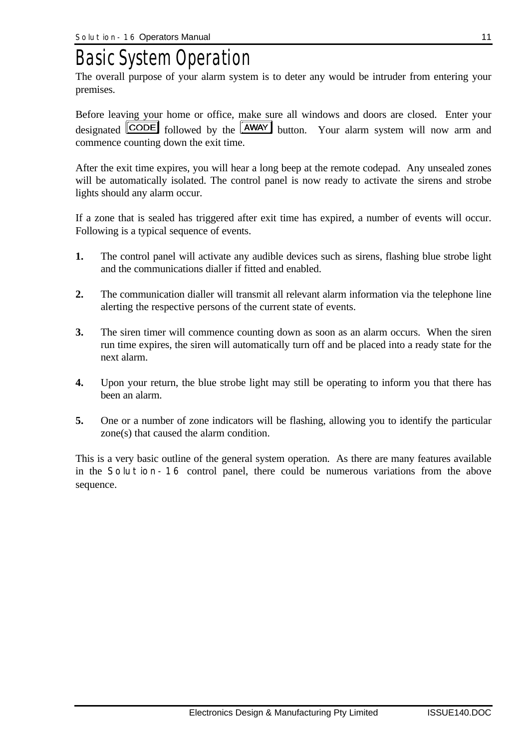# Basic System Operation

The overall purpose of your alarm system is to deter any would be intruder from entering your premises.

Before leaving your home or office, make sure all windows and doors are closed. Enter your designated CODE followed by the AWAY button. Your alarm system will now arm and commence counting down the exit time.

After the exit time expires, you will hear a long beep at the remote codepad. Any unsealed zones will be automatically isolated. The control panel is now ready to activate the sirens and strobe lights should any alarm occur.

If a zone that is sealed has triggered after exit time has expired, a number of events will occur. Following is a typical sequence of events.

**1.** The control panel will activate any audible devices such as sirens, flashing blue strobe light and the communications dialler if fitted and enabled.

**2.** The communication dialler will transmit all relevant alarm information via the telephone line alerting the respective persons of the current state of events.

**3.** The siren timer will commence counting down as soon as an alarm occurs. When the siren run time expires, the siren will automatically turn off and be placed into a ready state for the next alarm.

**4.** Upon your return, the blue strobe light may still be operating to inform you that there has been an alarm.

**5.** One or a number of zone indicators will be flashing, allowing you to identify the particular zone(s) that caused the alarm condition.

This is a very basic outline of the general system operation. As there are many features available in the Solution-16 control panel, there could be numerous variations from the above sequence.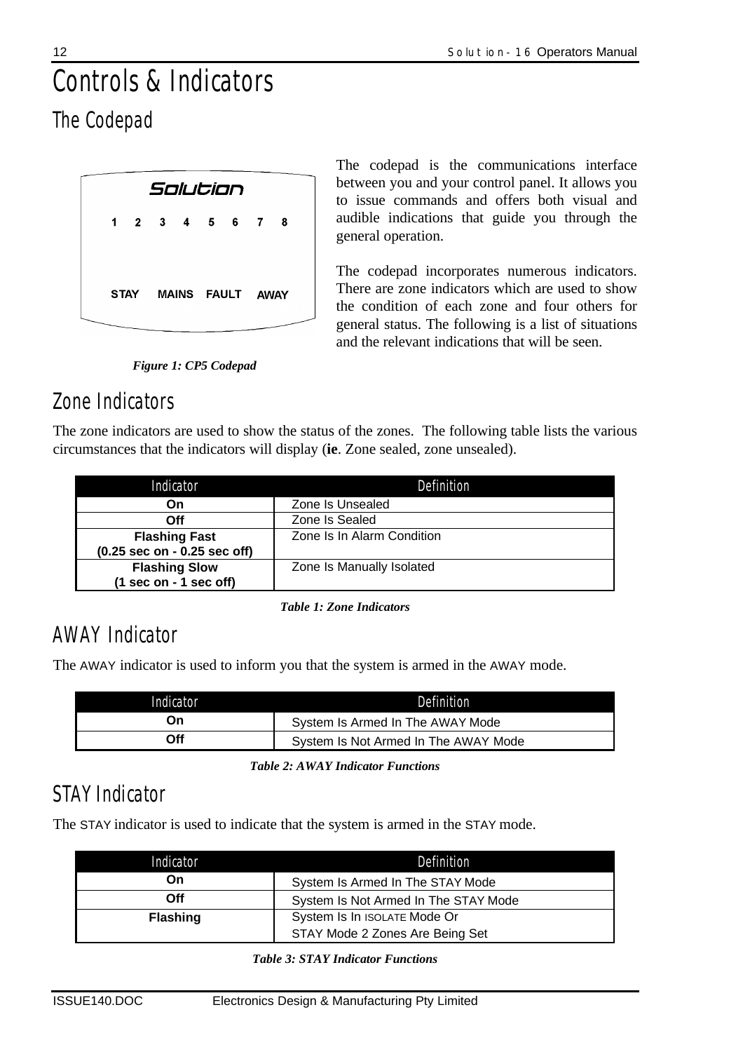# Controls & Indicators

## The Codepad

The codepad is the communications interface between you and your control panel. It allows you to issue commands and offers both visual and audible indications that guide you through the general operation.

The codepad incorporates numerous indicators. There are zone indicators which are used to show the condition of each zone and four others for general status. The following is a list of situations and the relevant indications that will be seen.

*Figure 1: CP5 Codepad*

## Zone Indicators

The zone indicators are used to show the status of the zones. The following table lists the various circumstances that the indicators will display (**ie**. Zone sealed, zone unsealed).

| Indicator | Definition |
|---|---|
| **On** | Zone Is Unsealed |
| **Off** | Zone Is Sealed |
| **Flashing Fast (0.25 sec on - 0.25 sec off)** | Zone Is In Alarm Condition |
| **Flashing Slow (1 sec on - 1 sec off)** | Zone Is Manually Isolated |

*Table 1: Zone Indicators*

## AWAY Indicator

The AWAY indicator is used to inform you that the system is armed in the AWAY mode.

| Indicator | Definition |
|---|---|
| **On** | System Is Armed In The AWAY Mode |
| **Off** | System Is Not Armed In The AWAY Mode |

*Table 2: AWAY Indicator Functions*

## STAY Indicator

The STAY indicator is used to indicate that the system is armed in the STAY mode.

| Indicator | Definition |
|---|---|
| **On** | System Is Armed In The STAY Mode |
| **Off** | System Is Not Armed In The STAY Mode |
| **Flashing** | System Is In ISOLATE Mode Or STAY Mode 2 Zones Are Being Set |

*Table 3: STAY Indicator Functions*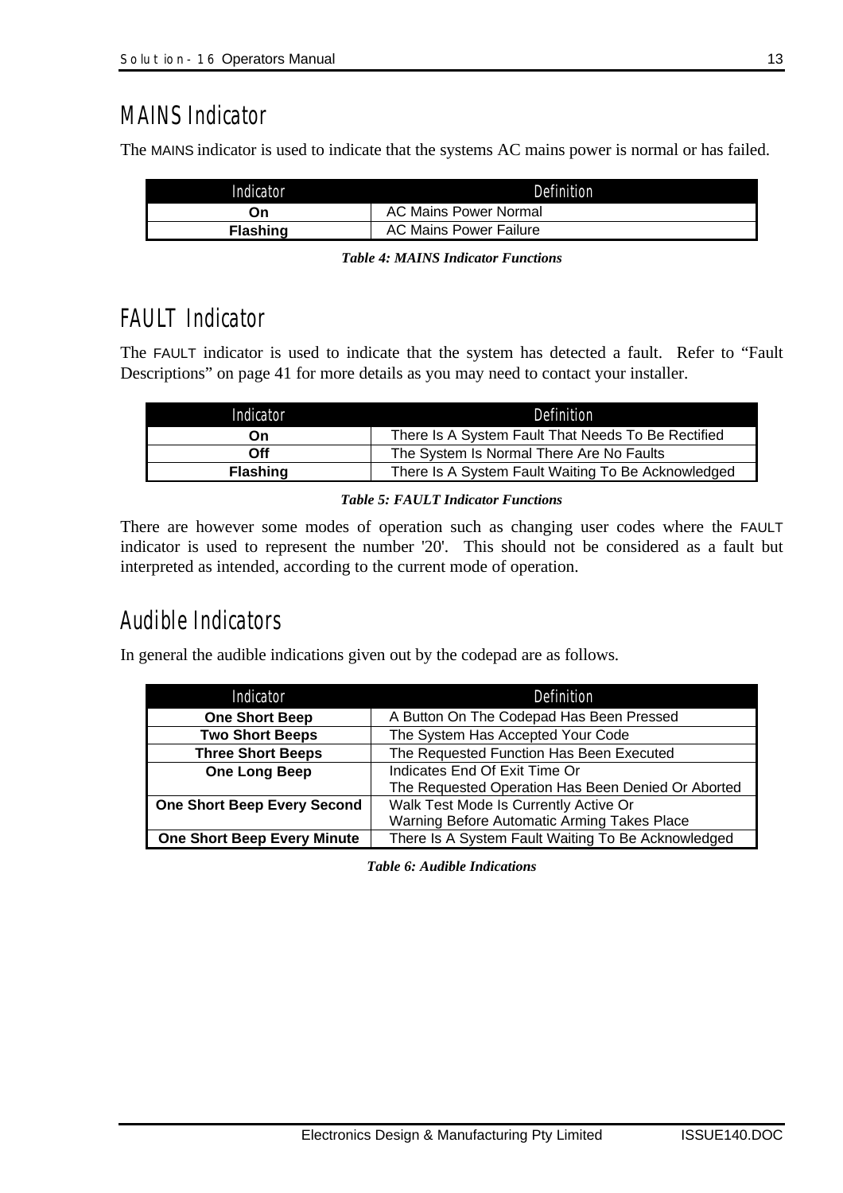## MAINS Indicator

The MAINS indicator is used to indicate that the systems AC mains power is normal or has failed.

| Indicator | Definition |
|---|---|
| **On** | AC Mains Power Normal |
| **Flashing** | AC Mains Power Failure |

***Table 4: MAINS Indicator Functions***

## FAULT Indicator

The FAULT indicator is used to indicate that the system has detected a fault. Refer to “Fault Descriptions” on page 41 for more details as you may need to contact your installer.

| Indicator | Definition |
|---|---|
| **On** | There Is A System Fault That Needs To Be Rectified |
| **Off** | The System Is Normal There Are No Faults |
| **Flashing** | There Is A System Fault Waiting To Be Acknowledged |

***Table 5: FAULT Indicator Functions***

There are however some modes of operation such as changing user codes where the FAULT indicator is used to represent the number '20'. This should not be considered as a fault but interpreted as intended, according to the current mode of operation.

## Audible Indicators

In general the audible indications given out by the codepad are as follows.

| Indicator | Definition |
|---|---|
| **One Short Beep** | A Button On The Codepad Has Been Pressed |
| **Two Short Beeps** | The System Has Accepted Your Code |
| **Three Short Beeps** | The Requested Function Has Been Executed |
| **One Long Beep** | Indicates End Of Exit Time Or<br>The Requested Operation Has Been Denied Or Aborted |
| **One Short Beep Every Second** | Walk Test Mode Is Currently Active Or<br>Warning Before Automatic Arming Takes Place |
| **One Short Beep Every Minute** | There Is A System Fault Waiting To Be Acknowledged |

***Table 6: Audible Indications***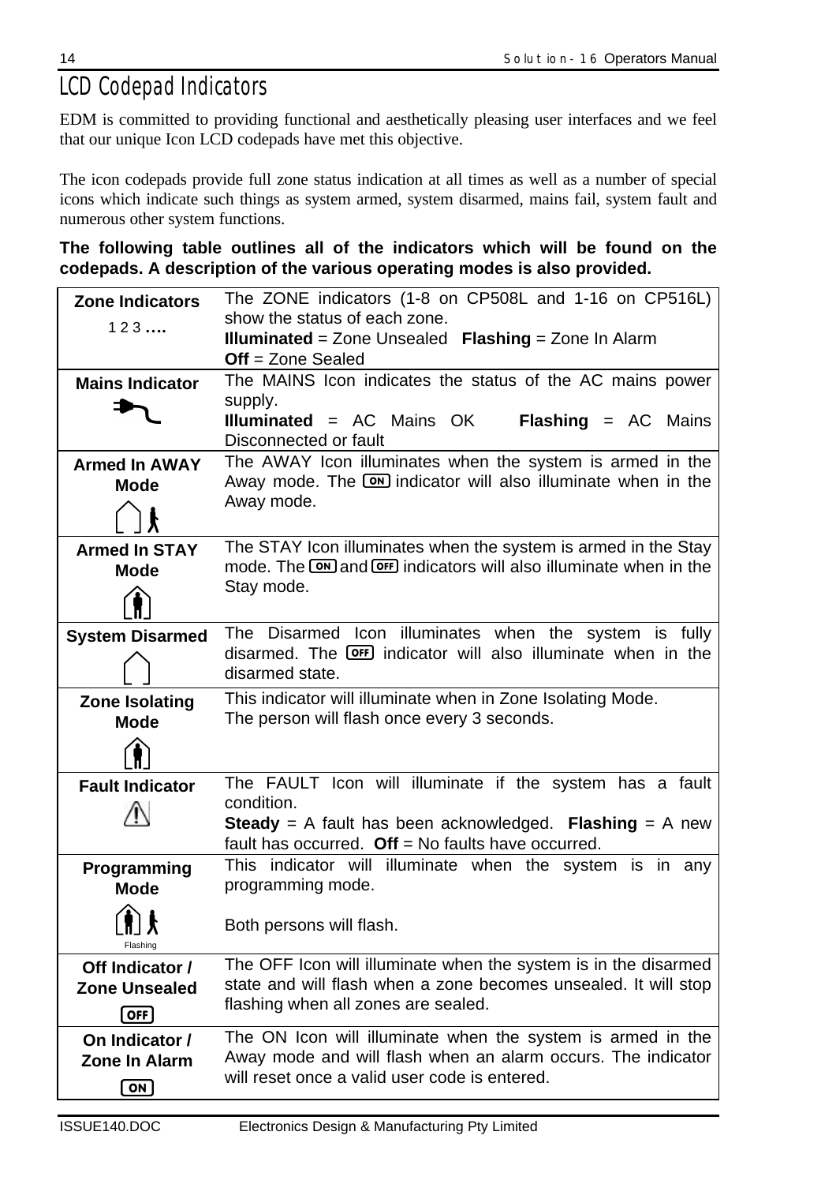# LCD Codepad Indicators

EDM is committed to providing functional and aesthetically pleasing user interfaces and we feel that our unique Icon LCD codepads have met this objective.

The icon codepads provide full zone status indication at all times as well as a number of special icons which indicate such things as system armed, system disarmed, mains fail, system fault and numerous other system functions.

**The following table outlines all of the indicators which will be found on the codepads. A description of the various operating modes is also provided.**

| | |
|---|---|
| **Zone Indicators** 1 2 3 …. | The ZONE indicators (1-8 on CP508L and 1-16 on CP516L) show the status of each zone. **Illuminated** = Zone Unsealed **Flashing** = Zone In Alarm **Off** = Zone Sealed |
| **Mains Indicator** | The MAINS Icon indicates the status of the AC mains power supply. **Illuminated** = AC Mains OK **Flashing** = AC Mains Disconnected or fault |
| **Armed In AWAY Mode** | The AWAY Icon illuminates when the system is armed in the Away mode. The ON indicator will also illuminate when in the Away mode. |
| **Armed In STAY Mode** | The STAY Icon illuminates when the system is armed in the Stay mode. The ON and OFF indicators will also illuminate when in the Stay mode. |
| **System Disarmed** | The Disarmed Icon illuminates when the system is fully disarmed. The OFF indicator will also illuminate when in the disarmed state. |
| **Zone Isolating Mode** | This indicator will illuminate when in Zone Isolating Mode. The person will flash once every 3 seconds. |
| **Fault Indicator** | The FAULT Icon will illuminate if the system has a fault condition. **Steady** = A fault has been acknowledged. **Flashing** = A new fault has occurred. **Off** = No faults have occurred. |
| **Programming Mode** Flashing | This indicator will illuminate when the system is in any programming mode. Both persons will flash. |
| **Off Indicator / Zone Unsealed** OFF | The OFF Icon will illuminate when the system is in the disarmed state and will flash when a zone becomes unsealed. It will stop flashing when all zones are sealed. |
| **On Indicator / Zone In Alarm** ON | The ON Icon will illuminate when the system is armed in the Away mode and will flash when an alarm occurs. The indicator will reset once a valid user code is entered. |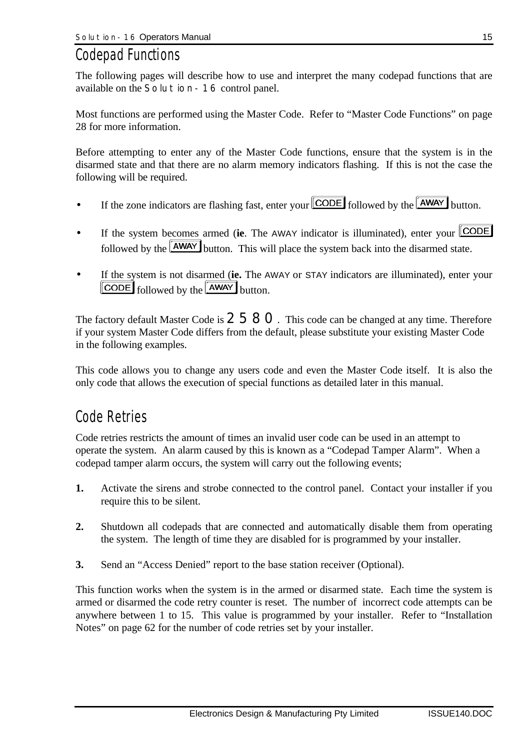## Codepad Functions

The following pages will describe how to use and interpret the many codepad functions that are available on the Solution-16 control panel.

Most functions are performed using the Master Code. Refer to "Master Code Functions" on page 28 for more information.

Before attempting to enter any of the Master Code functions, ensure that the system is in the disarmed state and that there are no alarm memory indicators flashing. If this is not the case the following will be required.

- If the zone indicators are flashing fast, enter your [CODE] followed by the [AWAY] button.
- If the system becomes armed (**ie**. The AWAY indicator is illuminated), enter your [CODE] followed by the [AWAY] button. This will place the system back into the disarmed state.
- If the system is not disarmed (**ie.** The AWAY or STAY indicators are illuminated), enter your [CODE] followed by the [AWAY] button.

The factory default Master Code is 2580. This code can be changed at any time. Therefore if your system Master Code differs from the default, please substitute your existing Master Code in the following examples.

This code allows you to change any users code and even the Master Code itself. It is also the only code that allows the execution of special functions as detailed later in this manual.

## Code Retries

Code retries restricts the amount of times an invalid user code can be used in an attempt to operate the system. An alarm caused by this is known as a "Codepad Tamper Alarm". When a codepad tamper alarm occurs, the system will carry out the following events;

**1.** Activate the sirens and strobe connected to the control panel. Contact your installer if you require this to be silent.

**2.** Shutdown all codepads that are connected and automatically disable them from operating the system. The length of time they are disabled for is programmed by your installer.

**3.** Send an "Access Denied" report to the base station receiver (Optional).

This function works when the system is in the armed or disarmed state. Each time the system is armed or disarmed the code retry counter is reset. The number of incorrect code attempts can be anywhere between 1 to 15. This value is programmed by your installer. Refer to "Installation Notes" on page 62 for the number of code retries set by your installer.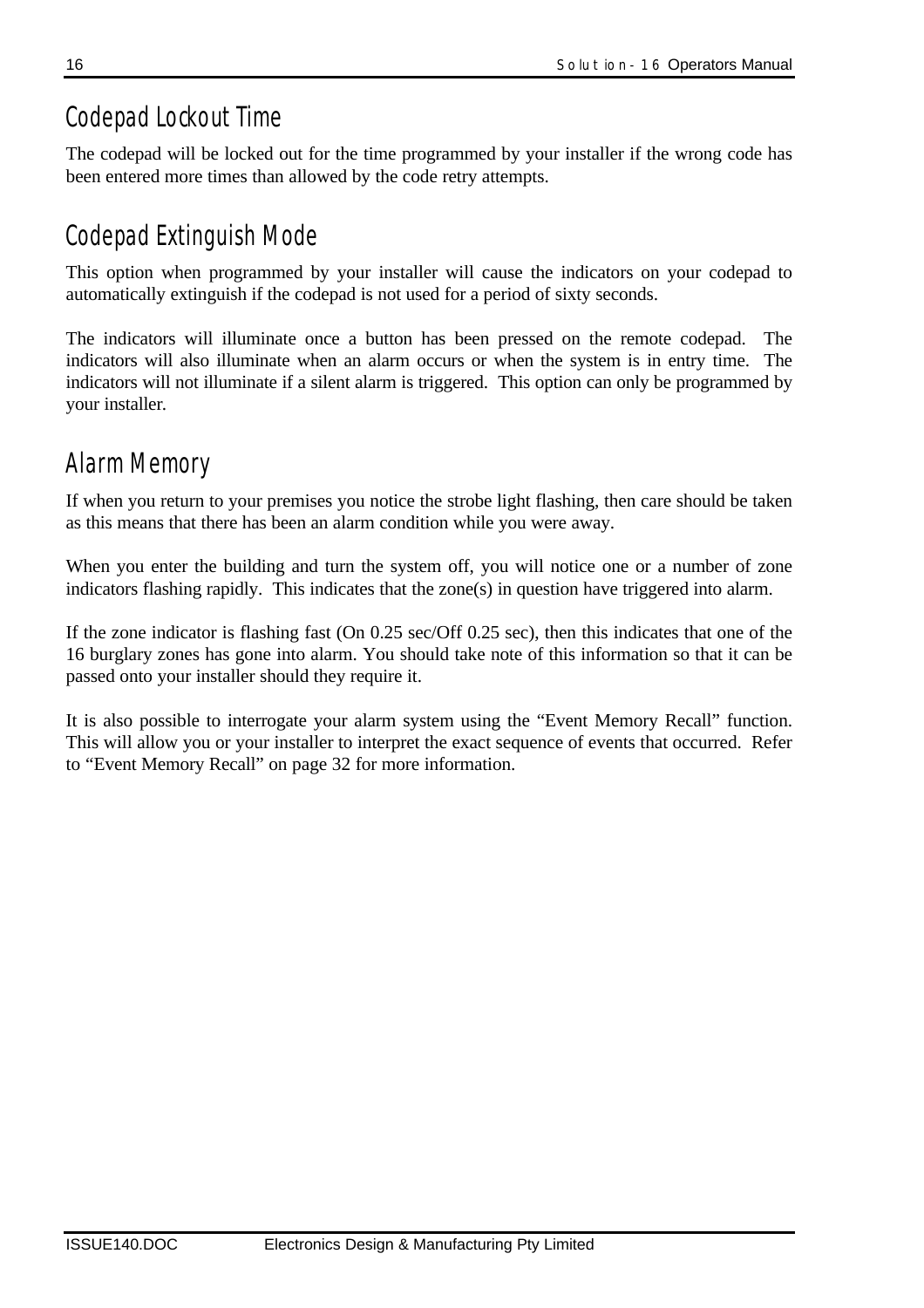## Codepad Lockout Time

The codepad will be locked out for the time programmed by your installer if the wrong code has been entered more times than allowed by the code retry attempts.

## Codepad Extinguish Mode

This option when programmed by your installer will cause the indicators on your codepad to automatically extinguish if the codepad is not used for a period of sixty seconds.

The indicators will illuminate once a button has been pressed on the remote codepad. The indicators will also illuminate when an alarm occurs or when the system is in entry time. The indicators will not illuminate if a silent alarm is triggered. This option can only be programmed by your installer.

## Alarm Memory

If when you return to your premises you notice the strobe light flashing, then care should be taken as this means that there has been an alarm condition while you were away.

When you enter the building and turn the system off, you will notice one or a number of zone indicators flashing rapidly. This indicates that the zone(s) in question have triggered into alarm.

If the zone indicator is flashing fast (On 0.25 sec/Off 0.25 sec), then this indicates that one of the 16 burglary zones has gone into alarm. You should take note of this information so that it can be passed onto your installer should they require it.

It is also possible to interrogate your alarm system using the "Event Memory Recall" function. This will allow you or your installer to interpret the exact sequence of events that occurred. Refer to "Event Memory Recall" on page 32 for more information.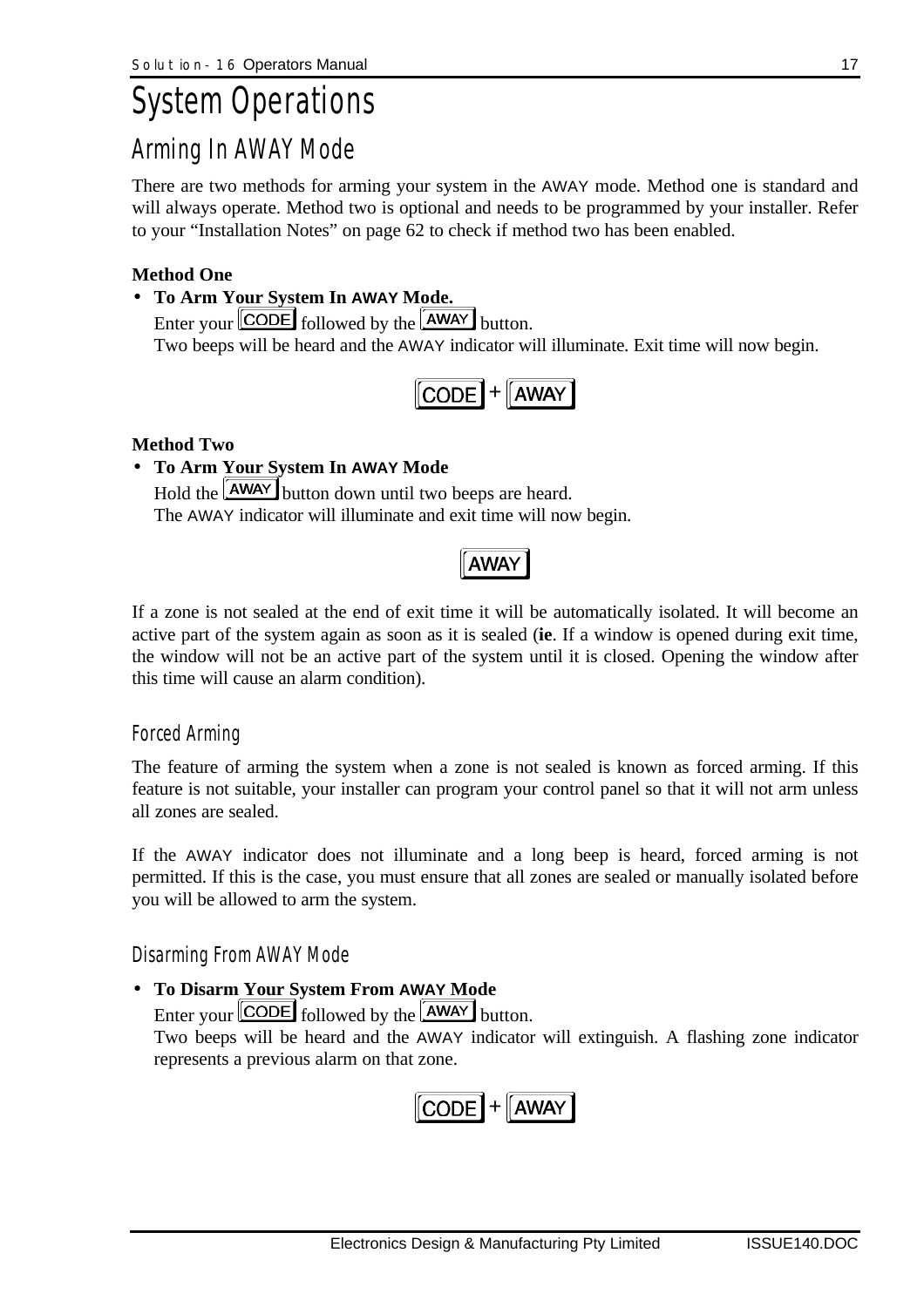# System Operations

## Arming In AWAY Mode

There are two methods for arming your system in the AWAY mode. Method one is standard and will always operate. Method two is optional and needs to be programmed by your installer. Refer to your "Installation Notes" on page 62 to check if method two has been enabled.

**Method One**

- **To Arm Your System In AWAY Mode.**
  Enter your CODE followed by the AWAY button.
  Two beeps will be heard and the AWAY indicator will illuminate. Exit time will now begin.

CODE + AWAY

**Method Two**

- **To Arm Your System In AWAY Mode**
  Hold the AWAY button down until two beeps are heard.
  The AWAY indicator will illuminate and exit time will now begin.

AWAY

If a zone is not sealed at the end of exit time it will be automatically isolated. It will become an active part of the system again as soon as it is sealed (**ie**. If a window is opened during exit time, the window will not be an active part of the system until it is closed. Opening the window after this time will cause an alarm condition).

### Forced Arming

The feature of arming the system when a zone is not sealed is known as forced arming. If this feature is not suitable, your installer can program your control panel so that it will not arm unless all zones are sealed.

If the AWAY indicator does not illuminate and a long beep is heard, forced arming is not permitted. If this is the case, you must ensure that all zones are sealed or manually isolated before you will be allowed to arm the system.

### Disarming From AWAY Mode

- **To Disarm Your System From AWAY Mode**
  Enter your CODE followed by the AWAY button.
  Two beeps will be heard and the AWAY indicator will extinguish. A flashing zone indicator represents a previous alarm on that zone.

CODE + AWAY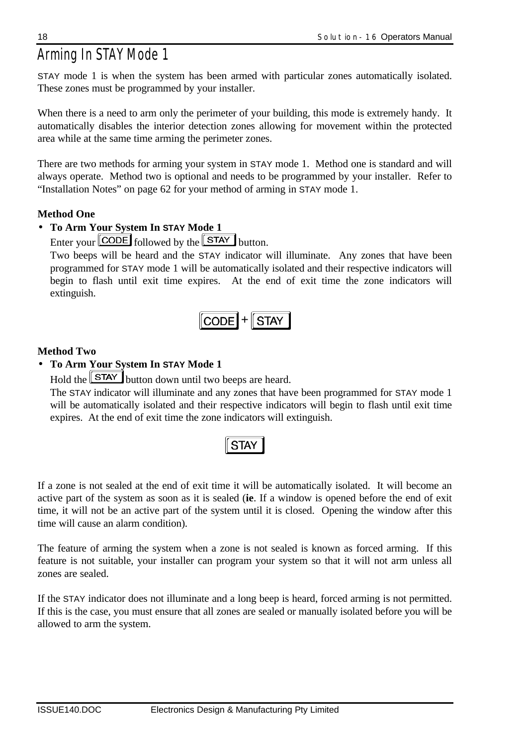# Arming In STAY Mode 1

STAY mode 1 is when the system has been armed with particular zones automatically isolated. These zones must be programmed by your installer.

When there is a need to arm only the perimeter of your building, this mode is extremely handy. It automatically disables the interior detection zones allowing for movement within the protected area while at the same time arming the perimeter zones.

There are two methods for arming your system in STAY mode 1. Method one is standard and will always operate. Method two is optional and needs to be programmed by your installer. Refer to "Installation Notes" on page 62 for your method of arming in STAY mode 1.

**Method One**

- **To Arm Your System In STAY Mode 1**
  Enter your [CODE] followed by the [STAY] button.
  Two beeps will be heard and the STAY indicator will illuminate. Any zones that have been programmed for STAY mode 1 will be automatically isolated and their respective indicators will begin to flash until exit time expires. At the end of exit time the zone indicators will extinguish.

[CODE] + [STAY]

**Method Two**

- **To Arm Your System In STAY Mode 1**
  Hold the [STAY] button down until two beeps are heard.
  The STAY indicator will illuminate and any zones that have been programmed for STAY mode 1 will be automatically isolated and their respective indicators will begin to flash until exit time expires. At the end of exit time the zone indicators will extinguish.

[STAY]

If a zone is not sealed at the end of exit time it will be automatically isolated. It will become an active part of the system as soon as it is sealed (**ie**. If a window is opened before the end of exit time, it will not be an active part of the system until it is closed. Opening the window after this time will cause an alarm condition).

The feature of arming the system when a zone is not sealed is known as forced arming. If this feature is not suitable, your installer can program your system so that it will not arm unless all zones are sealed.

If the STAY indicator does not illuminate and a long beep is heard, forced arming is not permitted. If this is the case, you must ensure that all zones are sealed or manually isolated before you will be allowed to arm the system.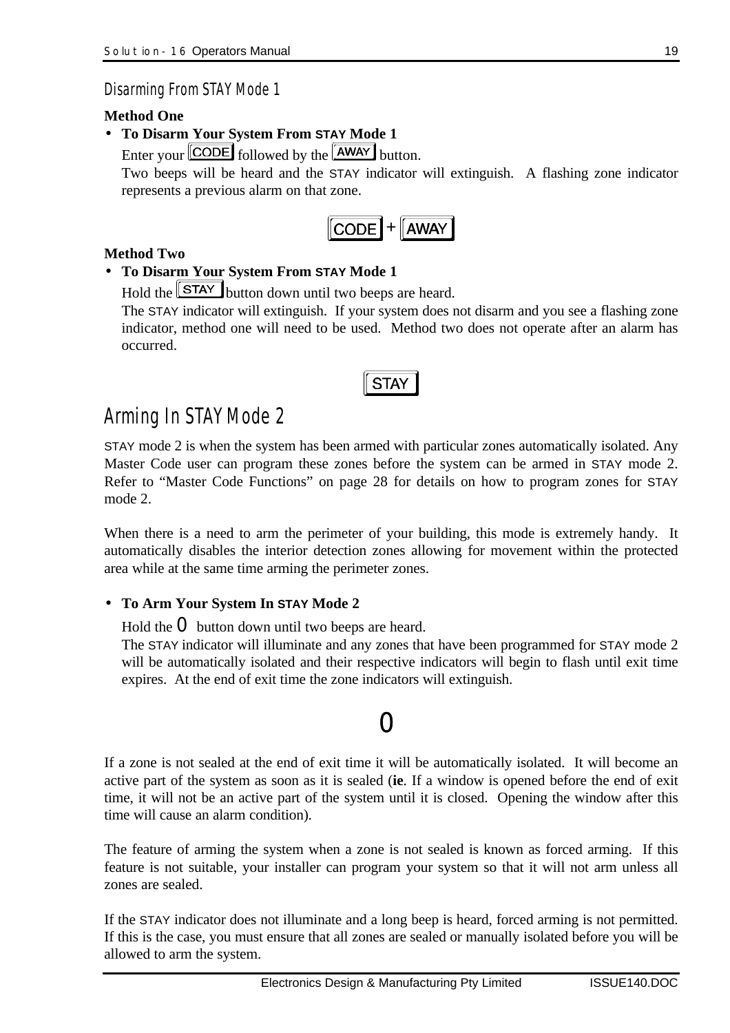## Disarming From STAY Mode 1

**Method One**

- **To Disarm Your System From STAY Mode 1**

  Enter your CODE followed by the AWAY button.

  Two beeps will be heard and the STAY indicator will extinguish. A flashing zone indicator represents a previous alarm on that zone.

CODE + AWAY

**Method Two**

- **To Disarm Your System From STAY Mode 1**

  Hold the STAY button down until two beeps are heard.

  The STAY indicator will extinguish. If your system does not disarm and you see a flashing zone indicator, method one will need to be used. Method two does not operate after an alarm has occurred.

STAY

# Arming In STAY Mode 2

STAY mode 2 is when the system has been armed with particular zones automatically isolated. Any Master Code user can program these zones before the system can be armed in STAY mode 2. Refer to “Master Code Functions” on page 28 for details on how to program zones for STAY mode 2.

When there is a need to arm the perimeter of your building, this mode is extremely handy. It automatically disables the interior detection zones allowing for movement within the protected area while at the same time arming the perimeter zones.

- **To Arm Your System In STAY Mode 2**

  Hold the 0 button down until two beeps are heard.

  The STAY indicator will illuminate and any zones that have been programmed for STAY mode 2 will be automatically isolated and their respective indicators will begin to flash until exit time expires. At the end of exit time the zone indicators will extinguish.

0

If a zone is not sealed at the end of exit time it will be automatically isolated. It will become an active part of the system as soon as it is sealed (**ie**. If a window is opened before the end of exit time, it will not be an active part of the system until it is closed. Opening the window after this time will cause an alarm condition).

The feature of arming the system when a zone is not sealed is known as forced arming. If this feature is not suitable, your installer can program your system so that it will not arm unless all zones are sealed.

If the STAY indicator does not illuminate and a long beep is heard, forced arming is not permitted. If this is the case, you must ensure that all zones are sealed or manually isolated before you will be allowed to arm the system.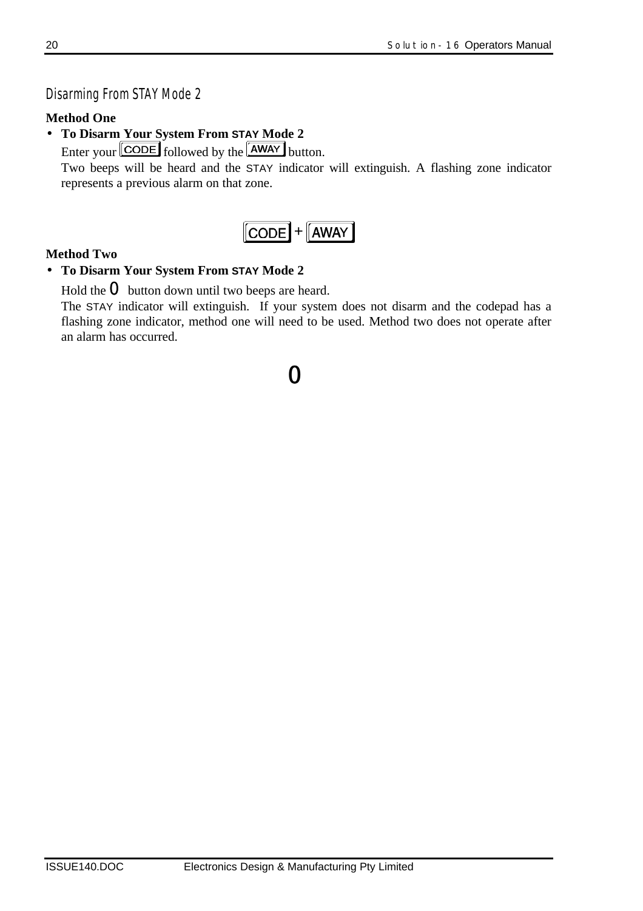## Disarming From STAY Mode 2

**Method One**

- **To Disarm Your System From STAY Mode 2**

  Enter your CODE followed by the AWAY button.

  Two beeps will be heard and the STAY indicator will extinguish. A flashing zone indicator represents a previous alarm on that zone.

CODE + AWAY

**Method Two**

- **To Disarm Your System From STAY Mode 2**

  Hold the 0 button down until two beeps are heard.

  The STAY indicator will extinguish. If your system does not disarm and the codepad has a flashing zone indicator, method one will need to be used. Method two does not operate after an alarm has occurred.

0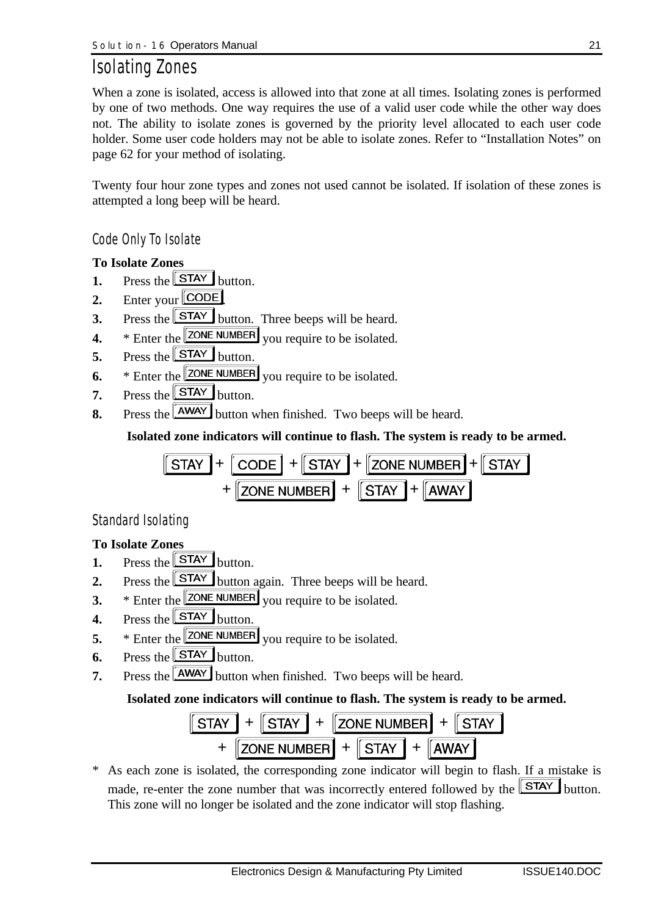# Isolating Zones

When a zone is isolated, access is allowed into that zone at all times. Isolating zones is performed by one of two methods. One way requires the use of a valid user code while the other way does not. The ability to isolate zones is governed by the priority level allocated to each user code holder. Some user code holders may not be able to isolate zones. Refer to “Installation Notes” on page 62 for your method of isolating.

Twenty four hour zone types and zones not used cannot be isolated. If isolation of these zones is attempted a long beep will be heard.

## Code Only To Isolate

**To Isolate Zones**

1. Press the [STAY] button.
2. Enter your [CODE].
3. Press the [STAY] button. Three beeps will be heard.
4. * Enter the [ZONE NUMBER] you require to be isolated.
5. Press the [STAY] button.
6. * Enter the [ZONE NUMBER] you require to be isolated.
7. Press the [STAY] button.
8. Press the [AWAY] button when finished. Two beeps will be heard.

**Isolated zone indicators will continue to flash. The system is ready to be armed.**

[STAY] + [CODE] + [STAY] + [ZONE NUMBER] + [STAY] + [ZONE NUMBER] + [STAY] + [AWAY]

## Standard Isolating

**To Isolate Zones**

1. Press the [STAY] button.
2. Press the [STAY] button again. Three beeps will be heard.
3. * Enter the [ZONE NUMBER] you require to be isolated.
4. Press the [STAY] button.
5. * Enter the [ZONE NUMBER] you require to be isolated.
6. Press the [STAY] button.
7. Press the [AWAY] button when finished. Two beeps will be heard.

**Isolated zone indicators will continue to flash. The system is ready to be armed.**

[STAY] + [STAY] + [ZONE NUMBER] + [STAY] + [ZONE NUMBER] + [STAY] + [AWAY]

* As each zone is isolated, the corresponding zone indicator will begin to flash. If a mistake is made, re-enter the zone number that was incorrectly entered followed by the [STAY] button. This zone will no longer be isolated and the zone indicator will stop flashing.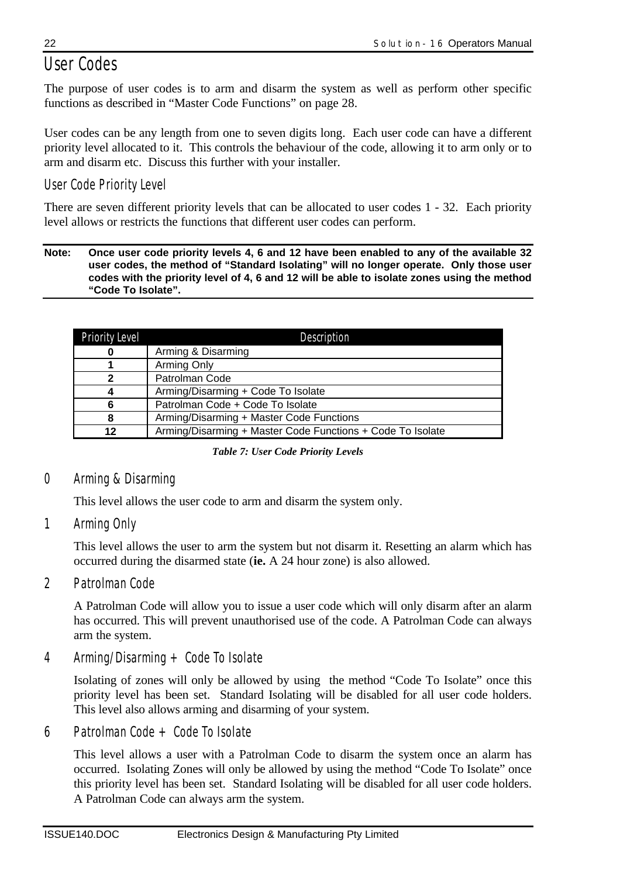# User Codes

The purpose of user codes is to arm and disarm the system as well as perform other specific functions as described in "Master Code Functions" on page 28.

User codes can be any length from one to seven digits long. Each user code can have a different priority level allocated to it. This controls the behaviour of the code, allowing it to arm only or to arm and disarm etc. Discuss this further with your installer.

## User Code Priority Level

There are seven different priority levels that can be allocated to user codes 1 - 32. Each priority level allows or restricts the functions that different user codes can perform.

**Note: Once user code priority levels 4, 6 and 12 have been enabled to any of the available 32 user codes, the method of "Standard Isolating" will no longer operate. Only those user codes with the priority level of 4, 6 and 12 will be able to isolate zones using the method "Code To Isolate".**

| Priority Level | Description |
|---|---|
| **0** | Arming & Disarming |
| **1** | Arming Only |
| **2** | Patrolman Code |
| **4** | Arming/Disarming + Code To Isolate |
| **6** | Patrolman Code + Code To Isolate |
| **8** | Arming/Disarming + Master Code Functions |
| **12** | Arming/Disarming + Master Code Functions + Code To Isolate |

***Table 7: User Code Priority Levels***

### 0 Arming & Disarming

This level allows the user code to arm and disarm the system only.

### 1 Arming Only

This level allows the user to arm the system but not disarm it. Resetting an alarm which has occurred during the disarmed state (**ie.** A 24 hour zone) is also allowed.

### 2 Patrolman Code

A Patrolman Code will allow you to issue a user code which will only disarm after an alarm has occurred. This will prevent unauthorised use of the code. A Patrolman Code can always arm the system.

### 4 Arming/Disarming + Code To Isolate

Isolating of zones will only be allowed by using the method "Code To Isolate" once this priority level has been set. Standard Isolating will be disabled for all user code holders. This level also allows arming and disarming of your system.

### 6 Patrolman Code + Code To Isolate

This level allows a user with a Patrolman Code to disarm the system once an alarm has occurred. Isolating Zones will only be allowed by using the method "Code To Isolate" once this priority level has been set. Standard Isolating will be disabled for all user code holders. A Patrolman Code can always arm the system.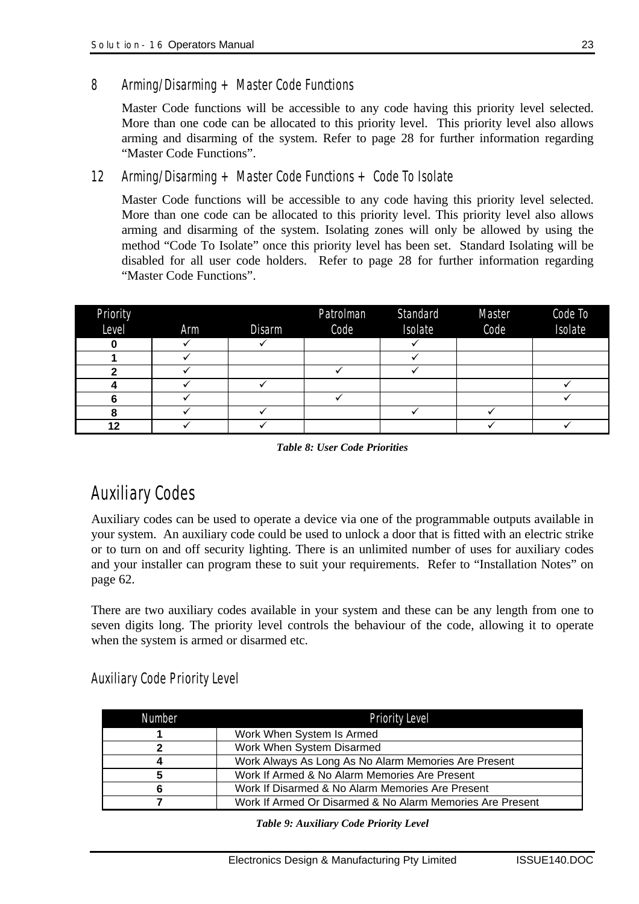### 8 Arming/Disarming + Master Code Functions

Master Code functions will be accessible to any code having this priority level selected. More than one code can be allocated to this priority level. This priority level also allows arming and disarming of the system. Refer to page 28 for further information regarding "Master Code Functions".

### 12 Arming/Disarming + Master Code Functions + Code To Isolate

Master Code functions will be accessible to any code having this priority level selected. More than one code can be allocated to this priority level. This priority level also allows arming and disarming of the system. Isolating zones will only be allowed by using the method "Code To Isolate" once this priority level has been set. Standard Isolating will be disabled for all user code holders. Refer to page 28 for further information regarding "Master Code Functions".

| Priority Level | Arm | Disarm | Patrolman Code | Standard Isolate | Master Code | Code To Isolate |
|---|---|---|---|---|---|---|
| **0** | ✓ | ✓ | | ✓ | | |
| **1** | ✓ | | | ✓ | | |
| **2** | ✓ | | ✓ | ✓ | | |
| **4** | ✓ | ✓ | | | | ✓ |
| **6** | ✓ | | ✓ | | | ✓ |
| **8** | ✓ | ✓ | | ✓ | ✓ | |
| **12** | ✓ | ✓ | | | ✓ | ✓ |

***Table 8: User Code Priorities***

## Auxiliary Codes

Auxiliary codes can be used to operate a device via one of the programmable outputs available in your system. An auxiliary code could be used to unlock a door that is fitted with an electric strike or to turn on and off security lighting. There is an unlimited number of uses for auxiliary codes and your installer can program these to suit your requirements. Refer to "Installation Notes" on page 62.

There are two auxiliary codes available in your system and these can be any length from one to seven digits long. The priority level controls the behaviour of the code, allowing it to operate when the system is armed or disarmed etc.

### Auxiliary Code Priority Level

| Number | Priority Level |
|---|---|
| **1** | Work When System Is Armed |
| **2** | Work When System Disarmed |
| **4** | Work Always As Long As No Alarm Memories Are Present |
| **5** | Work If Armed & No Alarm Memories Are Present |
| **6** | Work If Disarmed & No Alarm Memories Are Present |
| **7** | Work If Armed Or Disarmed & No Alarm Memories Are Present |

***Table 9: Auxiliary Code Priority Level***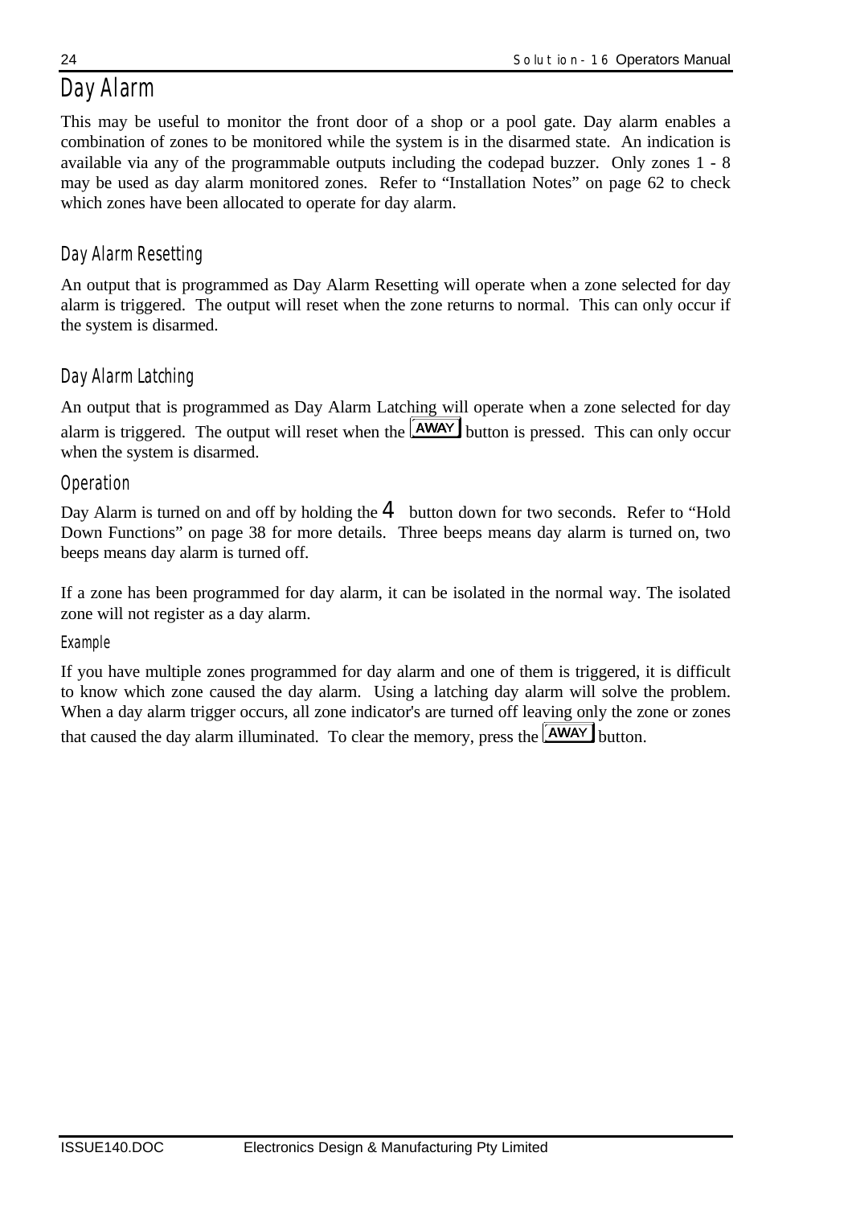# Day Alarm

This may be useful to monitor the front door of a shop or a pool gate. Day alarm enables a combination of zones to be monitored while the system is in the disarmed state. An indication is available via any of the programmable outputs including the codepad buzzer. Only zones 1 - 8 may be used as day alarm monitored zones. Refer to "Installation Notes" on page 62 to check which zones have been allocated to operate for day alarm.

## Day Alarm Resetting

An output that is programmed as Day Alarm Resetting will operate when a zone selected for day alarm is triggered. The output will reset when the zone returns to normal. This can only occur if the system is disarmed.

## Day Alarm Latching

An output that is programmed as Day Alarm Latching will operate when a zone selected for day alarm is triggered. The output will reset when the AWAY button is pressed. This can only occur when the system is disarmed.

## Operation

Day Alarm is turned on and off by holding the 4 button down for two seconds. Refer to "Hold Down Functions" on page 38 for more details. Three beeps means day alarm is turned on, two beeps means day alarm is turned off.

If a zone has been programmed for day alarm, it can be isolated in the normal way. The isolated zone will not register as a day alarm.

### Example

If you have multiple zones programmed for day alarm and one of them is triggered, it is difficult to know which zone caused the day alarm. Using a latching day alarm will solve the problem. When a day alarm trigger occurs, all zone indicator's are turned off leaving only the zone or zones that caused the day alarm illuminated. To clear the memory, press the AWAY button.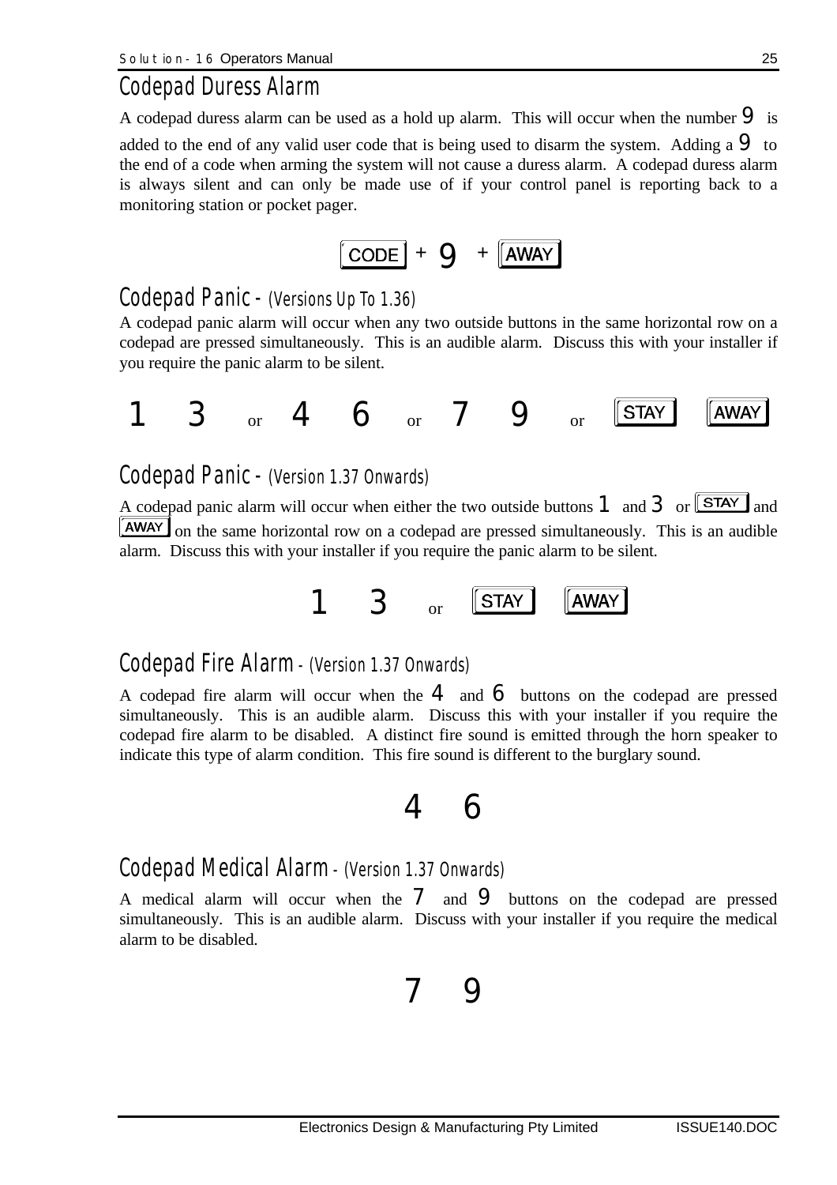## Codepad Duress Alarm

A codepad duress alarm can be used as a hold up alarm. This will occur when the number 9 is added to the end of any valid user code that is being used to disarm the system. Adding a 9 to the end of a code when arming the system will not cause a duress alarm. A codepad duress alarm is always silent and can only be made use of if your control panel is reporting back to a monitoring station or pocket pager.

[CODE] + 9 + [AWAY]

## Codepad Panic - (Versions Up To 1.36)

A codepad panic alarm will occur when any two outside buttons in the same horizontal row on a codepad are pressed simultaneously. This is an audible alarm. Discuss this with your installer if you require the panic alarm to be silent.

1 3 or 4 6 or 7 9 or [STAY] [AWAY]

## Codepad Panic - (Version 1.37 Onwards)

A codepad panic alarm will occur when either the two outside buttons 1 and 3 or [STAY] and [AWAY] on the same horizontal row on a codepad are pressed simultaneously. This is an audible alarm. Discuss this with your installer if you require the panic alarm to be silent.

1 3 or [STAY] [AWAY]

## Codepad Fire Alarm - (Version 1.37 Onwards)

A codepad fire alarm will occur when the 4 and 6 buttons on the codepad are pressed simultaneously. This is an audible alarm. Discuss this with your installer if you require the codepad fire alarm to be disabled. A distinct fire sound is emitted through the horn speaker to indicate this type of alarm condition. This fire sound is different to the burglary sound.

4 6

## Codepad Medical Alarm - (Version 1.37 Onwards)

A medical alarm will occur when the 7 and 9 buttons on the codepad are pressed simultaneously. This is an audible alarm. Discuss with your installer if you require the medical alarm to be disabled.

7 9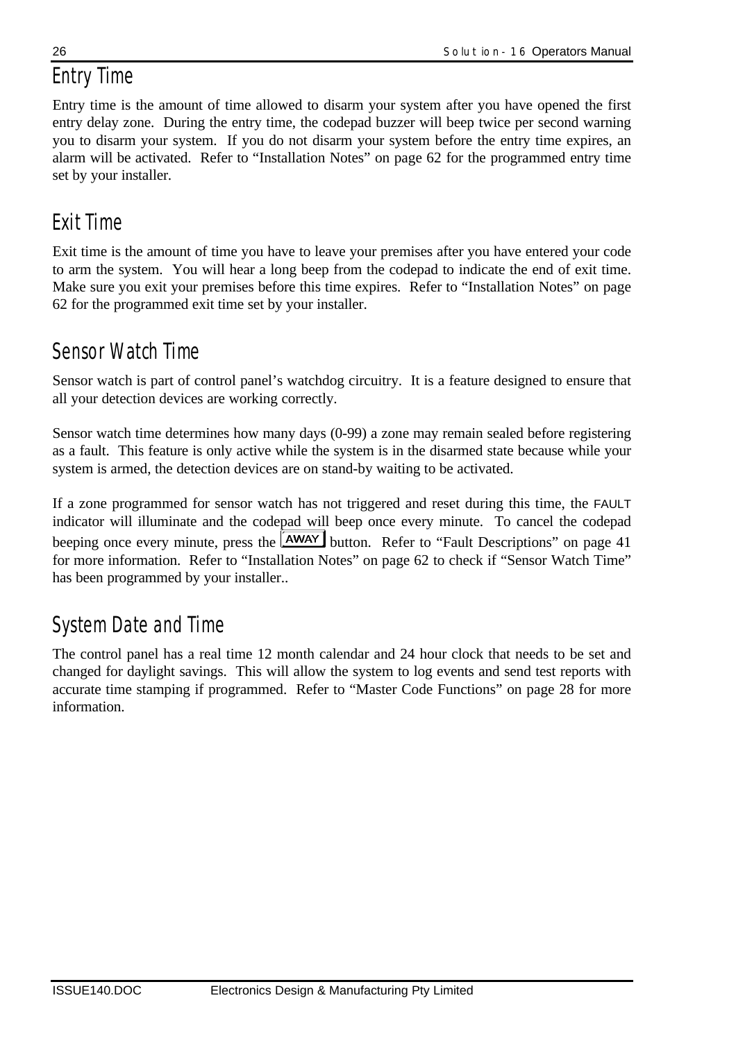## Entry Time

Entry time is the amount of time allowed to disarm your system after you have opened the first entry delay zone. During the entry time, the codepad buzzer will beep twice per second warning you to disarm your system. If you do not disarm your system before the entry time expires, an alarm will be activated. Refer to "Installation Notes" on page 62 for the programmed entry time set by your installer.

## Exit Time

Exit time is the amount of time you have to leave your premises after you have entered your code to arm the system. You will hear a long beep from the codepad to indicate the end of exit time. Make sure you exit your premises before this time expires. Refer to "Installation Notes" on page 62 for the programmed exit time set by your installer.

## Sensor Watch Time

Sensor watch is part of control panel's watchdog circuitry. It is a feature designed to ensure that all your detection devices are working correctly.

Sensor watch time determines how many days (0-99) a zone may remain sealed before registering as a fault. This feature is only active while the system is in the disarmed state because while your system is armed, the detection devices are on stand-by waiting to be activated.

If a zone programmed for sensor watch has not triggered and reset during this time, the FAULT indicator will illuminate and the codepad will beep once every minute. To cancel the codepad beeping once every minute, press the AWAY button. Refer to "Fault Descriptions" on page 41 for more information. Refer to "Installation Notes" on page 62 to check if "Sensor Watch Time" has been programmed by your installer..

## System Date and Time

The control panel has a real time 12 month calendar and 24 hour clock that needs to be set and changed for daylight savings. This will allow the system to log events and send test reports with accurate time stamping if programmed. Refer to "Master Code Functions" on page 28 for more information.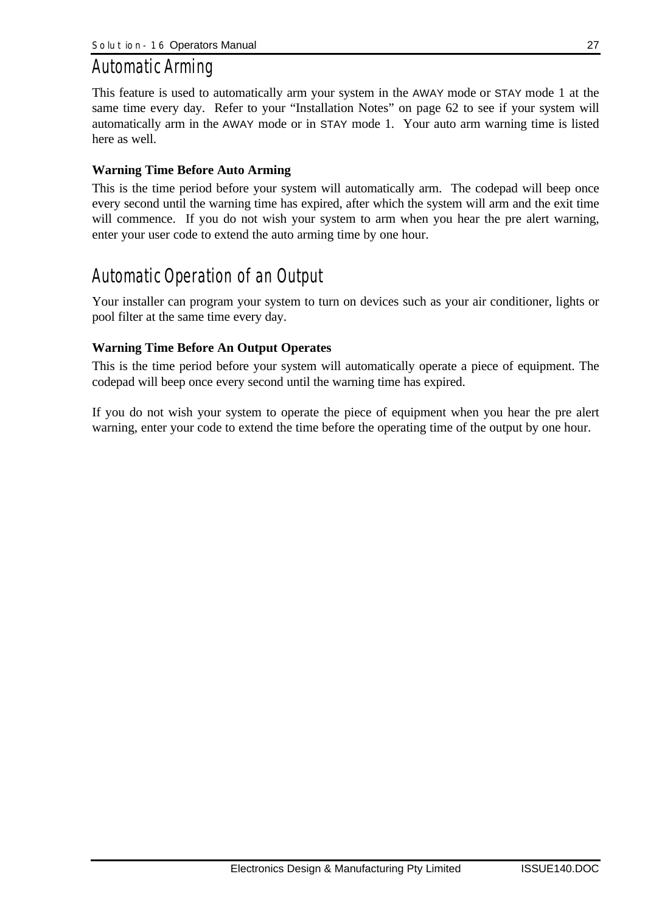# Automatic Arming

This feature is used to automatically arm your system in the AWAY mode or STAY mode 1 at the same time every day. Refer to your "Installation Notes" on page 62 to see if your system will automatically arm in the AWAY mode or in STAY mode 1. Your auto arm warning time is listed here as well.

**Warning Time Before Auto Arming**

This is the time period before your system will automatically arm. The codepad will beep once every second until the warning time has expired, after which the system will arm and the exit time will commence. If you do not wish your system to arm when you hear the pre alert warning, enter your user code to extend the auto arming time by one hour.

# Automatic Operation of an Output

Your installer can program your system to turn on devices such as your air conditioner, lights or pool filter at the same time every day.

**Warning Time Before An Output Operates**

This is the time period before your system will automatically operate a piece of equipment. The codepad will beep once every second until the warning time has expired.

If you do not wish your system to operate the piece of equipment when you hear the pre alert warning, enter your code to extend the time before the operating time of the output by one hour.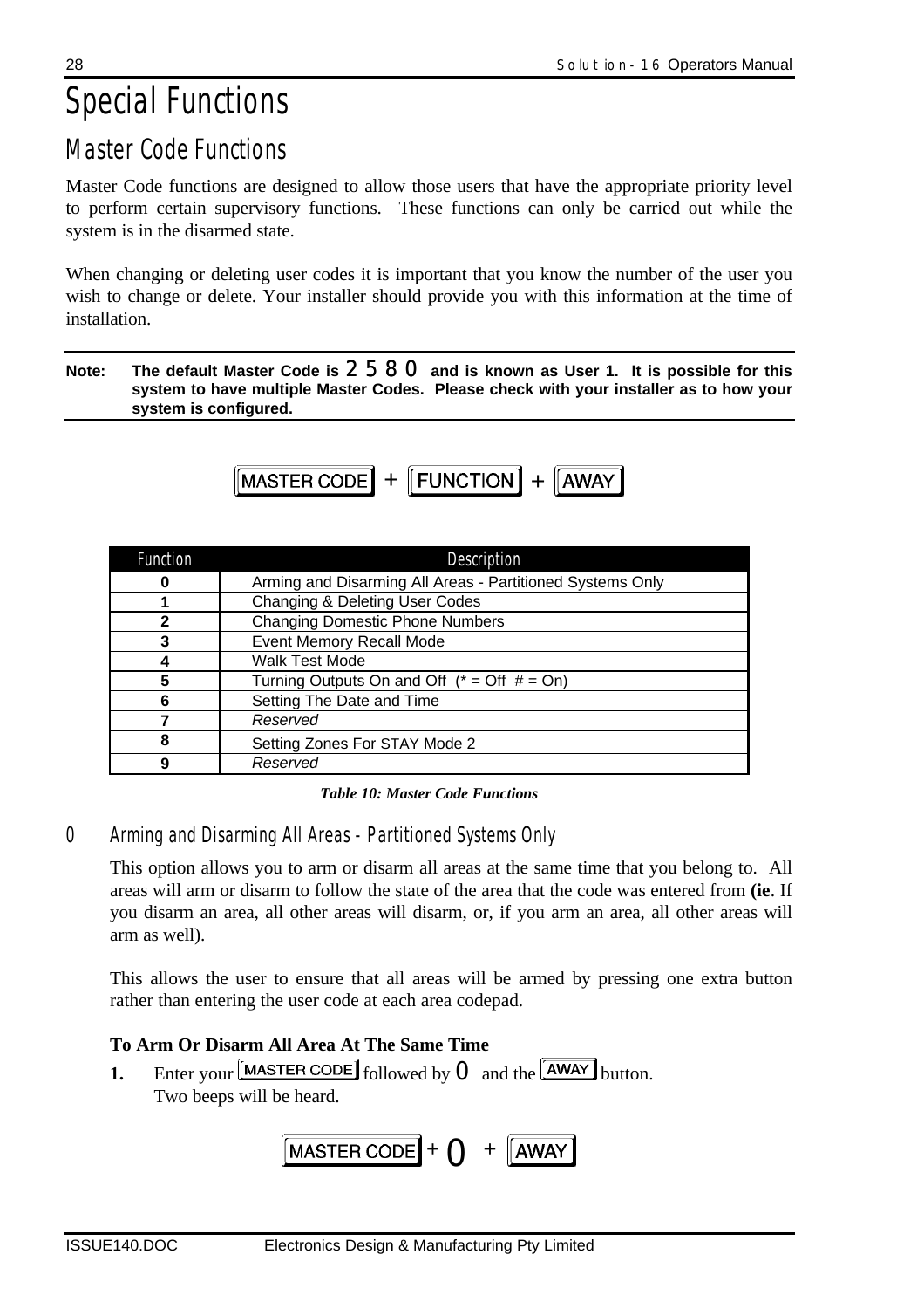# Special Functions

## Master Code Functions

Master Code functions are designed to allow those users that have the appropriate priority level to perform certain supervisory functions. These functions can only be carried out while the system is in the disarmed state.

When changing or deleting user codes it is important that you know the number of the user you wish to change or delete. Your installer should provide you with this information at the time of installation.

**Note: The default Master Code is 2 5 8 0 and is known as User 1. It is possible for this system to have multiple Master Codes. Please check with your installer as to how your system is configured.**

[MASTER CODE] + [FUNCTION] + [AWAY]

| Function | Description |
|---|---|
| **0** | Arming and Disarming All Areas - Partitioned Systems Only |
| **1** | Changing & Deleting User Codes |
| **2** | Changing Domestic Phone Numbers |
| **3** | Event Memory Recall Mode |
| **4** | Walk Test Mode |
| **5** | Turning Outputs On and Off (* = Off # = On) |
| **6** | Setting The Date and Time |
| **7** | *Reserved* |
| **8** | Setting Zones For STAY Mode 2 |
| **9** | *Reserved* |

*Table 10: Master Code Functions*

### 0 Arming and Disarming All Areas - Partitioned Systems Only

This option allows you to arm or disarm all areas at the same time that you belong to. All areas will arm or disarm to follow the state of the area that the code was entered from **(ie**. If you disarm an area, all other areas will disarm, or, if you arm an area, all other areas will arm as well).

This allows the user to ensure that all areas will be armed by pressing one extra button rather than entering the user code at each area codepad.

**To Arm Or Disarm All Area At The Same Time**

**1.** Enter your [MASTER CODE] followed by 0 and the [AWAY] button.
Two beeps will be heard.

[MASTER CODE] + 0 + [AWAY]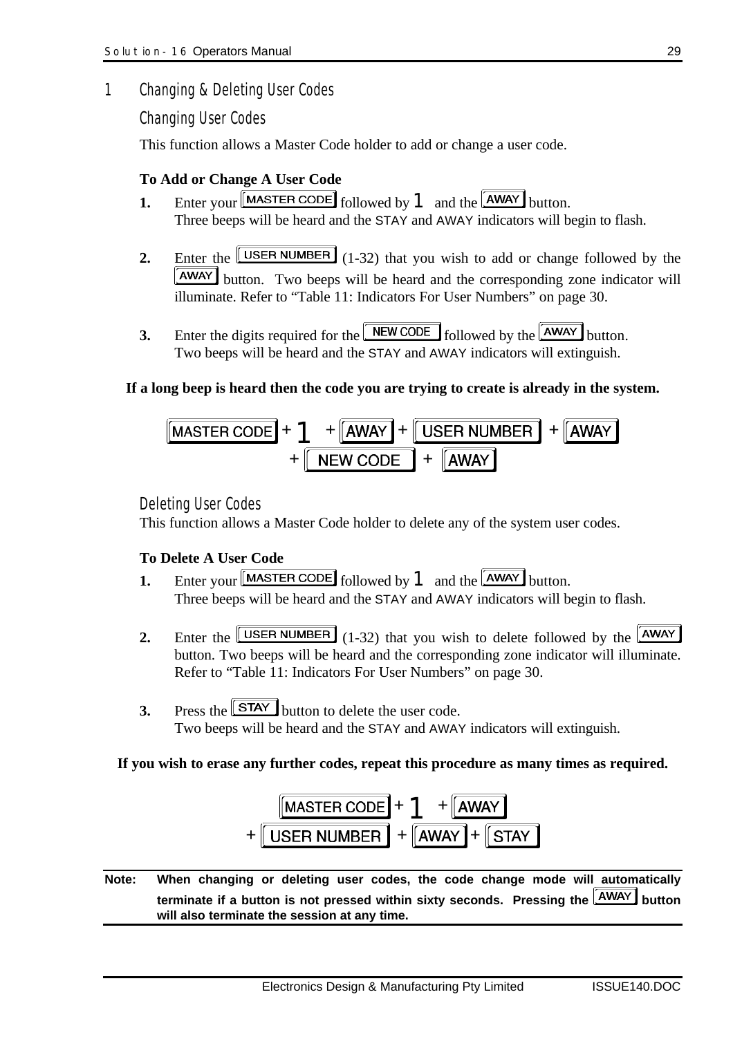## 1 Changing & Deleting User Codes

### Changing User Codes

This function allows a Master Code holder to add or change a user code.

**To Add or Change A User Code**

**1.** Enter your [MASTER CODE] followed by 1 and the [AWAY] button.
Three beeps will be heard and the STAY and AWAY indicators will begin to flash.

**2.** Enter the [USER NUMBER] (1-32) that you wish to add or change followed by the [AWAY] button. Two beeps will be heard and the corresponding zone indicator will illuminate. Refer to "Table 11: Indicators For User Numbers" on page 30.

**3.** Enter the digits required for the [NEW CODE] followed by the [AWAY] button.
Two beeps will be heard and the STAY and AWAY indicators will extinguish.

**If a long beep is heard then the code you are trying to create is already in the system.**

[MASTER CODE] + 1 + [AWAY] + [USER NUMBER] + [AWAY]
+ [NEW CODE] + [AWAY]

### Deleting User Codes

This function allows a Master Code holder to delete any of the system user codes.

**To Delete A User Code**

**1.** Enter your [MASTER CODE] followed by 1 and the [AWAY] button.
Three beeps will be heard and the STAY and AWAY indicators will begin to flash.

**2.** Enter the [USER NUMBER] (1-32) that you wish to delete followed by the [AWAY] button. Two beeps will be heard and the corresponding zone indicator will illuminate. Refer to "Table 11: Indicators For User Numbers" on page 30.

**3.** Press the [STAY] button to delete the user code.
Two beeps will be heard and the STAY and AWAY indicators will extinguish.

**If you wish to erase any further codes, repeat this procedure as many times as required.**

[MASTER CODE] + 1 + [AWAY]
+ [USER NUMBER] + [AWAY] + [STAY]

**Note: When changing or deleting user codes, the code change mode will automatically terminate if a button is not pressed within sixty seconds. Pressing the [AWAY] button will also terminate the session at any time.**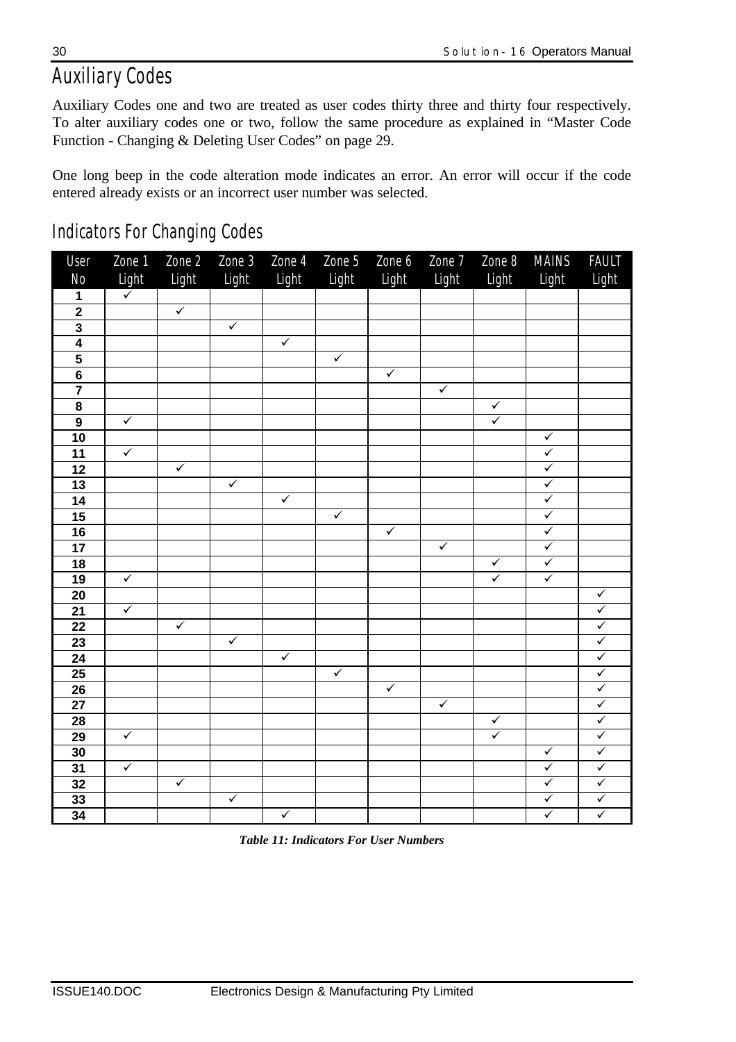# Auxiliary Codes

Auxiliary Codes one and two are treated as user codes thirty three and thirty four respectively. To alter auxiliary codes one or two, follow the same procedure as explained in "Master Code Function - Changing & Deleting User Codes" on page 29.

One long beep in the code alteration mode indicates an error. An error will occur if the code entered already exists or an incorrect user number was selected.

## Indicators For Changing Codes

| User No | Zone 1 Light | Zone 2 Light | Zone 3 Light | Zone 4 Light | Zone 5 Light | Zone 6 Light | Zone 7 Light | Zone 8 Light | MAINS Light | FAULT Light |
|---|---|---|---|---|---|---|---|---|---|---|
| 1 | ✓ | | | | | | | | | |
| 2 | | ✓ | | | | | | | | |
| 3 | | | ✓ | | | | | | | |
| 4 | | | | ✓ | | | | | | |
| 5 | | | | | ✓ | | | | | |
| 6 | | | | | | ✓ | | | | |
| 7 | | | | | | | ✓ | | | |
| 8 | | | | | | | | ✓ | | |
| 9 | ✓ | | | | | | | ✓ | | |
| 10 | | | | | | | | | ✓ | |
| 11 | ✓ | | | | | | | | ✓ | |
| 12 | | ✓ | | | | | | | ✓ | |
| 13 | | | ✓ | | | | | | ✓ | |
| 14 | | | | ✓ | | | | | ✓ | |
| 15 | | | | | ✓ | | | | ✓ | |
| 16 | | | | | | ✓ | | | ✓ | |
| 17 | | | | | | | ✓ | | ✓ | |
| 18 | | | | | | | | ✓ | ✓ | |
| 19 | ✓ | | | | | | | ✓ | ✓ | |
| 20 | | | | | | | | | | ✓ |
| 21 | ✓ | | | | | | | | | ✓ |
| 22 | | ✓ | | | | | | | | ✓ |
| 23 | | | ✓ | | | | | | | ✓ |
| 24 | | | | ✓ | | | | | | ✓ |
| 25 | | | | | ✓ | | | | | ✓ |
| 26 | | | | | | ✓ | | | | ✓ |
| 27 | | | | | | | ✓ | | | ✓ |
| 28 | | | | | | | | ✓ | | ✓ |
| 29 | ✓ | | | | | | | ✓ | | ✓ |
| 30 | | | | | | | | | ✓ | ✓ |
| 31 | ✓ | | | | | | | | ✓ | ✓ |
| 32 | | ✓ | | | | | | | ✓ | ✓ |
| 33 | | | ✓ | | | | | | ✓ | ✓ |
| 34 | | | | ✓ | | | | | ✓ | ✓ |

*Table 11: Indicators For User Numbers*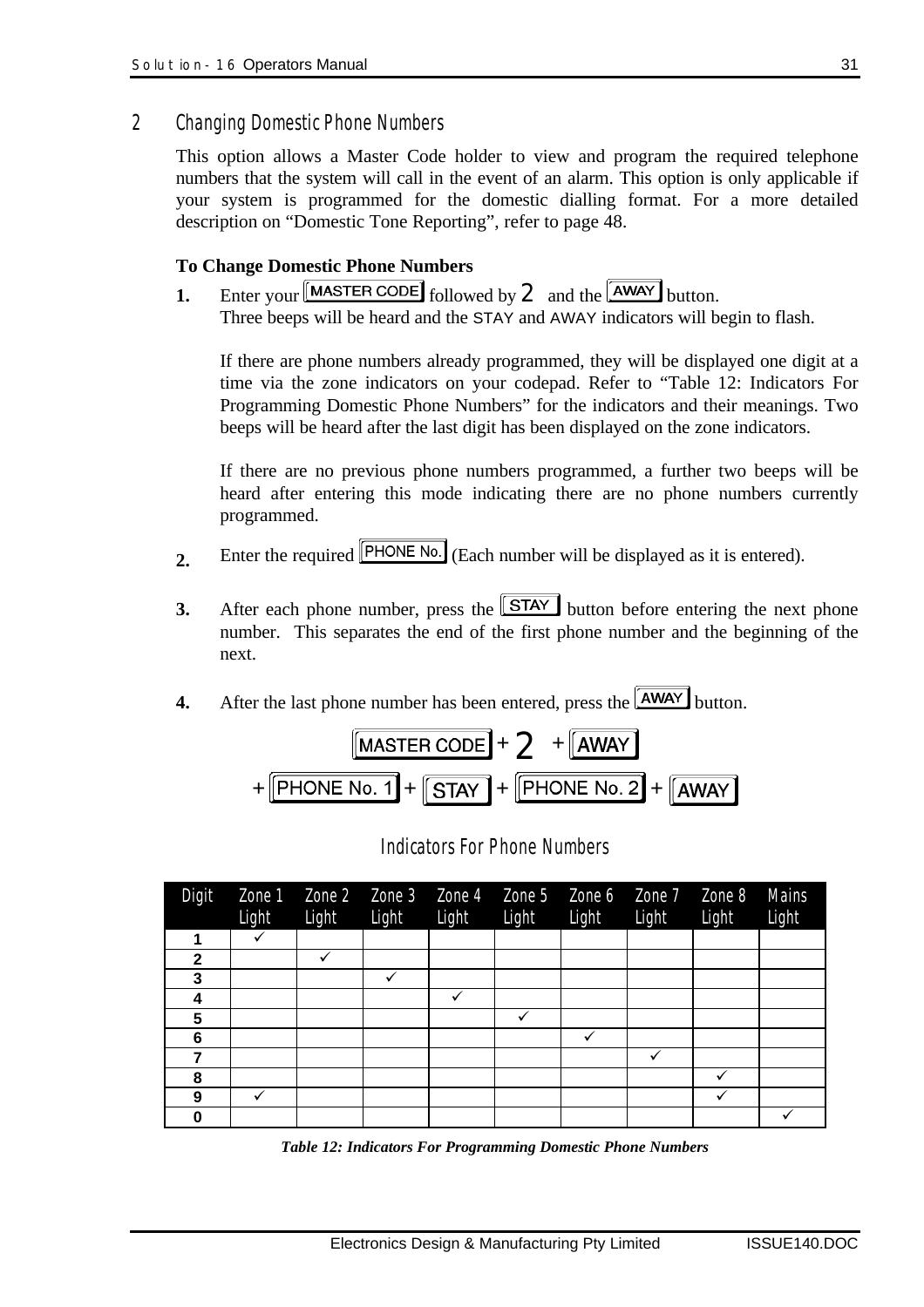## 2 Changing Domestic Phone Numbers

This option allows a Master Code holder to view and program the required telephone numbers that the system will call in the event of an alarm. This option is only applicable if your system is programmed for the domestic dialling format. For a more detailed description on "Domestic Tone Reporting", refer to page 48.

**To Change Domestic Phone Numbers**

**1.** Enter your [MASTER CODE] followed by 2 and the [AWAY] button.
Three beeps will be heard and the STAY and AWAY indicators will begin to flash.

If there are phone numbers already programmed, they will be displayed one digit at a time via the zone indicators on your codepad. Refer to "Table 12: Indicators For Programming Domestic Phone Numbers" for the indicators and their meanings. Two beeps will be heard after the last digit has been displayed on the zone indicators.

If there are no previous phone numbers programmed, a further two beeps will be heard after entering this mode indicating there are no phone numbers currently programmed.

**2.** Enter the required [PHONE No.] (Each number will be displayed as it is entered).

**3.** After each phone number, press the [STAY] button before entering the next phone number. This separates the end of the first phone number and the beginning of the next.

**4.** After the last phone number has been entered, press the [AWAY] button.

[MASTER CODE] + 2 + [AWAY]
+ [PHONE No. 1] + [STAY] + [PHONE No. 2] + [AWAY]

### Indicators For Phone Numbers

| Digit | Zone 1 Light | Zone 2 Light | Zone 3 Light | Zone 4 Light | Zone 5 Light | Zone 6 Light | Zone 7 Light | Zone 8 Light | Mains Light |
|---|---|---|---|---|---|---|---|---|---|
| **1** | ✓ | | | | | | | | |
| **2** | | ✓ | | | | | | | |
| **3** | | | ✓ | | | | | | |
| **4** | | | | ✓ | | | | | |
| **5** | | | | | ✓ | | | | |
| **6** | | | | | | ✓ | | | |
| **7** | | | | | | | ✓ | | |
| **8** | | | | | | | | ✓ | |
| **9** | ✓ | | | | | | | ✓ | |
| **0** | | | | | | | | | ✓ |

***Table 12: Indicators For Programming Domestic Phone Numbers***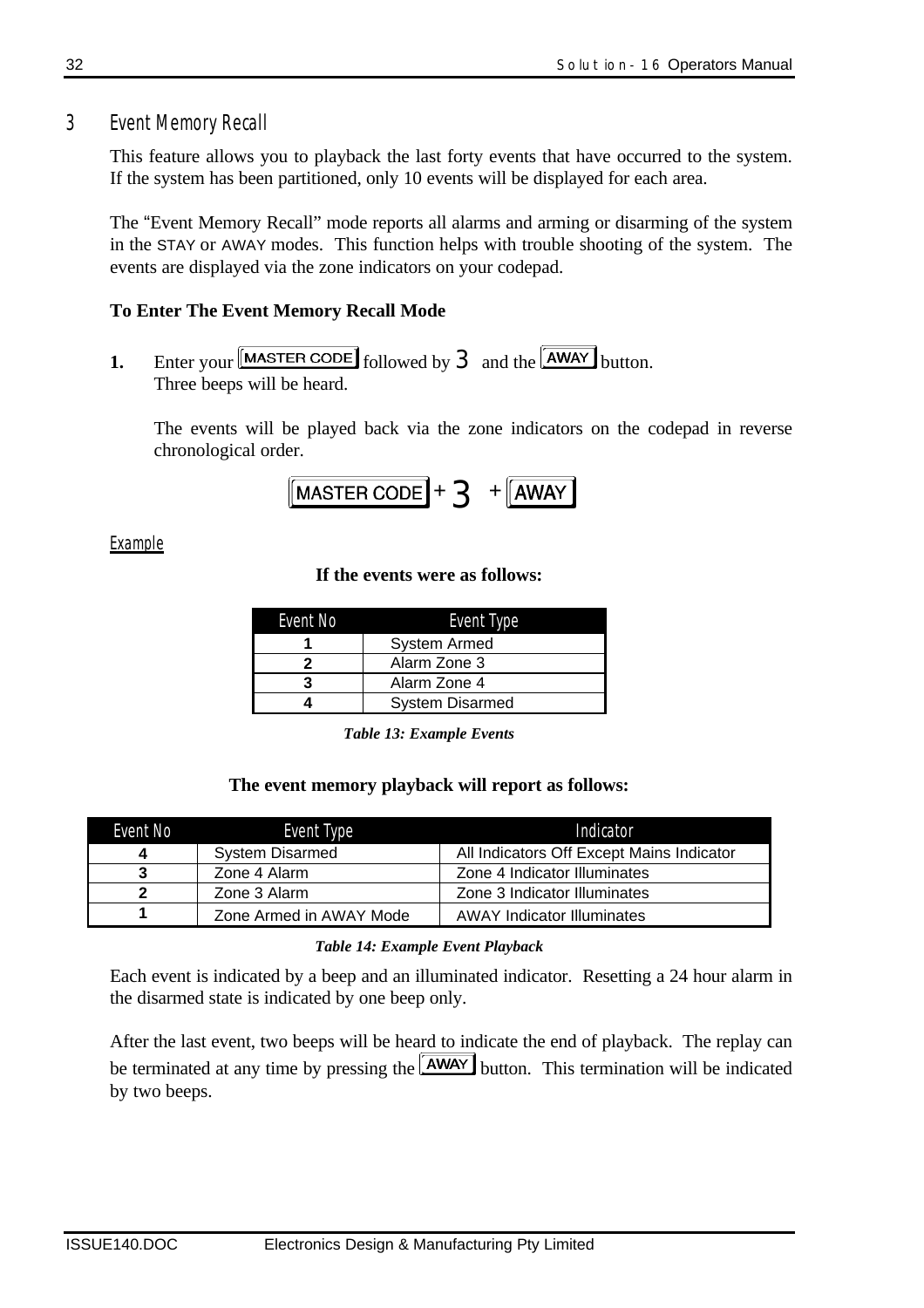## 3 Event Memory Recall

This feature allows you to playback the last forty events that have occurred to the system. If the system has been partitioned, only 10 events will be displayed for each area.

The "Event Memory Recall" mode reports all alarms and arming or disarming of the system in the STAY or AWAY modes. This function helps with trouble shooting of the system. The events are displayed via the zone indicators on your codepad.

**To Enter The Event Memory Recall Mode**

**1.** Enter your [MASTER CODE] followed by 3 and the [AWAY] button.
Three beeps will be heard.

The events will be played back via the zone indicators on the codepad in reverse chronological order.

[MASTER CODE] + 3 + [AWAY]

Example

**If the events were as follows:**

| Event No | Event Type |
|---|---|
| **1** | System Armed |
| **2** | Alarm Zone 3 |
| **3** | Alarm Zone 4 |
| **4** | System Disarmed |

***Table 13: Example Events***

**The event memory playback will report as follows:**

| Event No | Event Type | Indicator |
|---|---|---|
| **4** | System Disarmed | All Indicators Off Except Mains Indicator |
| **3** | Zone 4 Alarm | Zone 4 Indicator Illuminates |
| **2** | Zone 3 Alarm | Zone 3 Indicator Illuminates |
| **1** | Zone Armed in AWAY Mode | AWAY Indicator Illuminates |

***Table 14: Example Event Playback***

Each event is indicated by a beep and an illuminated indicator. Resetting a 24 hour alarm in the disarmed state is indicated by one beep only.

After the last event, two beeps will be heard to indicate the end of playback. The replay can be terminated at any time by pressing the [AWAY] button. This termination will be indicated by two beeps.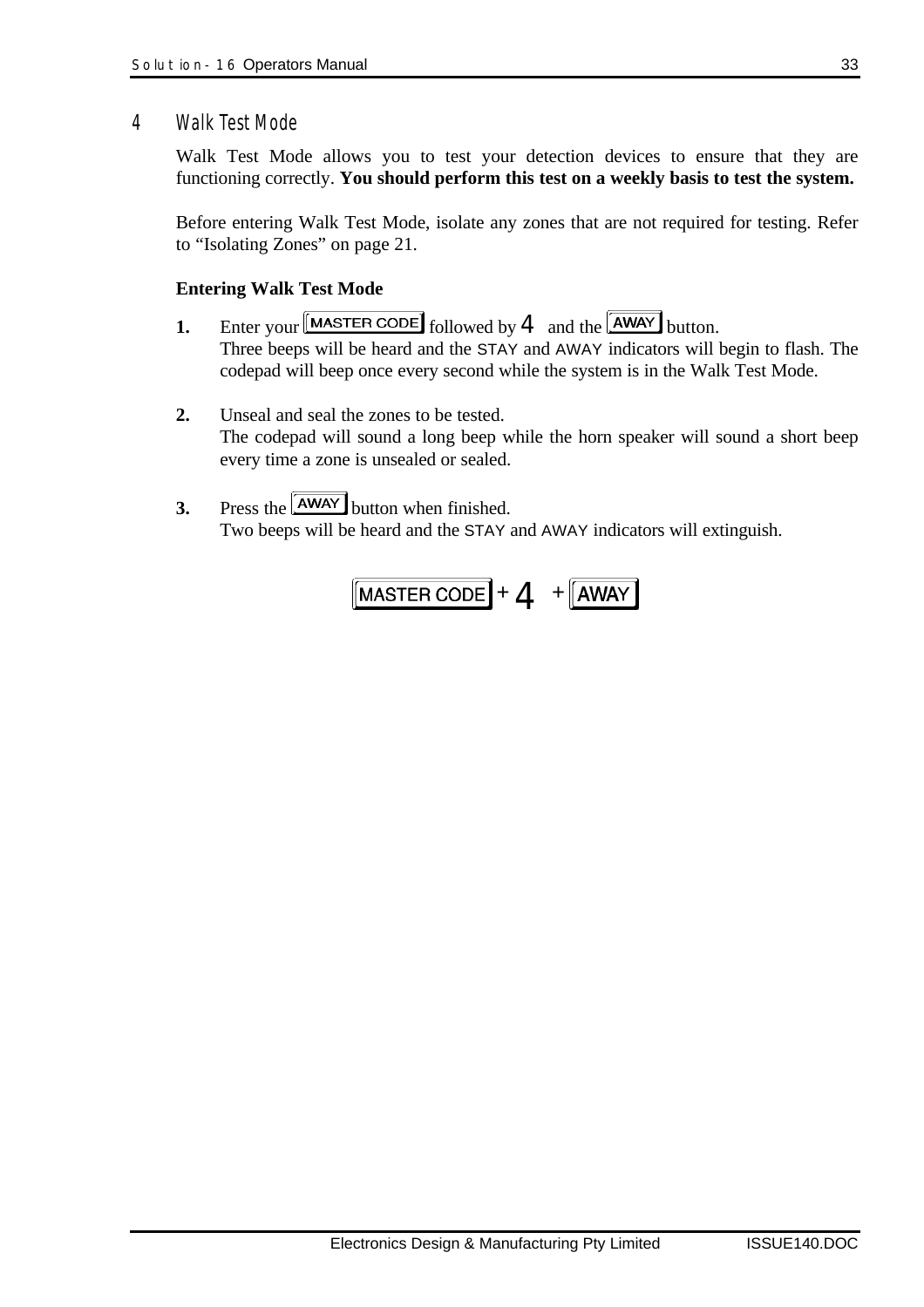## 4 Walk Test Mode

Walk Test Mode allows you to test your detection devices to ensure that they are functioning correctly. **You should perform this test on a weekly basis to test the system.**

Before entering Walk Test Mode, isolate any zones that are not required for testing. Refer to “Isolating Zones” on page 21.

**Entering Walk Test Mode**

**1.** Enter your [MASTER CODE] followed by 4 and the [AWAY] button.
Three beeps will be heard and the STAY and AWAY indicators will begin to flash. The codepad will beep once every second while the system is in the Walk Test Mode.

**2.** Unseal and seal the zones to be tested.
The codepad will sound a long beep while the horn speaker will sound a short beep every time a zone is unsealed or sealed.

**3.** Press the [AWAY] button when finished.
Two beeps will be heard and the STAY and AWAY indicators will extinguish.

[MASTER CODE] + 4 + [AWAY]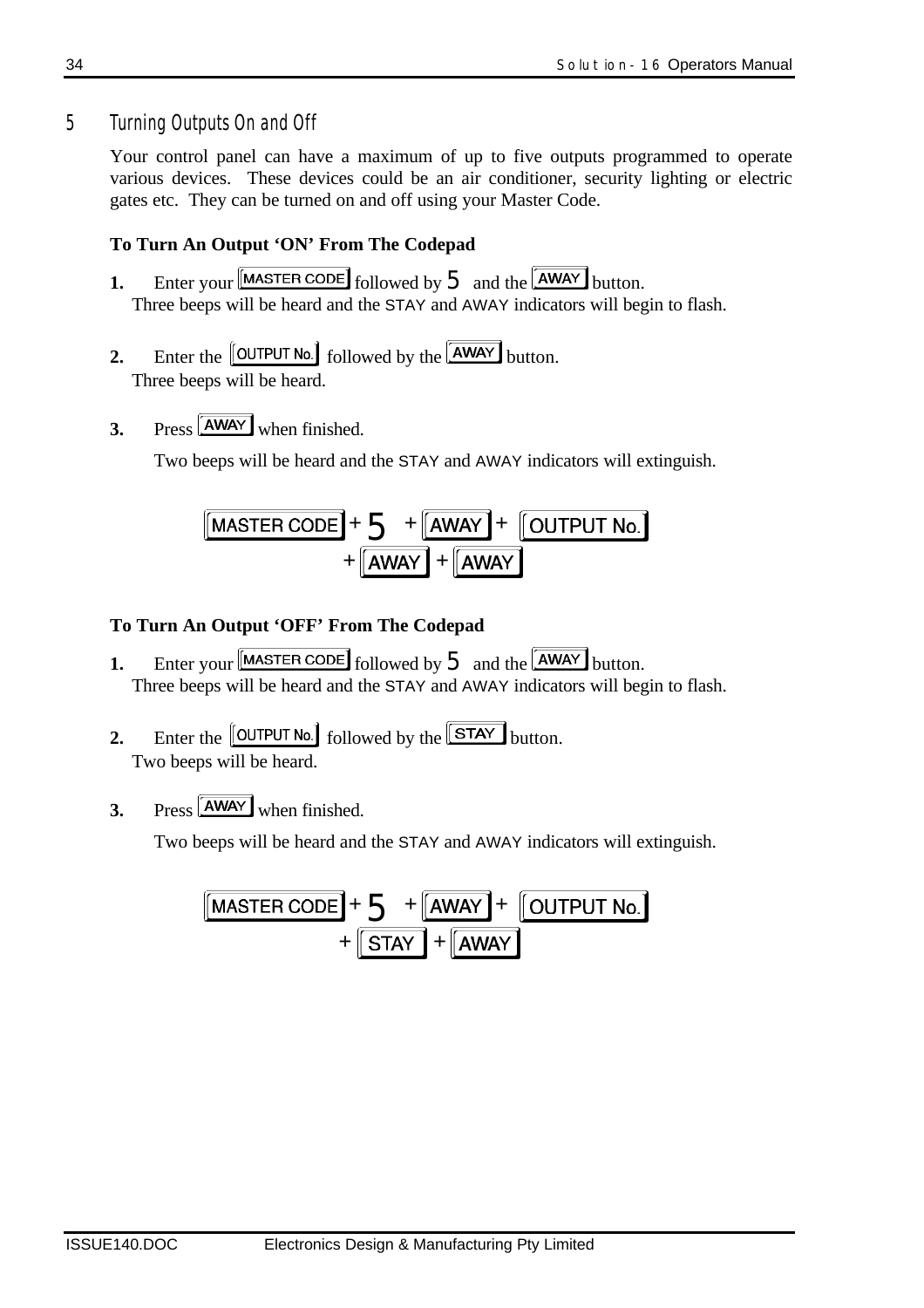## 5 Turning Outputs On and Off

Your control panel can have a maximum of up to five outputs programmed to operate various devices. These devices could be an air conditioner, security lighting or electric gates etc. They can be turned on and off using your Master Code.

**To Turn An Output 'ON' From The Codepad**

**1.** Enter your [MASTER CODE] followed by 5 and the [AWAY] button.
Three beeps will be heard and the STAY and AWAY indicators will begin to flash.

**2.** Enter the [OUTPUT No.] followed by the [AWAY] button.
Three beeps will be heard.

**3.** Press [AWAY] when finished.

Two beeps will be heard and the STAY and AWAY indicators will extinguish.

[MASTER CODE] + 5 + [AWAY] + [OUTPUT No.] + [AWAY] + [AWAY]

**To Turn An Output 'OFF' From The Codepad**

**1.** Enter your [MASTER CODE] followed by 5 and the [AWAY] button.
Three beeps will be heard and the STAY and AWAY indicators will begin to flash.

**2.** Enter the [OUTPUT No.] followed by the [STAY] button.
Two beeps will be heard.

**3.** Press [AWAY] when finished.

Two beeps will be heard and the STAY and AWAY indicators will extinguish.

[MASTER CODE] + 5 + [AWAY] + [OUTPUT No.] + [STAY] + [AWAY]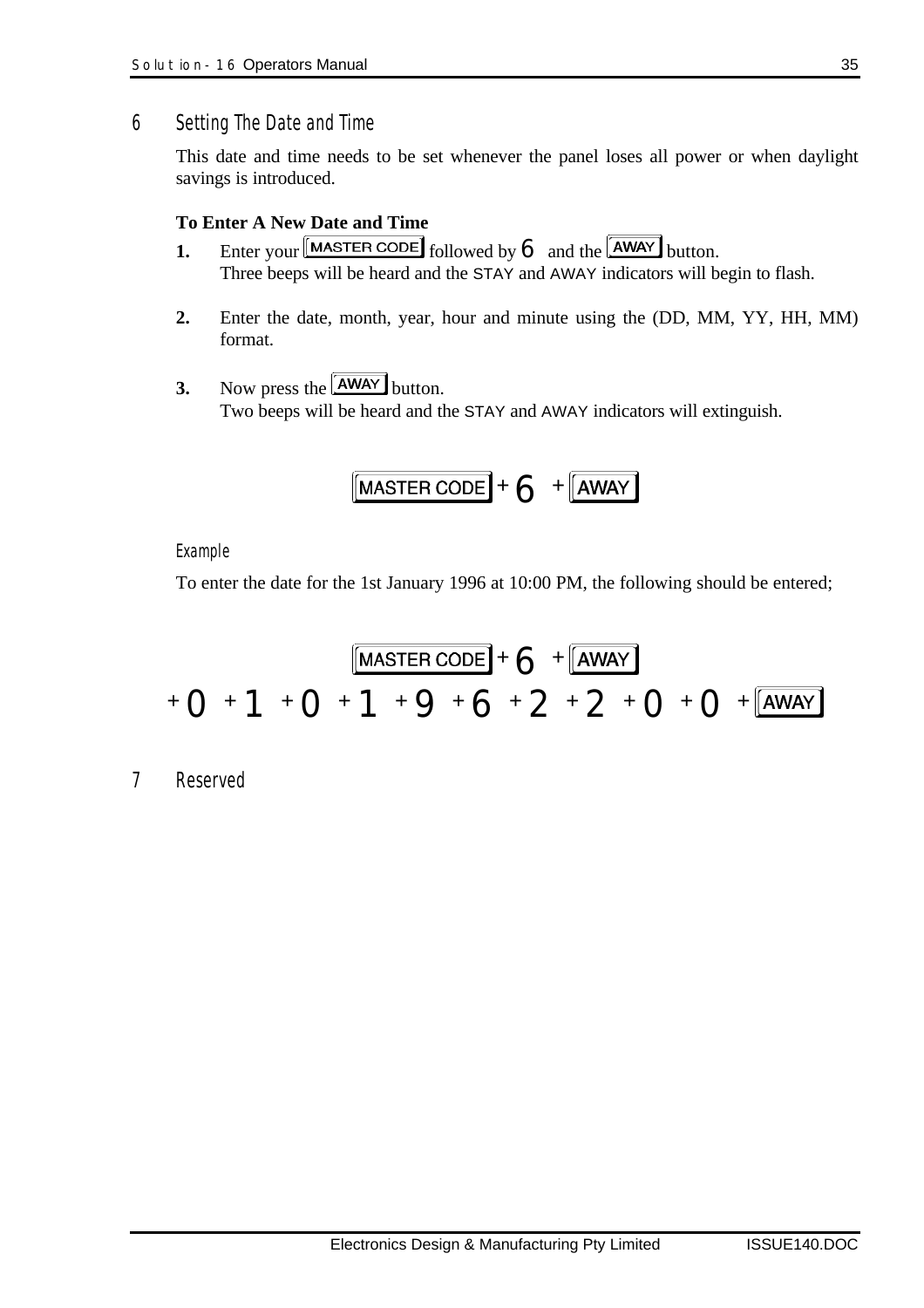## 6 Setting The Date and Time

This date and time needs to be set whenever the panel loses all power or when daylight savings is introduced.

**To Enter A New Date and Time**

**1.** Enter your [MASTER CODE] followed by 6 and the [AWAY] button.
Three beeps will be heard and the STAY and AWAY indicators will begin to flash.

**2.** Enter the date, month, year, hour and minute using the (DD, MM, YY, HH, MM) format.

**3.** Now press the [AWAY] button.
Two beeps will be heard and the STAY and AWAY indicators will extinguish.

[MASTER CODE] + 6 + [AWAY]

*Example*

To enter the date for the 1st January 1996 at 10:00 PM, the following should be entered;

[MASTER CODE] + 6 + [AWAY]
+ 0 + 1 + 0 + 1 + 9 + 6 + 2 + 2 + 0 + 0 + [AWAY]

## 7 Reserved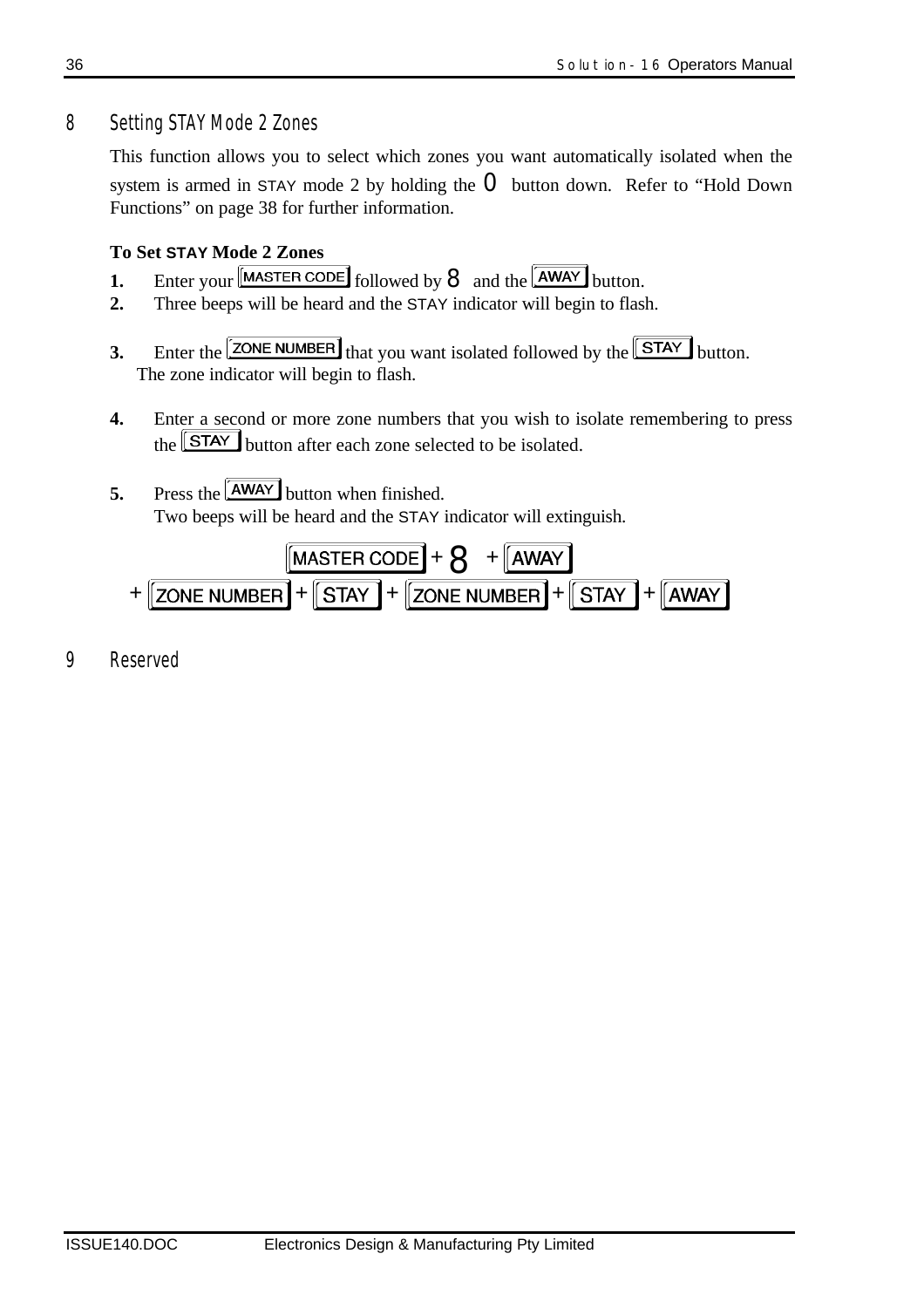## 8 Setting STAY Mode 2 Zones

This function allows you to select which zones you want automatically isolated when the system is armed in STAY mode 2 by holding the 0 button down. Refer to "Hold Down Functions" on page 38 for further information.

**To Set STAY Mode 2 Zones**

1. Enter your [MASTER CODE] followed by 8 and the [AWAY] button.
2. Three beeps will be heard and the STAY indicator will begin to flash.
3. Enter the [ZONE NUMBER] that you want isolated followed by the [STAY] button. The zone indicator will begin to flash.
4. Enter a second or more zone numbers that you wish to isolate remembering to press the [STAY] button after each zone selected to be isolated.
5. Press the [AWAY] button when finished. Two beeps will be heard and the STAY indicator will extinguish.

[MASTER CODE] + 8 + [AWAY]
+ [ZONE NUMBER] + [STAY] + [ZONE NUMBER] + [STAY] + [AWAY]

## 9 Reserved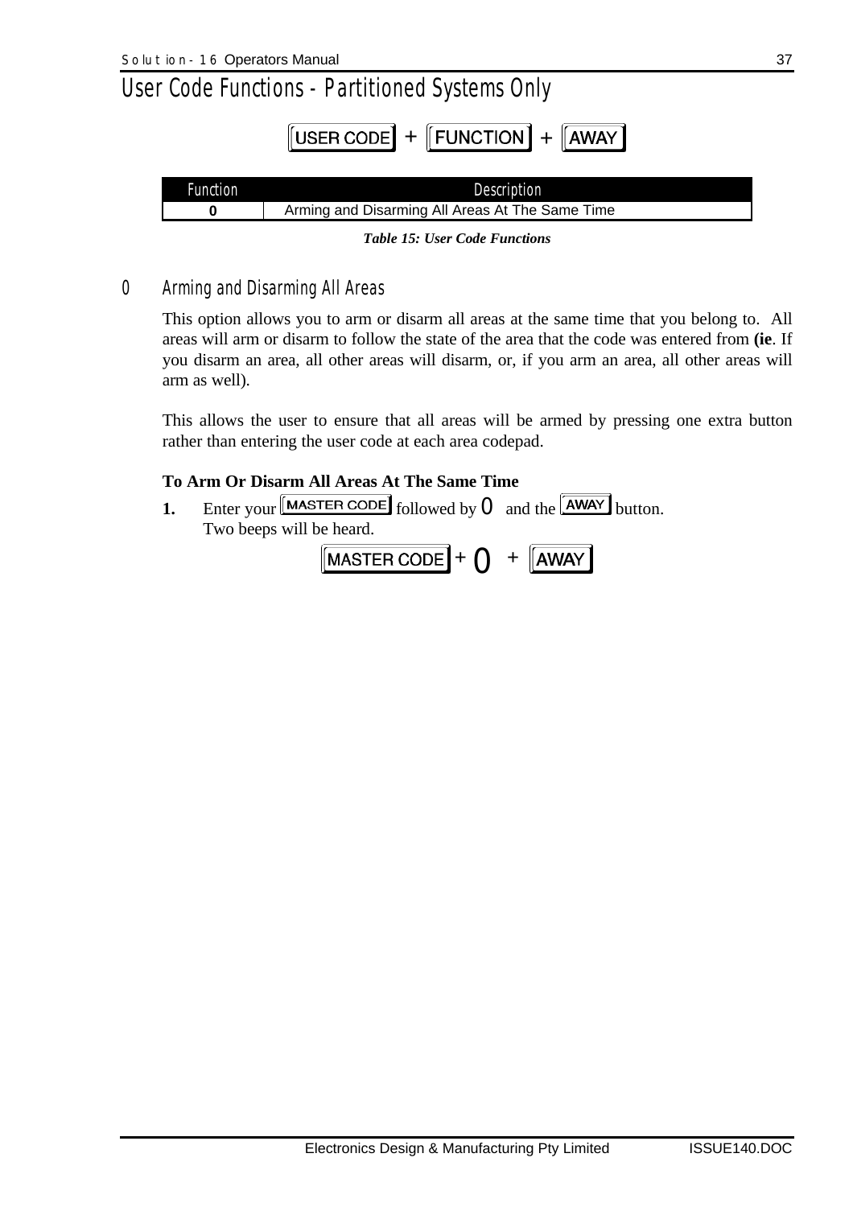# User Code Functions - Partitioned Systems Only

USER CODE + FUNCTION + AWAY

| Function | Description |
|---|---|
| **0** | Arming and Disarming All Areas At The Same Time |

***Table 15: User Code Functions***

## 0 Arming and Disarming All Areas

This option allows you to arm or disarm all areas at the same time that you belong to. All areas will arm or disarm to follow the state of the area that the code was entered from **(ie**. If you disarm an area, all other areas will disarm, or, if you arm an area, all other areas will arm as well).

This allows the user to ensure that all areas will be armed by pressing one extra button rather than entering the user code at each area codepad.

**To Arm Or Disarm All Areas At The Same Time**

**1.** Enter your MASTER CODE followed by 0 and the AWAY button.
Two beeps will be heard.

MASTER CODE + 0 + AWAY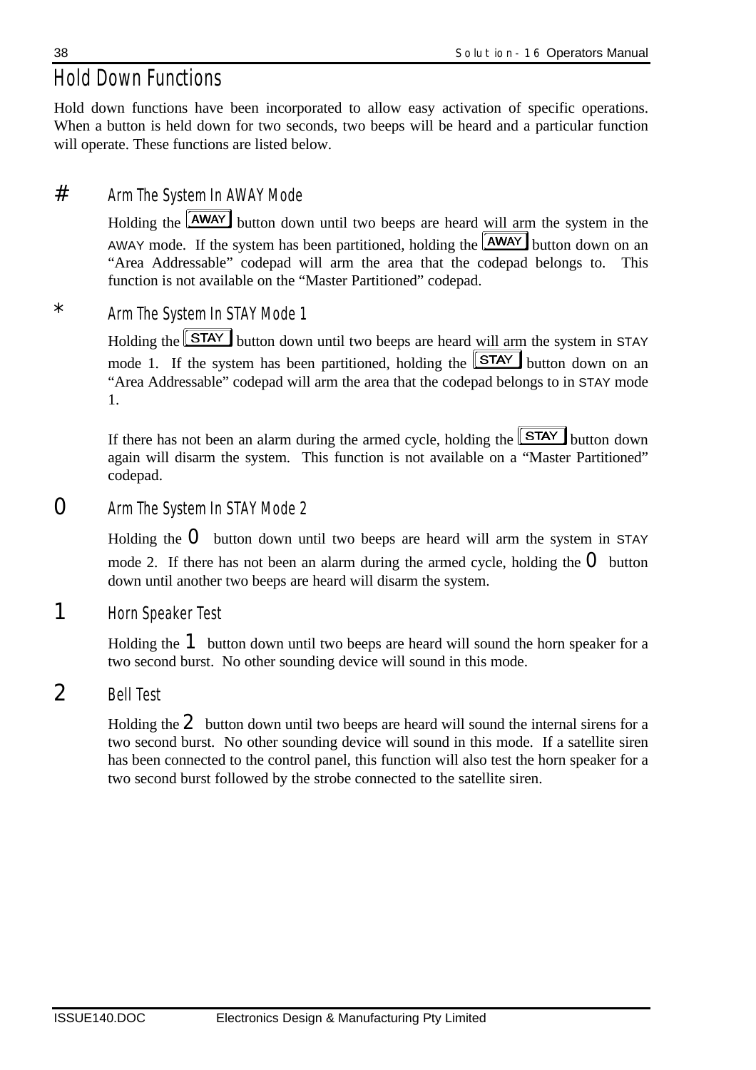# Hold Down Functions

Hold down functions have been incorporated to allow easy activation of specific operations. When a button is held down for two seconds, two beeps will be heard and a particular function will operate. These functions are listed below.

## # Arm The System In AWAY Mode

Holding the AWAY button down until two beeps are heard will arm the system in the AWAY mode. If the system has been partitioned, holding the AWAY button down on an "Area Addressable" codepad will arm the area that the codepad belongs to. This function is not available on the "Master Partitioned" codepad.

## * Arm The System In STAY Mode 1

Holding the STAY button down until two beeps are heard will arm the system in STAY mode 1. If the system has been partitioned, holding the STAY button down on an "Area Addressable" codepad will arm the area that the codepad belongs to in STAY mode 1.

If there has not been an alarm during the armed cycle, holding the STAY button down again will disarm the system. This function is not available on a "Master Partitioned" codepad.

## 0 Arm The System In STAY Mode 2

Holding the 0 button down until two beeps are heard will arm the system in STAY mode 2. If there has not been an alarm during the armed cycle, holding the 0 button down until another two beeps are heard will disarm the system.

## 1 Horn Speaker Test

Holding the 1 button down until two beeps are heard will sound the horn speaker for a two second burst. No other sounding device will sound in this mode.

## 2 Bell Test

Holding the 2 button down until two beeps are heard will sound the internal sirens for a two second burst. No other sounding device will sound in this mode. If a satellite siren has been connected to the control panel, this function will also test the horn speaker for a two second burst followed by the strobe connected to the satellite siren.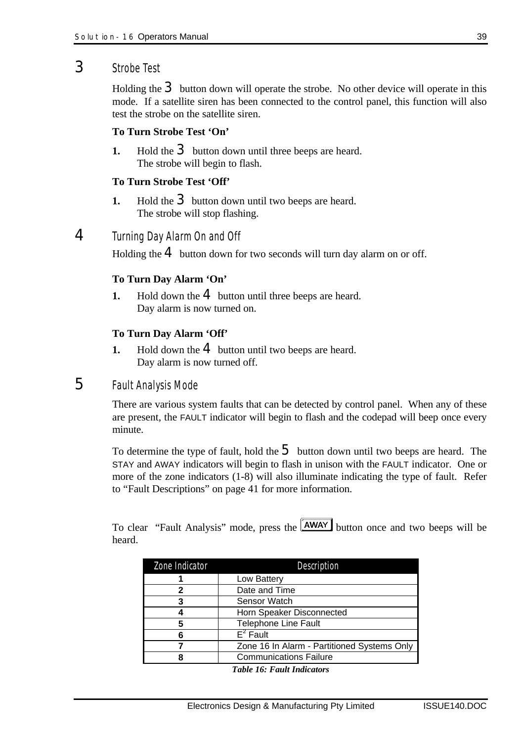## 3 Strobe Test

Holding the 3 button down will operate the strobe. No other device will operate in this mode. If a satellite siren has been connected to the control panel, this function will also test the strobe on the satellite siren.

**To Turn Strobe Test 'On'**

**1.** Hold the 3 button down until three beeps are heard.
The strobe will begin to flash.

**To Turn Strobe Test 'Off'**

**1.** Hold the 3 button down until two beeps are heard.
The strobe will stop flashing.

## 4 Turning Day Alarm On and Off

Holding the 4 button down for two seconds will turn day alarm on or off.

**To Turn Day Alarm 'On'**

**1.** Hold down the 4 button until three beeps are heard.
Day alarm is now turned on.

**To Turn Day Alarm 'Off'**

**1.** Hold down the 4 button until two beeps are heard.
Day alarm is now turned off.

## 5 Fault Analysis Mode

There are various system faults that can be detected by control panel. When any of these are present, the FAULT indicator will begin to flash and the codepad will beep once every minute.

To determine the type of fault, hold the 5 button down until two beeps are heard. The STAY and AWAY indicators will begin to flash in unison with the FAULT indicator. One or more of the zone indicators (1-8) will also illuminate indicating the type of fault. Refer to "Fault Descriptions" on page 41 for more information.

To clear "Fault Analysis" mode, press the AWAY button once and two beeps will be heard.

| Zone Indicator | Description |
|---|---|
| 1 | Low Battery |
| 2 | Date and Time |
| 3 | Sensor Watch |
| 4 | Horn Speaker Disconnected |
| 5 | Telephone Line Fault |
| 6 | $E^2$ Fault |
| 7 | Zone 16 In Alarm - Partitioned Systems Only |
| 8 | Communications Failure |

***Table 16: Fault Indicators***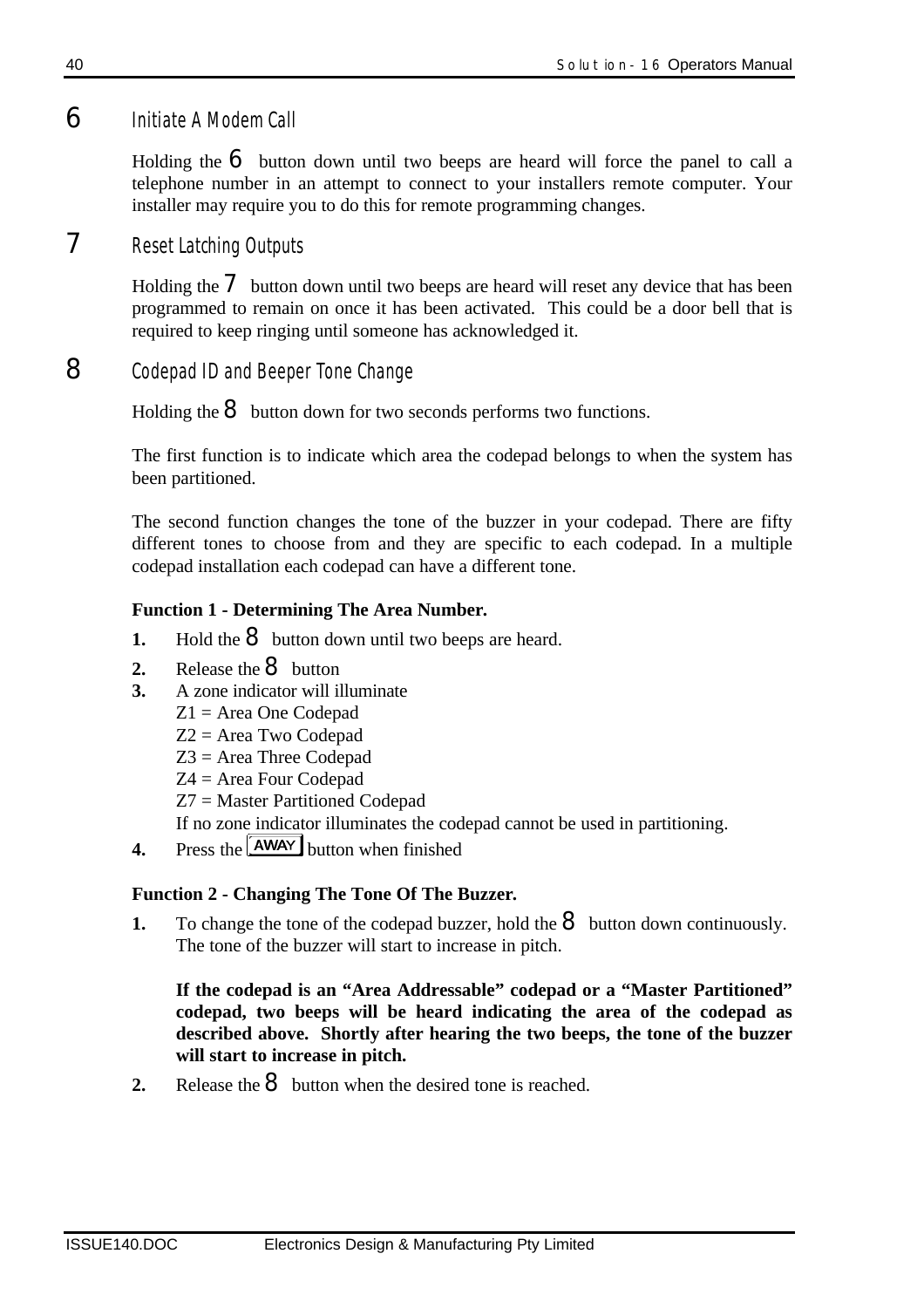## 6 Initiate A Modem Call

Holding the 6 button down until two beeps are heard will force the panel to call a telephone number in an attempt to connect to your installers remote computer. Your installer may require you to do this for remote programming changes.

## 7 Reset Latching Outputs

Holding the 7 button down until two beeps are heard will reset any device that has been programmed to remain on once it has been activated. This could be a door bell that is required to keep ringing until someone has acknowledged it.

## 8 Codepad ID and Beeper Tone Change

Holding the 8 button down for two seconds performs two functions.

The first function is to indicate which area the codepad belongs to when the system has been partitioned.

The second function changes the tone of the buzzer in your codepad. There are fifty different tones to choose from and they are specific to each codepad. In a multiple codepad installation each codepad can have a different tone.

**Function 1 - Determining The Area Number.**

**1.** Hold the 8 button down until two beeps are heard.

**2.** Release the 8 button

**3.** A zone indicator will illuminate
Z1 = Area One Codepad
Z2 = Area Two Codepad
Z3 = Area Three Codepad
Z4 = Area Four Codepad
Z7 = Master Partitioned Codepad
If no zone indicator illuminates the codepad cannot be used in partitioning.

**4.** Press the AWAY button when finished

**Function 2 - Changing The Tone Of The Buzzer.**

**1.** To change the tone of the codepad buzzer, hold the 8 button down continuously. The tone of the buzzer will start to increase in pitch.

**If the codepad is an "Area Addressable" codepad or a "Master Partitioned" codepad, two beeps will be heard indicating the area of the codepad as described above. Shortly after hearing the two beeps, the tone of the buzzer will start to increase in pitch.**

**2.** Release the 8 button when the desired tone is reached.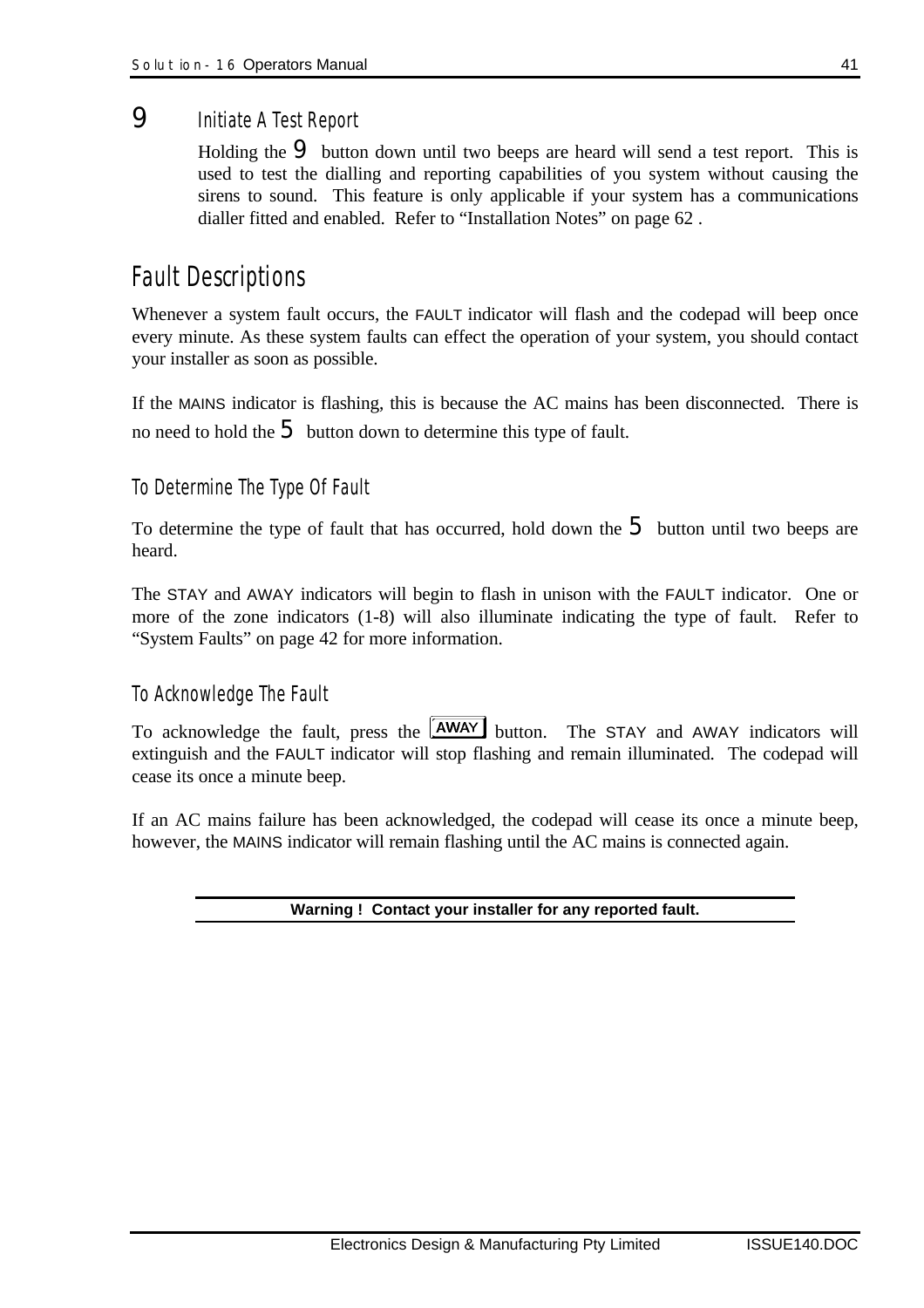### 9 Initiate A Test Report

Holding the 9 button down until two beeps are heard will send a test report. This is used to test the dialling and reporting capabilities of you system without causing the sirens to sound. This feature is only applicable if your system has a communications dialler fitted and enabled. Refer to "Installation Notes" on page 62 .

## Fault Descriptions

Whenever a system fault occurs, the FAULT indicator will flash and the codepad will beep once every minute. As these system faults can effect the operation of your system, you should contact your installer as soon as possible.

If the MAINS indicator is flashing, this is because the AC mains has been disconnected. There is no need to hold the 5 button down to determine this type of fault.

### To Determine The Type Of Fault

To determine the type of fault that has occurred, hold down the 5 button until two beeps are heard.

The STAY and AWAY indicators will begin to flash in unison with the FAULT indicator. One or more of the zone indicators (1-8) will also illuminate indicating the type of fault. Refer to "System Faults" on page 42 for more information.

### To Acknowledge The Fault

To acknowledge the fault, press the AWAY button. The STAY and AWAY indicators will extinguish and the FAULT indicator will stop flashing and remain illuminated. The codepad will cease its once a minute beep.

If an AC mains failure has been acknowledged, the codepad will cease its once a minute beep, however, the MAINS indicator will remain flashing until the AC mains is connected again.

**Warning ! Contact your installer for any reported fault.**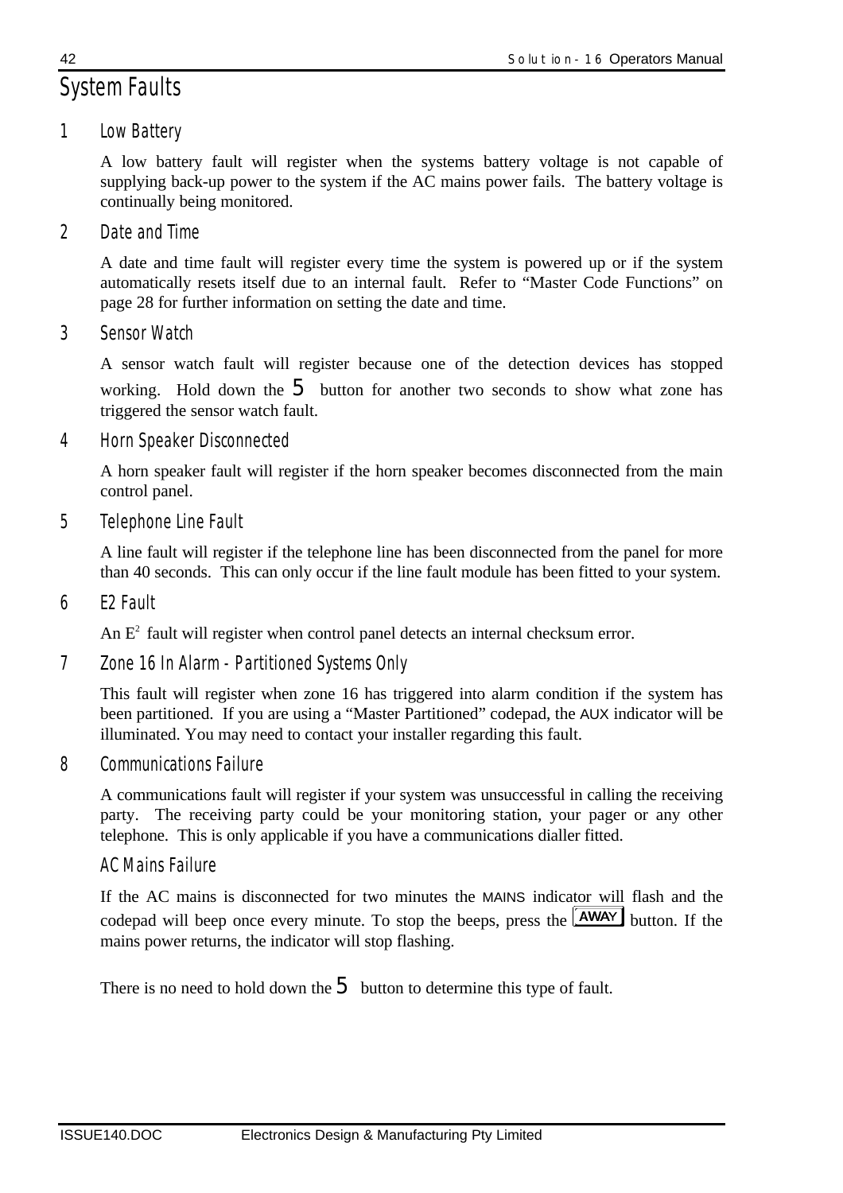# System Faults

## 1 Low Battery

A low battery fault will register when the systems battery voltage is not capable of supplying back-up power to the system if the AC mains power fails. The battery voltage is continually being monitored.

## 2 Date and Time

A date and time fault will register every time the system is powered up or if the system automatically resets itself due to an internal fault. Refer to "Master Code Functions" on page 28 for further information on setting the date and time.

## 3 Sensor Watch

A sensor watch fault will register because one of the detection devices has stopped working. Hold down the 5 button for another two seconds to show what zone has triggered the sensor watch fault.

## 4 Horn Speaker Disconnected

A horn speaker fault will register if the horn speaker becomes disconnected from the main control panel.

## 5 Telephone Line Fault

A line fault will register if the telephone line has been disconnected from the panel for more than 40 seconds. This can only occur if the line fault module has been fitted to your system.

## 6 E2 Fault

An $E^2$ fault will register when control panel detects an internal checksum error.

## 7 Zone 16 In Alarm - Partitioned Systems Only

This fault will register when zone 16 has triggered into alarm condition if the system has been partitioned. If you are using a "Master Partitioned" codepad, the AUX indicator will be illuminated. You may need to contact your installer regarding this fault.

## 8 Communications Failure

A communications fault will register if your system was unsuccessful in calling the receiving party. The receiving party could be your monitoring station, your pager or any other telephone. This is only applicable if you have a communications dialler fitted.

## AC Mains Failure

If the AC mains is disconnected for two minutes the MAINS indicator will flash and the codepad will beep once every minute. To stop the beeps, press the AWAY button. If the mains power returns, the indicator will stop flashing.

There is no need to hold down the 5 button to determine this type of fault.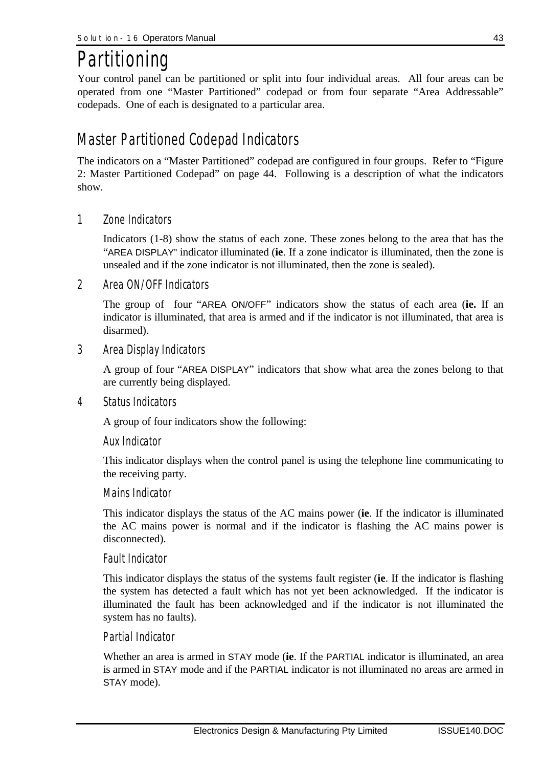# Partitioning

Your control panel can be partitioned or split into four individual areas. All four areas can be operated from one "Master Partitioned" codepad or from four separate "Area Addressable" codepads. One of each is designated to a particular area.

## Master Partitioned Codepad Indicators

The indicators on a "Master Partitioned" codepad are configured in four groups. Refer to "Figure 2: Master Partitioned Codepad" on page 44. Following is a description of what the indicators show.

### 1 Zone Indicators

Indicators (1-8) show the status of each zone. These zones belong to the area that has the "AREA DISPLAY" indicator illuminated (**ie**. If a zone indicator is illuminated, then the zone is unsealed and if the zone indicator is not illuminated, then the zone is sealed).

### 2 Area ON/OFF Indicators

The group of four "AREA ON/OFF" indicators show the status of each area (**ie.** If an indicator is illuminated, that area is armed and if the indicator is not illuminated, that area is disarmed).

### 3 Area Display Indicators

A group of four "AREA DISPLAY" indicators that show what area the zones belong to that are currently being displayed.

### 4 Status Indicators

A group of four indicators show the following:

#### Aux Indicator

This indicator displays when the control panel is using the telephone line communicating to the receiving party.

#### Mains Indicator

This indicator displays the status of the AC mains power (**ie**. If the indicator is illuminated the AC mains power is normal and if the indicator is flashing the AC mains power is disconnected).

#### Fault Indicator

This indicator displays the status of the systems fault register (**ie**. If the indicator is flashing the system has detected a fault which has not yet been acknowledged. If the indicator is illuminated the fault has been acknowledged and if the indicator is not illuminated the system has no faults).

#### Partial Indicator

Whether an area is armed in STAY mode (**ie**. If the PARTIAL indicator is illuminated, an area is armed in STAY mode and if the PARTIAL indicator is not illuminated no areas are armed in STAY mode).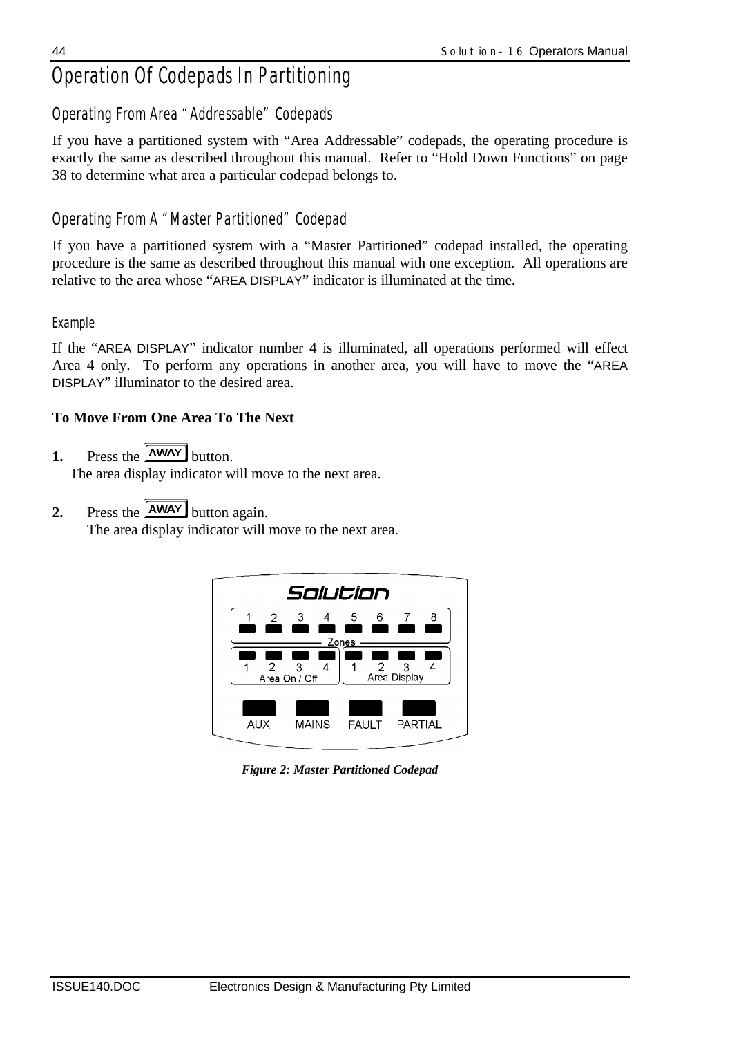# Operation Of Codepads In Partitioning

## Operating From Area "Addressable" Codepads

If you have a partitioned system with "Area Addressable" codepads, the operating procedure is exactly the same as described throughout this manual. Refer to "Hold Down Functions" on page 38 to determine what area a particular codepad belongs to.

## Operating From A "Master Partitioned" Codepad

If you have a partitioned system with a "Master Partitioned" codepad installed, the operating procedure is the same as described throughout this manual with one exception. All operations are relative to the area whose "AREA DISPLAY" indicator is illuminated at the time.

### Example

If the "AREA DISPLAY" indicator number 4 is illuminated, all operations performed will effect Area 4 only. To perform any operations in another area, you will have to move the "AREA DISPLAY" illuminator to the desired area.

**To Move From One Area To The Next**

1. Press the AWAY button.
   The area display indicator will move to the next area.

2. Press the AWAY button again.
   The area display indicator will move to the next area.

*Figure 2: Master Partitioned Codepad*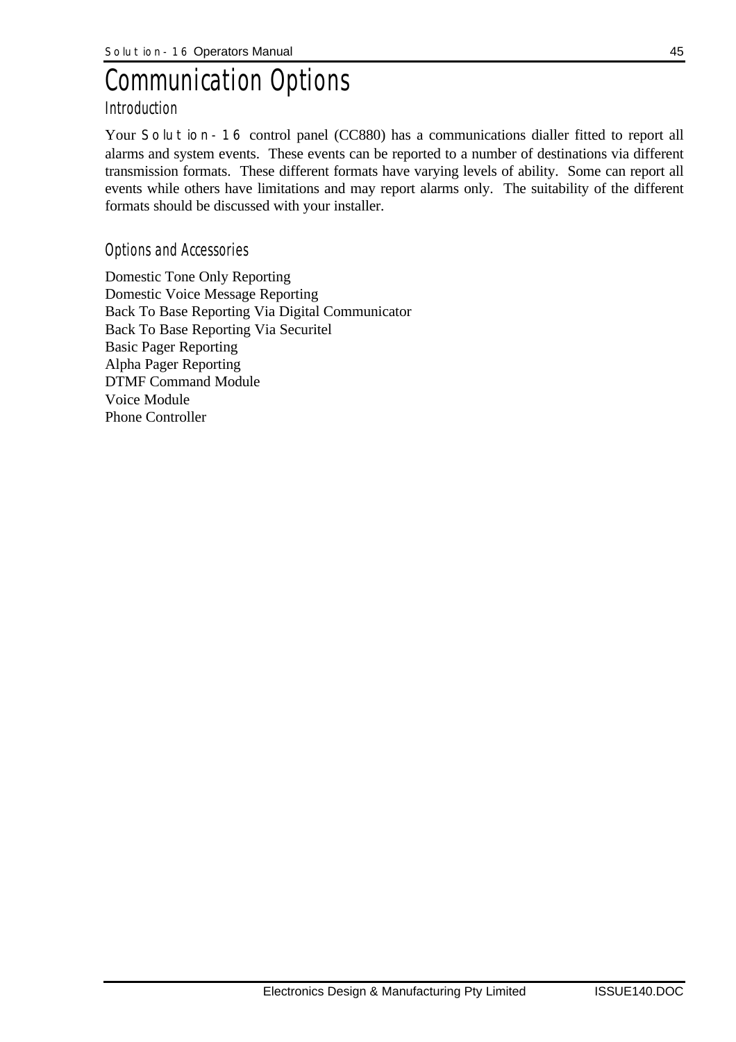# Communication Options

## Introduction

Your Solution-16 control panel (CC880) has a communications dialler fitted to report all alarms and system events. These events can be reported to a number of destinations via different transmission formats. These different formats have varying levels of ability. Some can report all events while others have limitations and may report alarms only. The suitability of the different formats should be discussed with your installer.

## Options and Accessories

Domestic Tone Only Reporting
Domestic Voice Message Reporting
Back To Base Reporting Via Digital Communicator
Back To Base Reporting Via Securitel
Basic Pager Reporting
Alpha Pager Reporting
DTMF Command Module
Voice Module
Phone Controller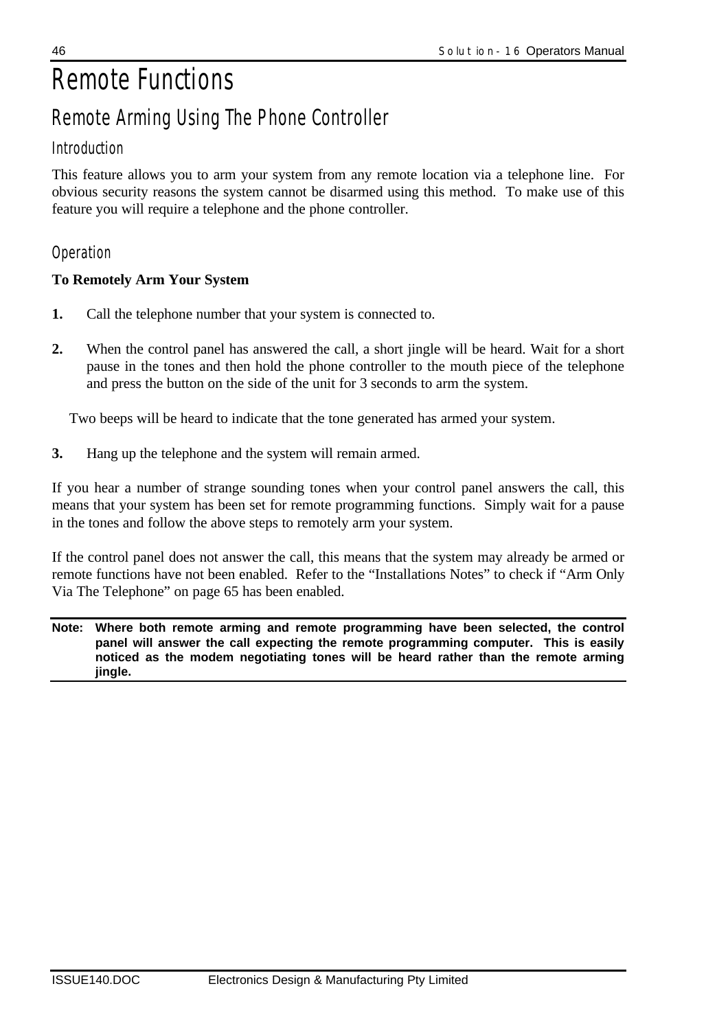# Remote Functions

## Remote Arming Using The Phone Controller

### Introduction

This feature allows you to arm your system from any remote location via a telephone line. For obvious security reasons the system cannot be disarmed using this method. To make use of this feature you will require a telephone and the phone controller.

### Operation

**To Remotely Arm Your System**

**1.** Call the telephone number that your system is connected to.

**2.** When the control panel has answered the call, a short jingle will be heard. Wait for a short pause in the tones and then hold the phone controller to the mouth piece of the telephone and press the button on the side of the unit for 3 seconds to arm the system.

Two beeps will be heard to indicate that the tone generated has armed your system.

**3.** Hang up the telephone and the system will remain armed.

If you hear a number of strange sounding tones when your control panel answers the call, this means that your system has been set for remote programming functions. Simply wait for a pause in the tones and follow the above steps to remotely arm your system.

If the control panel does not answer the call, this means that the system may already be armed or remote functions have not been enabled. Refer to the “Installations Notes” to check if “Arm Only Via The Telephone” on page 65 has been enabled.

**Note: Where both remote arming and remote programming have been selected, the control panel will answer the call expecting the remote programming computer. This is easily noticed as the modem negotiating tones will be heard rather than the remote arming jingle.**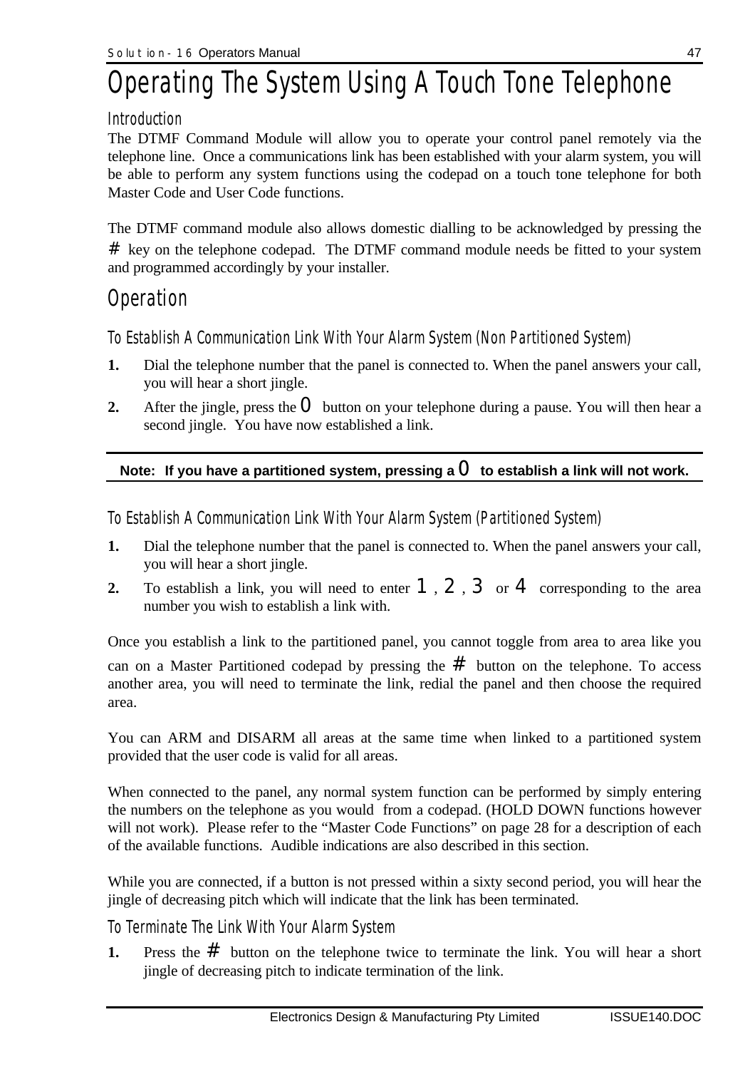# Operating The System Using A Touch Tone Telephone

## Introduction

The DTMF Command Module will allow you to operate your control panel remotely via the telephone line. Once a communications link has been established with your alarm system, you will be able to perform any system functions using the codepad on a touch tone telephone for both Master Code and User Code functions.

The DTMF command module also allows domestic dialling to be acknowledged by pressing the # key on the telephone codepad. The DTMF command module needs be fitted to your system and programmed accordingly by your installer.

## Operation

### To Establish A Communication Link With Your Alarm System (Non Partitioned System)

**1.** Dial the telephone number that the panel is connected to. When the panel answers your call, you will hear a short jingle.

**2.** After the jingle, press the 0 button on your telephone during a pause. You will then hear a second jingle. You have now established a link.

**Note: If you have a partitioned system, pressing a 0 to establish a link will not work.**

### To Establish A Communication Link With Your Alarm System (Partitioned System)

**1.** Dial the telephone number that the panel is connected to. When the panel answers your call, you will hear a short jingle.

**2.** To establish a link, you will need to enter 1 , 2 , 3 or 4 corresponding to the area number you wish to establish a link with.

Once you establish a link to the partitioned panel, you cannot toggle from area to area like you can on a Master Partitioned codepad by pressing the # button on the telephone. To access another area, you will need to terminate the link, redial the panel and then choose the required area.

You can ARM and DISARM all areas at the same time when linked to a partitioned system provided that the user code is valid for all areas.

When connected to the panel, any normal system function can be performed by simply entering the numbers on the telephone as you would from a codepad. (HOLD DOWN functions however will not work). Please refer to the "Master Code Functions" on page 28 for a description of each of the available functions. Audible indications are also described in this section.

While you are connected, if a button is not pressed within a sixty second period, you will hear the jingle of decreasing pitch which will indicate that the link has been terminated.

### To Terminate The Link With Your Alarm System

**1.** Press the # button on the telephone twice to terminate the link. You will hear a short jingle of decreasing pitch to indicate termination of the link.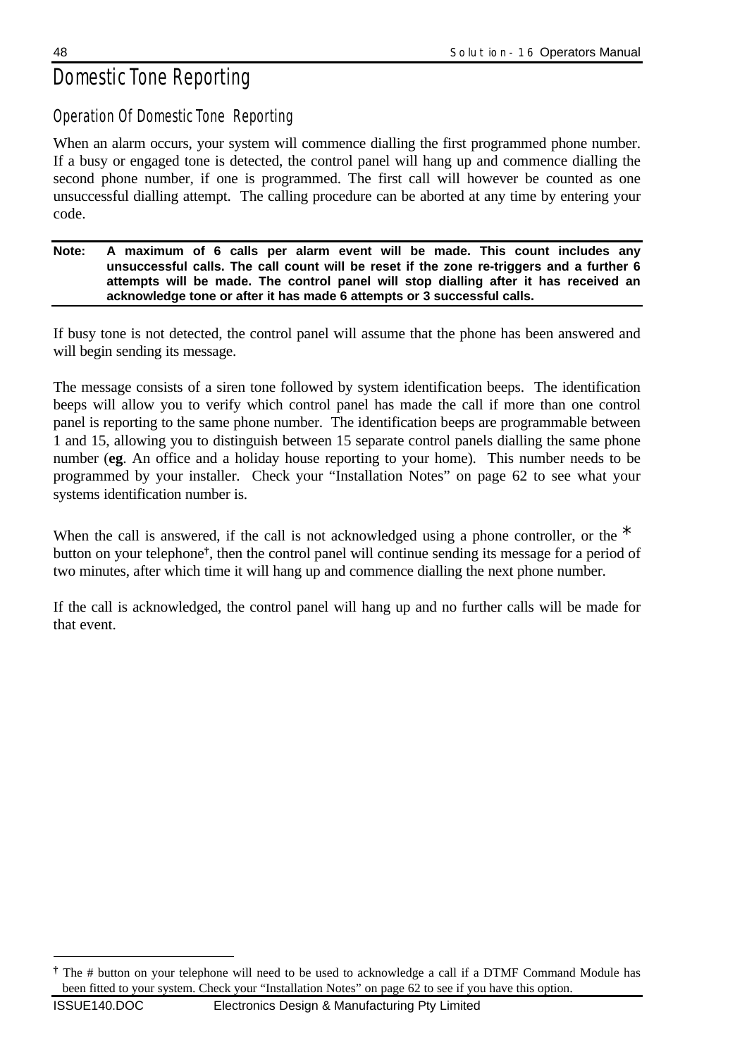# Domestic Tone Reporting

## Operation Of Domestic Tone Reporting

When an alarm occurs, your system will commence dialling the first programmed phone number. If a busy or engaged tone is detected, the control panel will hang up and commence dialling the second phone number, if one is programmed. The first call will however be counted as one unsuccessful dialling attempt. The calling procedure can be aborted at any time by entering your code.

**Note: A maximum of 6 calls per alarm event will be made. This count includes any unsuccessful calls. The call count will be reset if the zone re-triggers and a further 6 attempts will be made. The control panel will stop dialling after it has received an acknowledge tone or after it has made 6 attempts or 3 successful calls.**

If busy tone is not detected, the control panel will assume that the phone has been answered and will begin sending its message.

The message consists of a siren tone followed by system identification beeps. The identification beeps will allow you to verify which control panel has made the call if more than one control panel is reporting to the same phone number. The identification beeps are programmable between 1 and 15, allowing you to distinguish between 15 separate control panels dialling the same phone number (**eg**. An office and a holiday house reporting to your home). This number needs to be programmed by your installer. Check your "Installation Notes" on page 62 to see what your systems identification number is.

When the call is answered, if the call is not acknowledged using a phone controller, or the * button on your telephone†, then the control panel will continue sending its message for a period of two minutes, after which time it will hang up and commence dialling the next phone number.

If the call is acknowledged, the control panel will hang up and no further calls will be made for that event.

---

† The # button on your telephone will need to be used to acknowledge a call if a DTMF Command Module has been fitted to your system. Check your "Installation Notes" on page 62 to see if you have this option.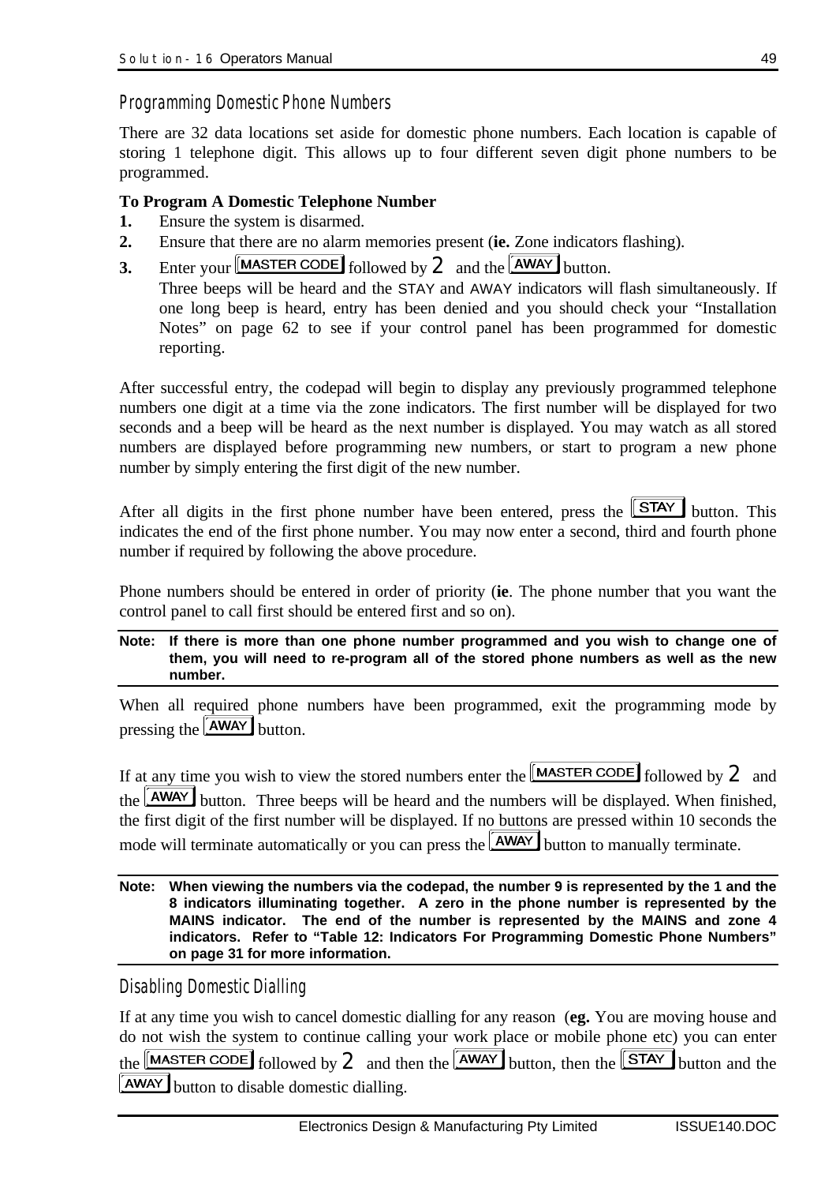## Programming Domestic Phone Numbers

There are 32 data locations set aside for domestic phone numbers. Each location is capable of storing 1 telephone digit. This allows up to four different seven digit phone numbers to be programmed.

**To Program A Domestic Telephone Number**

1. Ensure the system is disarmed.
2. Ensure that there are no alarm memories present (**ie.** Zone indicators flashing).
3. Enter your [MASTER CODE] followed by 2 and the [AWAY] button.
   Three beeps will be heard and the STAY and AWAY indicators will flash simultaneously. If one long beep is heard, entry has been denied and you should check your "Installation Notes" on page 62 to see if your control panel has been programmed for domestic reporting.

After successful entry, the codepad will begin to display any previously programmed telephone numbers one digit at a time via the zone indicators. The first number will be displayed for two seconds and a beep will be heard as the next number is displayed. You may watch as all stored numbers are displayed before programming new numbers, or start to program a new phone number by simply entering the first digit of the new number.

After all digits in the first phone number have been entered, press the [STAY] button. This indicates the end of the first phone number. You may now enter a second, third and fourth phone number if required by following the above procedure.

Phone numbers should be entered in order of priority (**ie**. The phone number that you want the control panel to call first should be entered first and so on).

**Note: If there is more than one phone number programmed and you wish to change one of them, you will need to re-program all of the stored phone numbers as well as the new number.**

When all required phone numbers have been programmed, exit the programming mode by pressing the [AWAY] button.

If at any time you wish to view the stored numbers enter the [MASTER CODE] followed by 2 and the [AWAY] button. Three beeps will be heard and the numbers will be displayed. When finished, the first digit of the first number will be displayed. If no buttons are pressed within 10 seconds the mode will terminate automatically or you can press the [AWAY] button to manually terminate.

**Note: When viewing the numbers via the codepad, the number 9 is represented by the 1 and the 8 indicators illuminating together. A zero in the phone number is represented by the MAINS indicator. The end of the number is represented by the MAINS and zone 4 indicators. Refer to "Table 12: Indicators For Programming Domestic Phone Numbers" on page 31 for more information.**

## Disabling Domestic Dialling

If at any time you wish to cancel domestic dialling for any reason (**eg.** You are moving house and do not wish the system to continue calling your work place or mobile phone etc) you can enter the [MASTER CODE] followed by 2 and then the [AWAY] button, then the [STAY] button and the [AWAY] button to disable domestic dialling.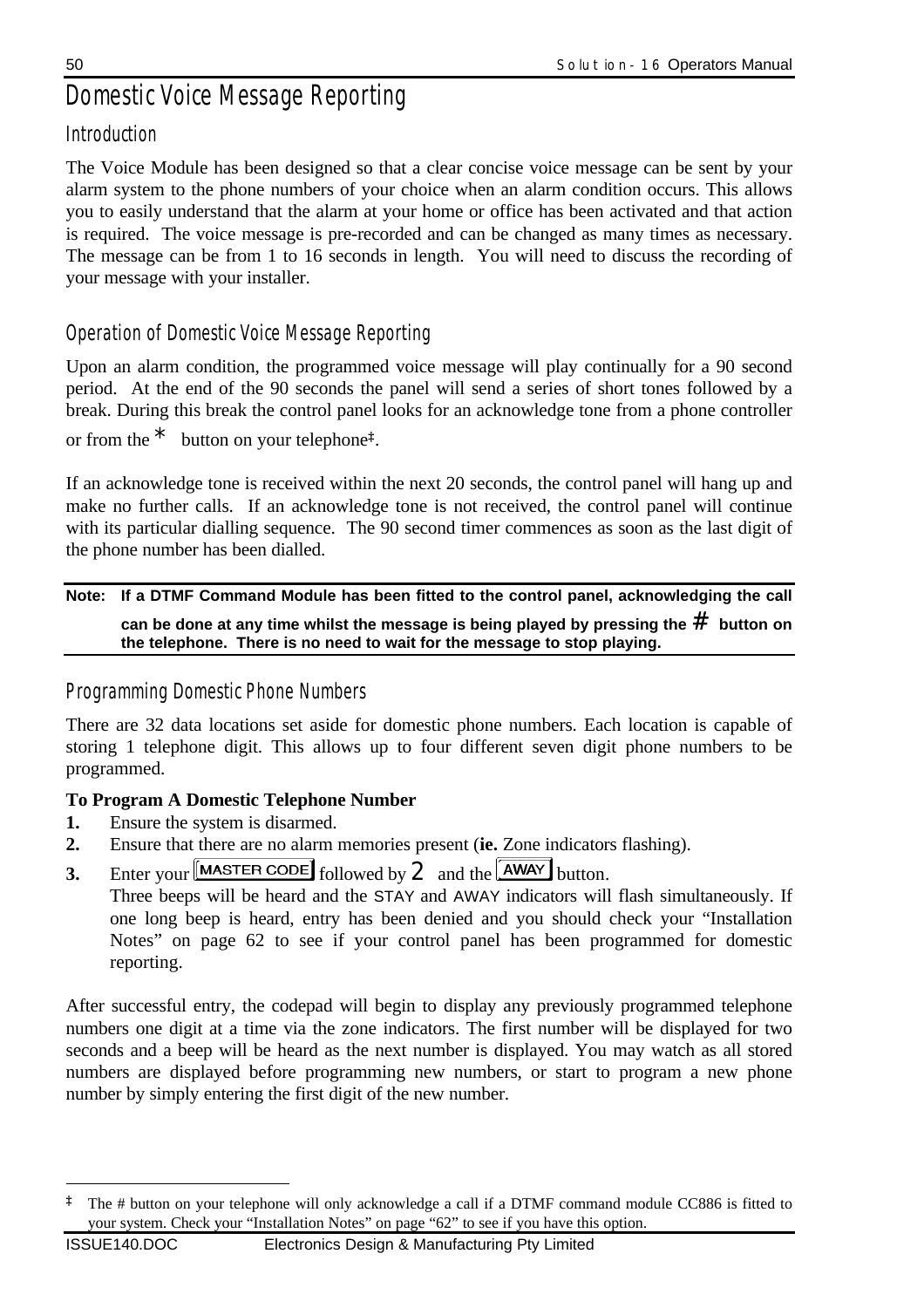# Domestic Voice Message Reporting

## Introduction

The Voice Module has been designed so that a clear concise voice message can be sent by your alarm system to the phone numbers of your choice when an alarm condition occurs. This allows you to easily understand that the alarm at your home or office has been activated and that action is required. The voice message is pre-recorded and can be changed as many times as necessary. The message can be from 1 to 16 seconds in length. You will need to discuss the recording of your message with your installer.

## Operation of Domestic Voice Message Reporting

Upon an alarm condition, the programmed voice message will play continually for a 90 second period. At the end of the 90 seconds the panel will send a series of short tones followed by a break. During this break the control panel looks for an acknowledge tone from a phone controller or from the * button on your telephone‡.

If an acknowledge tone is received within the next 20 seconds, the control panel will hang up and make no further calls. If an acknowledge tone is not received, the control panel will continue with its particular dialling sequence. The 90 second timer commences as soon as the last digit of the phone number has been dialled.

**Note: If a DTMF Command Module has been fitted to the control panel, acknowledging the call can be done at any time whilst the message is being played by pressing the # button on the telephone. There is no need to wait for the message to stop playing.**

## Programming Domestic Phone Numbers

There are 32 data locations set aside for domestic phone numbers. Each location is capable of storing 1 telephone digit. This allows up to four different seven digit phone numbers to be programmed.

**To Program A Domestic Telephone Number**

1. Ensure the system is disarmed.
2. Ensure that there are no alarm memories present (**ie.** Zone indicators flashing).
3. Enter your [MASTER CODE] followed by 2 and the [AWAY] button.
   Three beeps will be heard and the STAY and AWAY indicators will flash simultaneously. If one long beep is heard, entry has been denied and you should check your "Installation Notes" on page 62 to see if your control panel has been programmed for domestic reporting.

After successful entry, the codepad will begin to display any previously programmed telephone numbers one digit at a time via the zone indicators. The first number will be displayed for two seconds and a beep will be heard as the next number is displayed. You may watch as all stored numbers are displayed before programming new numbers, or start to program a new phone number by simply entering the first digit of the new number.

‡ The # button on your telephone will only acknowledge a call if a DTMF command module CC886 is fitted to your system. Check your "Installation Notes" on page "62" to see if you have this option.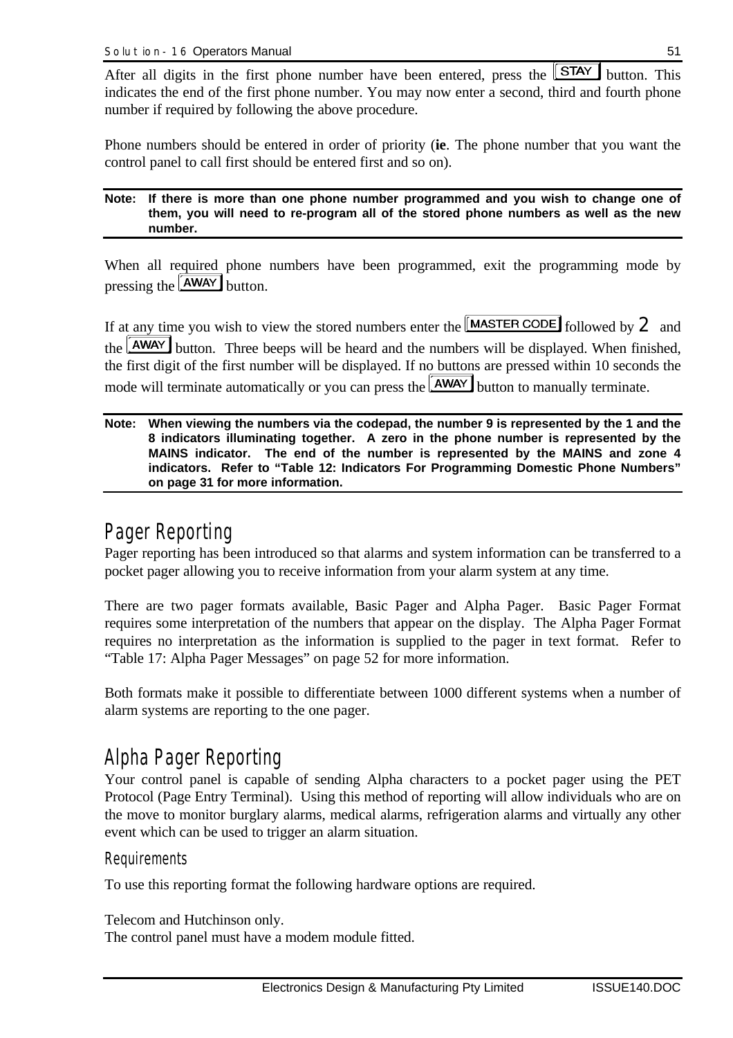After all digits in the first phone number have been entered, press the STAY button. This indicates the end of the first phone number. You may now enter a second, third and fourth phone number if required by following the above procedure.

Phone numbers should be entered in order of priority (**ie**. The phone number that you want the control panel to call first should be entered first and so on).

**Note: If there is more than one phone number programmed and you wish to change one of them, you will need to re-program all of the stored phone numbers as well as the new number.**

When all required phone numbers have been programmed, exit the programming mode by pressing the AWAY button.

If at any time you wish to view the stored numbers enter the MASTER CODE followed by 2 and the AWAY button. Three beeps will be heard and the numbers will be displayed. When finished, the first digit of the first number will be displayed. If no buttons are pressed within 10 seconds the mode will terminate automatically or you can press the AWAY button to manually terminate.

**Note: When viewing the numbers via the codepad, the number 9 is represented by the 1 and the 8 indicators illuminating together. A zero in the phone number is represented by the MAINS indicator. The end of the number is represented by the MAINS and zone 4 indicators. Refer to "Table 12: Indicators For Programming Domestic Phone Numbers" on page 31 for more information.**

## Pager Reporting

Pager reporting has been introduced so that alarms and system information can be transferred to a pocket pager allowing you to receive information from your alarm system at any time.

There are two pager formats available, Basic Pager and Alpha Pager. Basic Pager Format requires some interpretation of the numbers that appear on the display. The Alpha Pager Format requires no interpretation as the information is supplied to the pager in text format. Refer to "Table 17: Alpha Pager Messages" on page 52 for more information.

Both formats make it possible to differentiate between 1000 different systems when a number of alarm systems are reporting to the one pager.

## Alpha Pager Reporting

Your control panel is capable of sending Alpha characters to a pocket pager using the PET Protocol (Page Entry Terminal). Using this method of reporting will allow individuals who are on the move to monitor burglary alarms, medical alarms, refrigeration alarms and virtually any other event which can be used to trigger an alarm situation.

### Requirements

To use this reporting format the following hardware options are required.

Telecom and Hutchinson only.
The control panel must have a modem module fitted.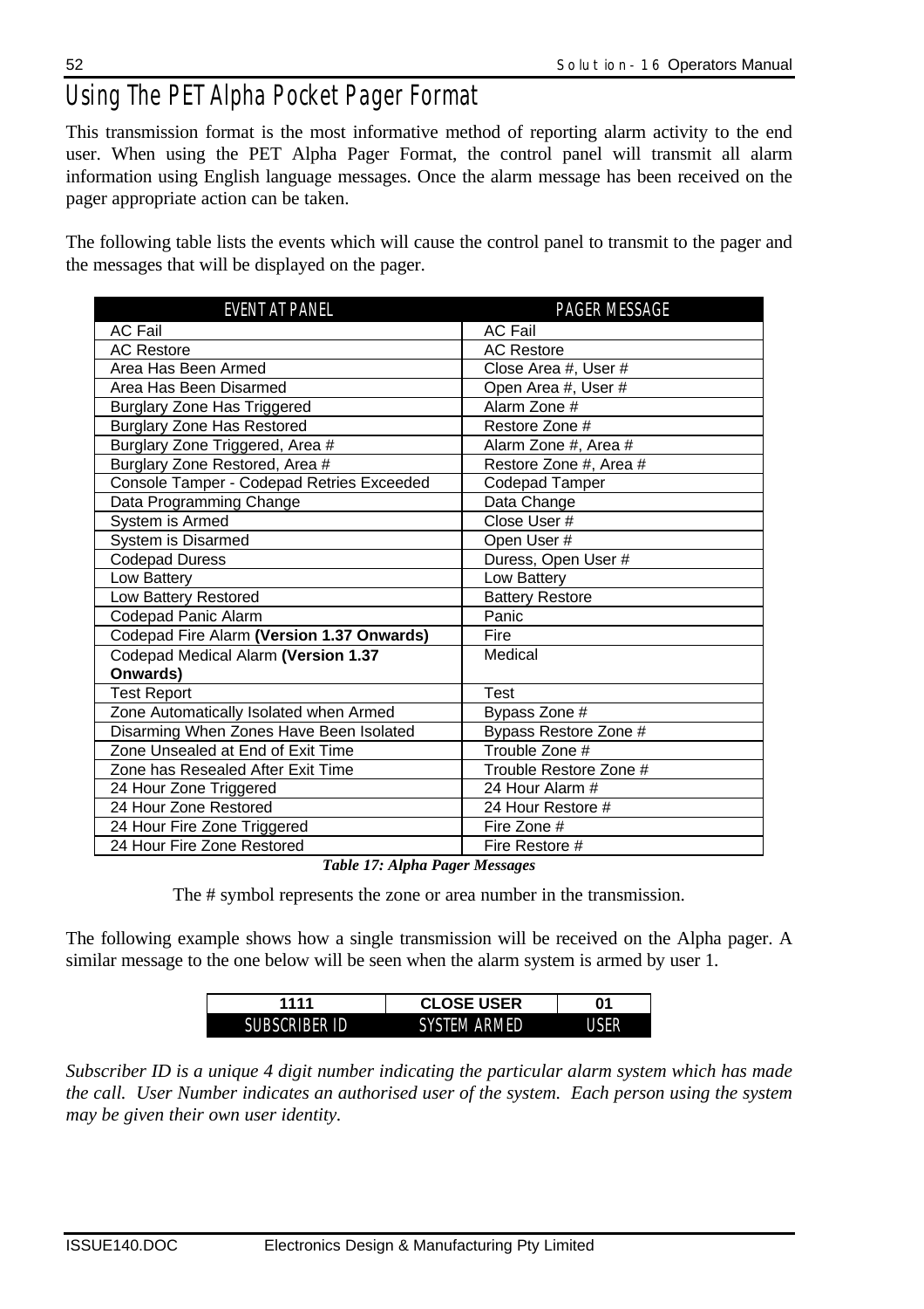# Using The PET Alpha Pocket Pager Format

This transmission format is the most informative method of reporting alarm activity to the end user. When using the PET Alpha Pager Format, the control panel will transmit all alarm information using English language messages. Once the alarm message has been received on the pager appropriate action can be taken.

The following table lists the events which will cause the control panel to transmit to the pager and the messages that will be displayed on the pager.

| EVENT AT PANEL | PAGER MESSAGE |
|---|---|
| AC Fail | AC Fail |
| AC Restore | AC Restore |
| Area Has Been Armed | Close Area #, User # |
| Area Has Been Disarmed | Open Area #, User # |
| Burglary Zone Has Triggered | Alarm Zone # |
| Burglary Zone Has Restored | Restore Zone # |
| Burglary Zone Triggered, Area # | Alarm Zone #, Area # |
| Burglary Zone Restored, Area # | Restore Zone #, Area # |
| Console Tamper - Codepad Retries Exceeded | Codepad Tamper |
| Data Programming Change | Data Change |
| System is Armed | Close User # |
| System is Disarmed | Open User # |
| Codepad Duress | Duress, Open User # |
| Low Battery | Low Battery |
| Low Battery Restored | Battery Restore |
| Codepad Panic Alarm | Panic |
| Codepad Fire Alarm **(Version 1.37 Onwards)** | Fire |
| Codepad Medical Alarm **(Version 1.37 Onwards)** | Medical |
| Test Report | Test |
| Zone Automatically Isolated when Armed | Bypass Zone # |
| Disarming When Zones Have Been Isolated | Bypass Restore Zone # |
| Zone Unsealed at End of Exit Time | Trouble Zone # |
| Zone has Resealed After Exit Time | Trouble Restore Zone # |
| 24 Hour Zone Triggered | 24 Hour Alarm # |
| 24 Hour Zone Restored | 24 Hour Restore # |
| 24 Hour Fire Zone Triggered | Fire Zone # |
| 24 Hour Fire Zone Restored | Fire Restore # |

***Table 17: Alpha Pager Messages***

The # symbol represents the zone or area number in the transmission.

The following example shows how a single transmission will be received on the Alpha pager. A similar message to the one below will be seen when the alarm system is armed by user 1.

| 1111 | CLOSE USER | 01 |
|---|---|---|
| SUBSCRIBER ID | SYSTEM ARMED | USER |

*Subscriber ID is a unique 4 digit number indicating the particular alarm system which has made the call. User Number indicates an authorised user of the system. Each person using the system may be given their own user identity.*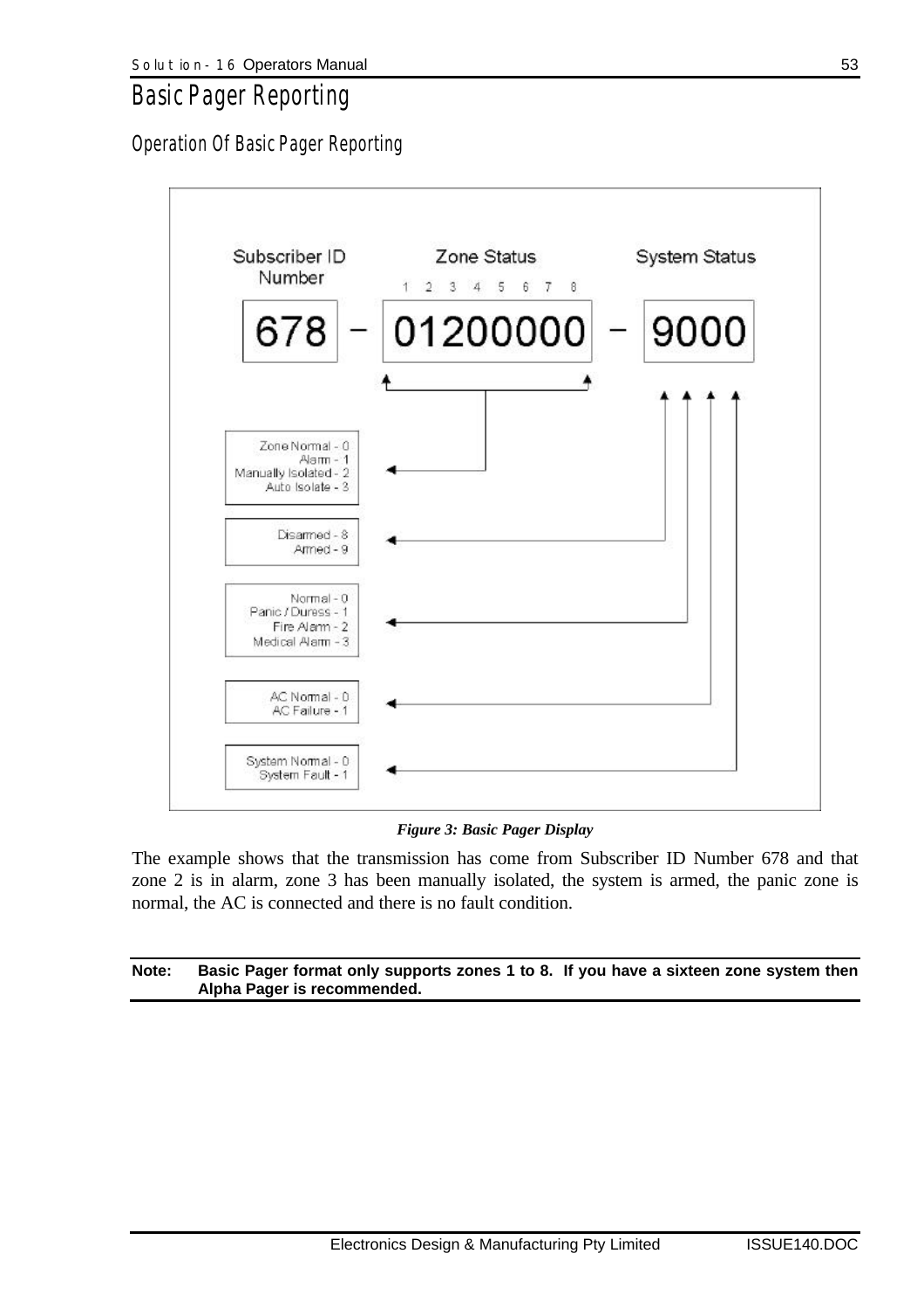# Basic Pager Reporting

## Operation Of Basic Pager Reporting

Subscriber ID Number: 678 – Zone Status (1 2 3 4 5 6 7 8): 01200000 – System Status: 9000

Zone Status:
- Zone Normal - 0
- Alarm - 1
- Manually Isolated - 2
- Auto Isolate - 3

System Status (digit 1):
- Disarmed - 8
- Armed - 9

System Status (digit 2):
- Normal - 0
- Panic / Duress - 1
- Fire Alarm - 2
- Medical Alarm - 3

System Status (digit 3):
- AC Normal - 0
- AC Failure - 1

System Status (digit 4):
- System Normal - 0
- System Fault - 1

***Figure 3: Basic Pager Display***

The example shows that the transmission has come from Subscriber ID Number 678 and that zone 2 is in alarm, zone 3 has been manually isolated, the system is armed, the panic zone is normal, the AC is connected and there is no fault condition.

**Note: Basic Pager format only supports zones 1 to 8. If you have a sixteen zone system then Alpha Pager is recommended.**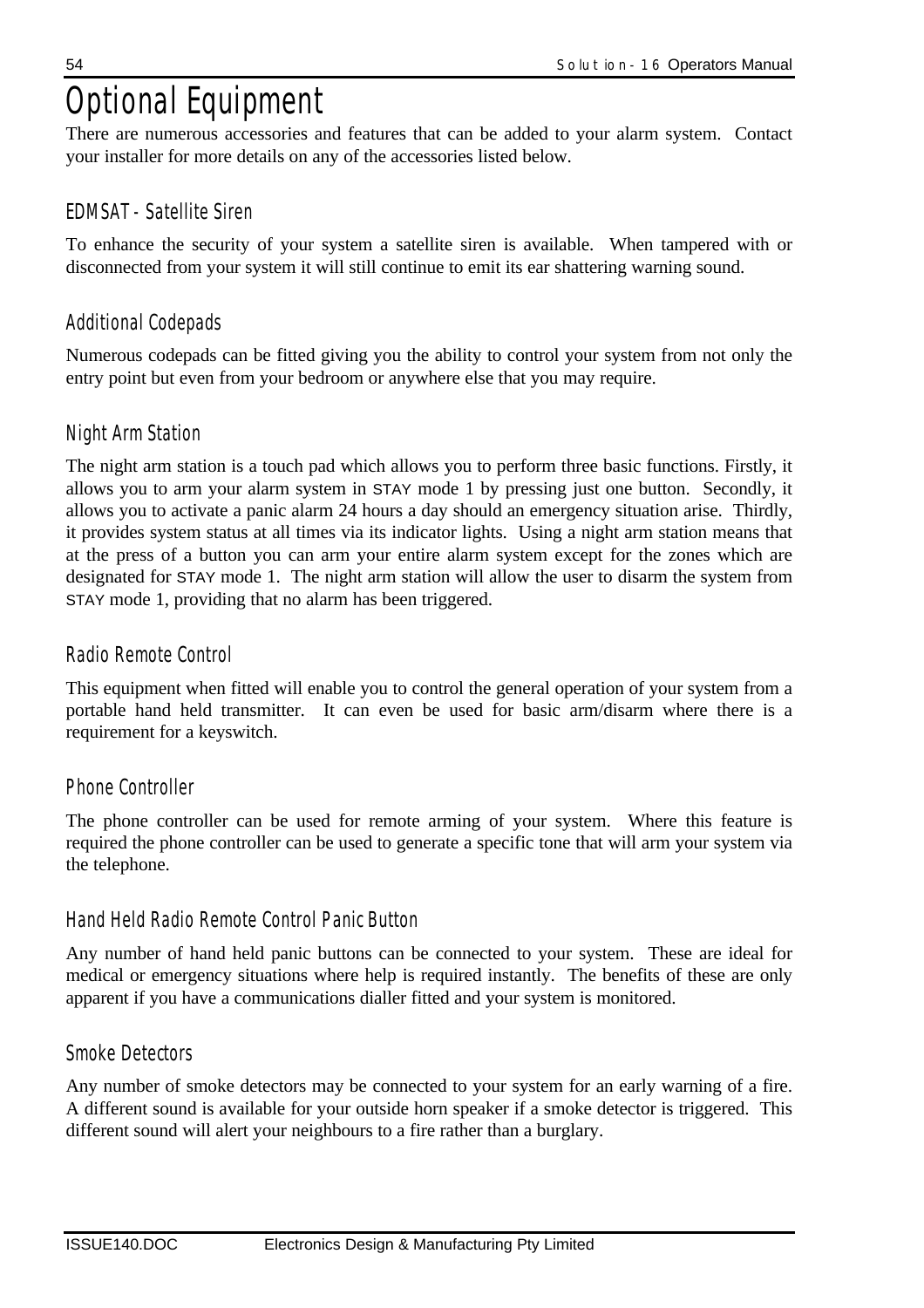# Optional Equipment

There are numerous accessories and features that can be added to your alarm system. Contact your installer for more details on any of the accessories listed below.

## EDMSAT - Satellite Siren

To enhance the security of your system a satellite siren is available. When tampered with or disconnected from your system it will still continue to emit its ear shattering warning sound.

## Additional Codepads

Numerous codepads can be fitted giving you the ability to control your system from not only the entry point but even from your bedroom or anywhere else that you may require.

## Night Arm Station

The night arm station is a touch pad which allows you to perform three basic functions. Firstly, it allows you to arm your alarm system in STAY mode 1 by pressing just one button. Secondly, it allows you to activate a panic alarm 24 hours a day should an emergency situation arise. Thirdly, it provides system status at all times via its indicator lights. Using a night arm station means that at the press of a button you can arm your entire alarm system except for the zones which are designated for STAY mode 1. The night arm station will allow the user to disarm the system from STAY mode 1, providing that no alarm has been triggered.

## Radio Remote Control

This equipment when fitted will enable you to control the general operation of your system from a portable hand held transmitter. It can even be used for basic arm/disarm where there is a requirement for a keyswitch.

## Phone Controller

The phone controller can be used for remote arming of your system. Where this feature is required the phone controller can be used to generate a specific tone that will arm your system via the telephone.

## Hand Held Radio Remote Control Panic Button

Any number of hand held panic buttons can be connected to your system. These are ideal for medical or emergency situations where help is required instantly. The benefits of these are only apparent if you have a communications dialler fitted and your system is monitored.

## Smoke Detectors

Any number of smoke detectors may be connected to your system for an early warning of a fire. A different sound is available for your outside horn speaker if a smoke detector is triggered. This different sound will alert your neighbours to a fire rather than a burglary.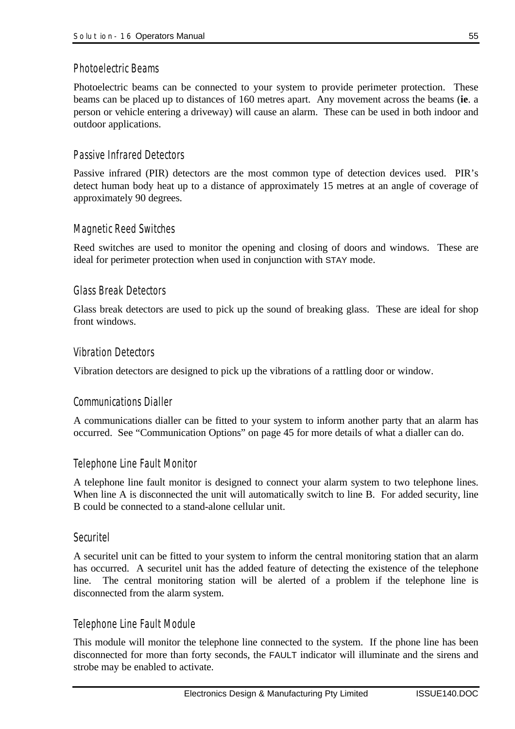### Photoelectric Beams

Photoelectric beams can be connected to your system to provide perimeter protection. These beams can be placed up to distances of 160 metres apart. Any movement across the beams (**ie**. a person or vehicle entering a driveway) will cause an alarm. These can be used in both indoor and outdoor applications.

### Passive Infrared Detectors

Passive infrared (PIR) detectors are the most common type of detection devices used. PIR's detect human body heat up to a distance of approximately 15 metres at an angle of coverage of approximately 90 degrees.

### Magnetic Reed Switches

Reed switches are used to monitor the opening and closing of doors and windows. These are ideal for perimeter protection when used in conjunction with STAY mode.

### Glass Break Detectors

Glass break detectors are used to pick up the sound of breaking glass. These are ideal for shop front windows.

### Vibration Detectors

Vibration detectors are designed to pick up the vibrations of a rattling door or window.

### Communications Dialler

A communications dialler can be fitted to your system to inform another party that an alarm has occurred. See "Communication Options" on page 45 for more details of what a dialler can do.

### Telephone Line Fault Monitor

A telephone line fault monitor is designed to connect your alarm system to two telephone lines. When line A is disconnected the unit will automatically switch to line B. For added security, line B could be connected to a stand-alone cellular unit.

### Securitel

A securitel unit can be fitted to your system to inform the central monitoring station that an alarm has occurred. A securitel unit has the added feature of detecting the existence of the telephone line. The central monitoring station will be alerted of a problem if the telephone line is disconnected from the alarm system.

### Telephone Line Fault Module

This module will monitor the telephone line connected to the system. If the phone line has been disconnected for more than forty seconds, the FAULT indicator will illuminate and the sirens and strobe may be enabled to activate.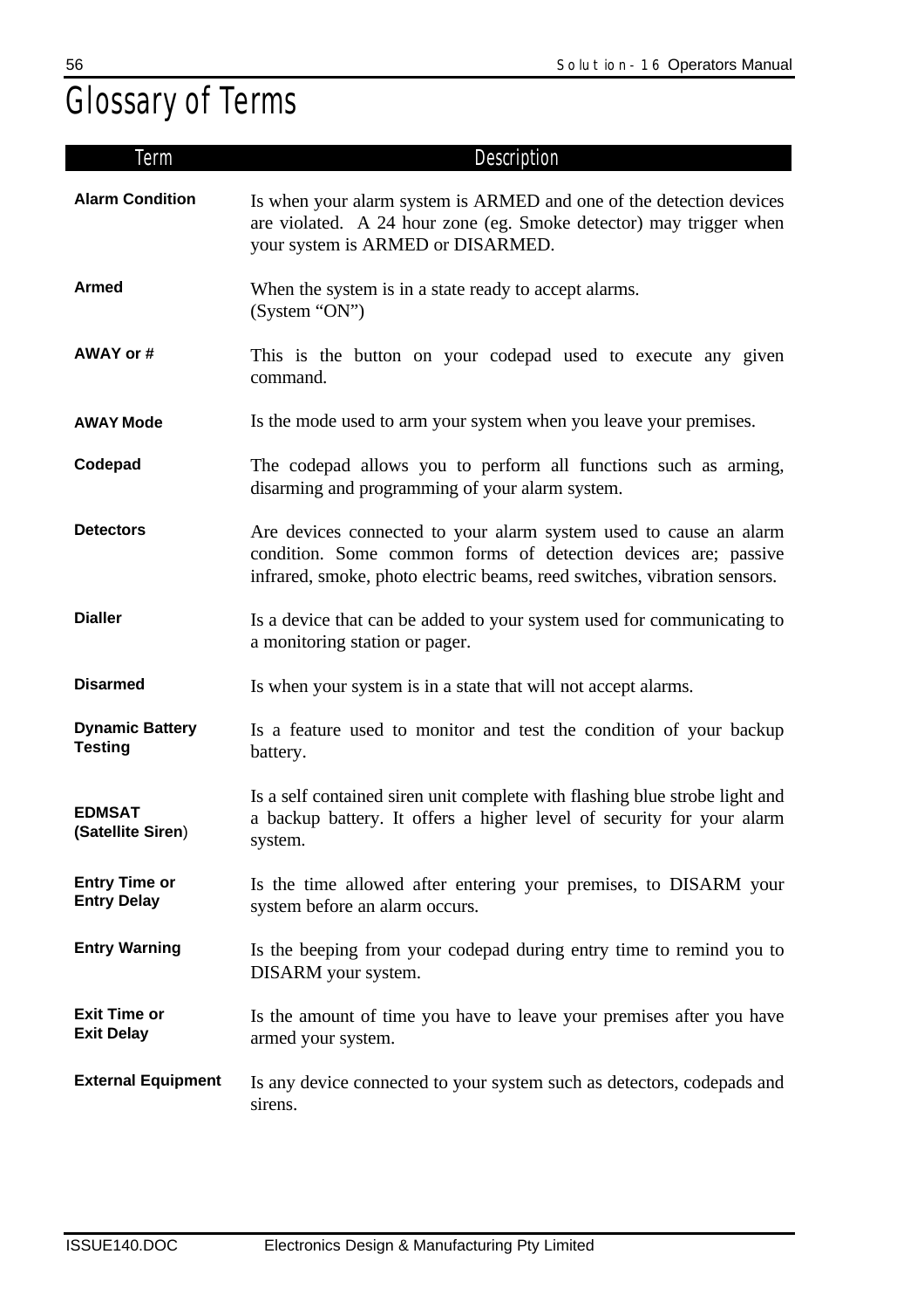# Glossary of Terms

| Term | Description |
| --- | --- |
| **Alarm Condition** | Is when your alarm system is ARMED and one of the detection devices are violated. A 24 hour zone (eg. Smoke detector) may trigger when your system is ARMED or DISARMED. |
| **Armed** | When the system is in a state ready to accept alarms. (System "ON") |
| **AWAY or #** | This is the button on your codepad used to execute any given command. |
| **AWAY Mode** | Is the mode used to arm your system when you leave your premises. |
| **Codepad** | The codepad allows you to perform all functions such as arming, disarming and programming of your alarm system. |
| **Detectors** | Are devices connected to your alarm system used to cause an alarm condition. Some common forms of detection devices are; passive infrared, smoke, photo electric beams, reed switches, vibration sensors. |
| **Dialler** | Is a device that can be added to your system used for communicating to a monitoring station or pager. |
| **Disarmed** | Is when your system is in a state that will not accept alarms. |
| **Dynamic Battery Testing** | Is a feature used to monitor and test the condition of your backup battery. |
| **EDMSAT (Satellite Siren)** | Is a self contained siren unit complete with flashing blue strobe light and a backup battery. It offers a higher level of security for your alarm system. |
| **Entry Time or Entry Delay** | Is the time allowed after entering your premises, to DISARM your system before an alarm occurs. |
| **Entry Warning** | Is the beeping from your codepad during entry time to remind you to DISARM your system. |
| **Exit Time or Exit Delay** | Is the amount of time you have to leave your premises after you have armed your system. |
| **External Equipment** | Is any device connected to your system such as detectors, codepads and sirens. |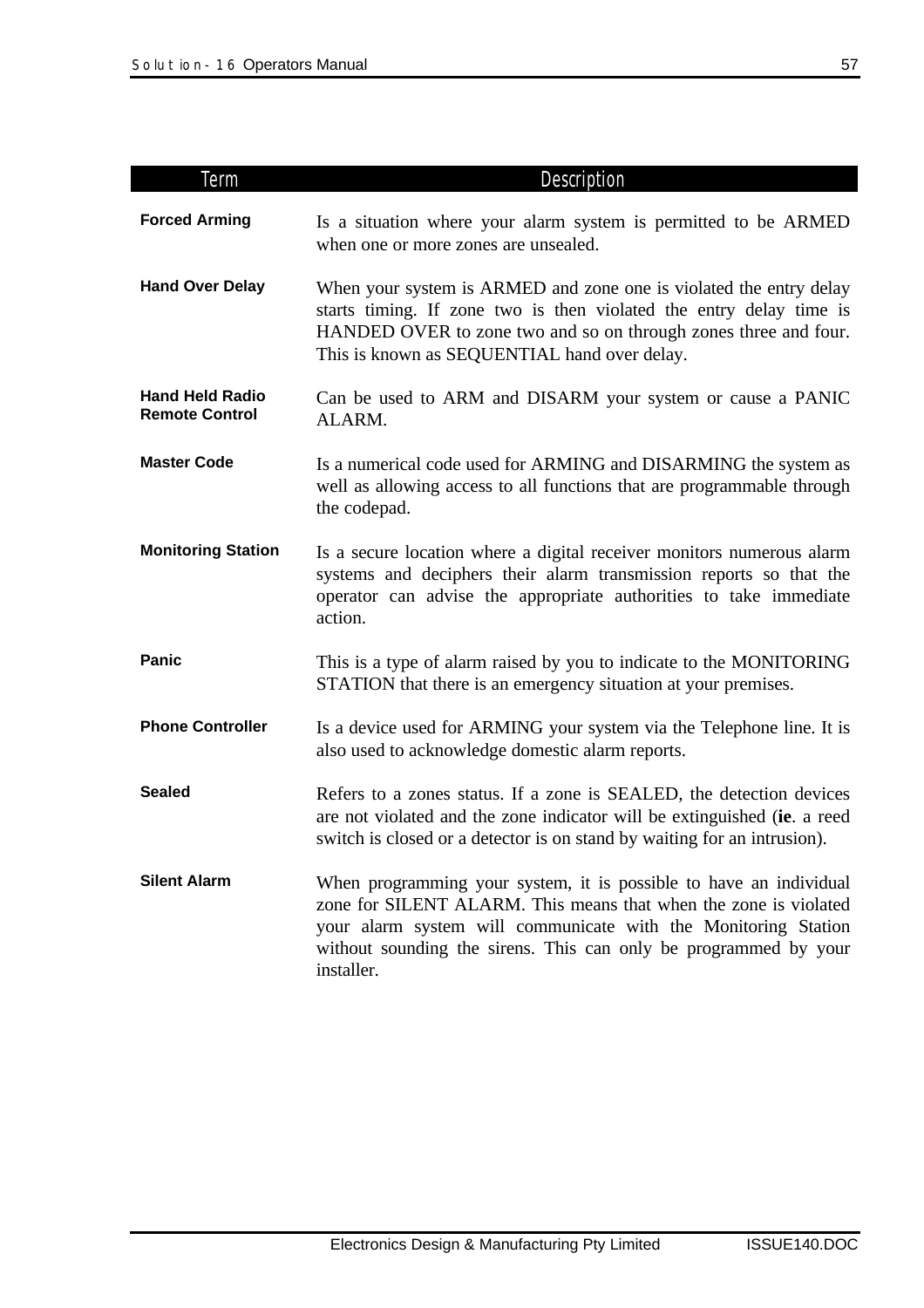| Term | Description |
|---|---|
| **Forced Arming** | Is a situation where your alarm system is permitted to be ARMED when one or more zones are unsealed. |
| **Hand Over Delay** | When your system is ARMED and zone one is violated the entry delay starts timing. If zone two is then violated the entry delay time is HANDED OVER to zone two and so on through zones three and four. This is known as SEQUENTIAL hand over delay. |
| **Hand Held Radio Remote Control** | Can be used to ARM and DISARM your system or cause a PANIC ALARM. |
| **Master Code** | Is a numerical code used for ARMING and DISARMING the system as well as allowing access to all functions that are programmable through the codepad. |
| **Monitoring Station** | Is a secure location where a digital receiver monitors numerous alarm systems and deciphers their alarm transmission reports so that the operator can advise the appropriate authorities to take immediate action. |
| **Panic** | This is a type of alarm raised by you to indicate to the MONITORING STATION that there is an emergency situation at your premises. |
| **Phone Controller** | Is a device used for ARMING your system via the Telephone line. It is also used to acknowledge domestic alarm reports. |
| **Sealed** | Refers to a zones status. If a zone is SEALED, the detection devices are not violated and the zone indicator will be extinguished (**ie**. a reed switch is closed or a detector is on stand by waiting for an intrusion). |
| **Silent Alarm** | When programming your system, it is possible to have an individual zone for SILENT ALARM. This means that when the zone is violated your alarm system will communicate with the Monitoring Station without sounding the sirens. This can only be programmed by your installer. |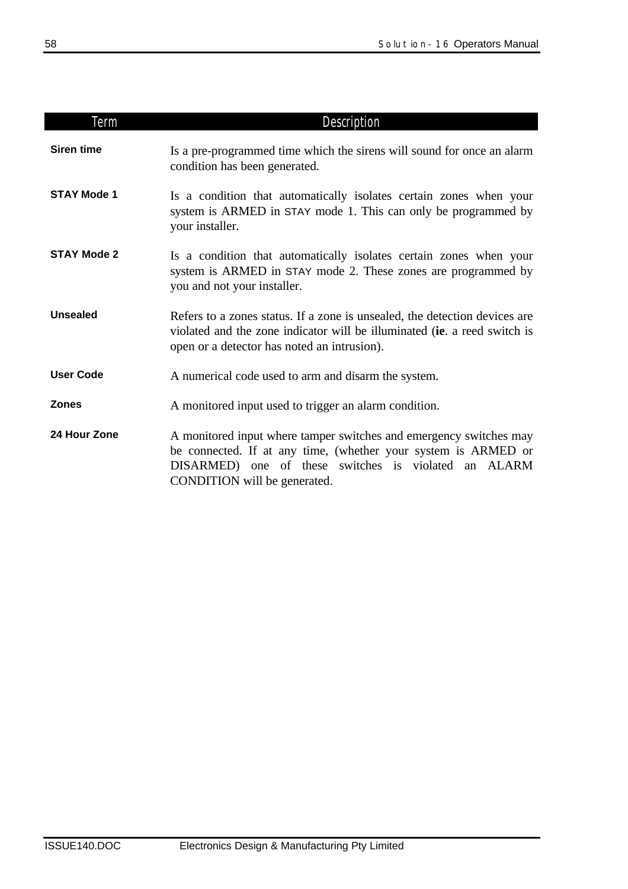| Term | Description |
|---|---|
| **Siren time** | Is a pre-programmed time which the sirens will sound for once an alarm condition has been generated. |
| **STAY Mode 1** | Is a condition that automatically isolates certain zones when your system is ARMED in STAY mode 1. This can only be programmed by your installer. |
| **STAY Mode 2** | Is a condition that automatically isolates certain zones when your system is ARMED in STAY mode 2. These zones are programmed by you and not your installer. |
| **Unsealed** | Refers to a zones status. If a zone is unsealed, the detection devices are violated and the zone indicator will be illuminated (**ie**. a reed switch is open or a detector has noted an intrusion). |
| **User Code** | A numerical code used to arm and disarm the system. |
| **Zones** | A monitored input used to trigger an alarm condition. |
| **24 Hour Zone** | A monitored input where tamper switches and emergency switches may be connected. If at any time, (whether your system is ARMED or DISARMED) one of these switches is violated an ALARM CONDITION will be generated. |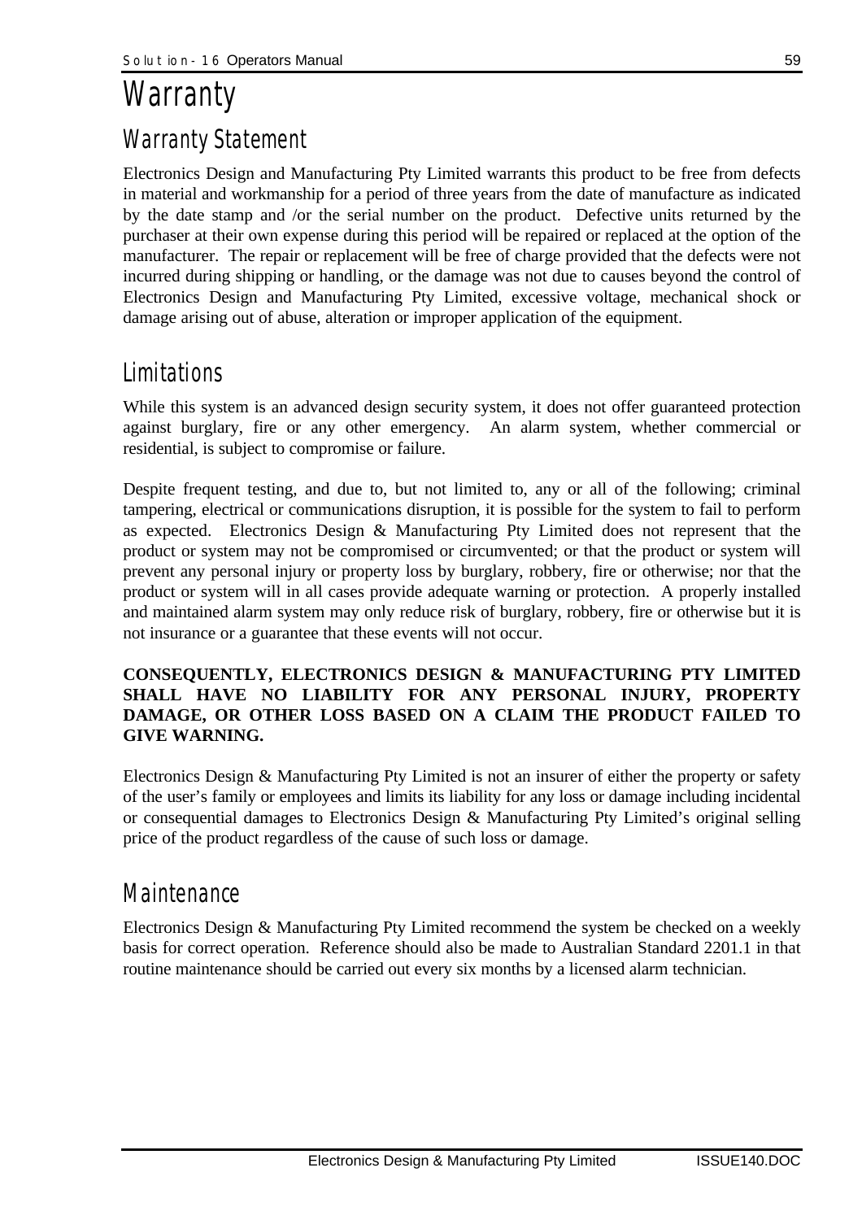# Warranty

## Warranty Statement

Electronics Design and Manufacturing Pty Limited warrants this product to be free from defects in material and workmanship for a period of three years from the date of manufacture as indicated by the date stamp and /or the serial number on the product. Defective units returned by the purchaser at their own expense during this period will be repaired or replaced at the option of the manufacturer. The repair or replacement will be free of charge provided that the defects were not incurred during shipping or handling, or the damage was not due to causes beyond the control of Electronics Design and Manufacturing Pty Limited, excessive voltage, mechanical shock or damage arising out of abuse, alteration or improper application of the equipment.

## Limitations

While this system is an advanced design security system, it does not offer guaranteed protection against burglary, fire or any other emergency. An alarm system, whether commercial or residential, is subject to compromise or failure.

Despite frequent testing, and due to, but not limited to, any or all of the following; criminal tampering, electrical or communications disruption, it is possible for the system to fail to perform as expected. Electronics Design & Manufacturing Pty Limited does not represent that the product or system may not be compromised or circumvented; or that the product or system will prevent any personal injury or property loss by burglary, robbery, fire or otherwise; nor that the product or system will in all cases provide adequate warning or protection. A properly installed and maintained alarm system may only reduce risk of burglary, robbery, fire or otherwise but it is not insurance or a guarantee that these events will not occur.

**CONSEQUENTLY, ELECTRONICS DESIGN & MANUFACTURING PTY LIMITED SHALL HAVE NO LIABILITY FOR ANY PERSONAL INJURY, PROPERTY DAMAGE, OR OTHER LOSS BASED ON A CLAIM THE PRODUCT FAILED TO GIVE WARNING.**

Electronics Design & Manufacturing Pty Limited is not an insurer of either the property or safety of the user's family or employees and limits its liability for any loss or damage including incidental or consequential damages to Electronics Design & Manufacturing Pty Limited's original selling price of the product regardless of the cause of such loss or damage.

## Maintenance

Electronics Design & Manufacturing Pty Limited recommend the system be checked on a weekly basis for correct operation. Reference should also be made to Australian Standard 2201.1 in that routine maintenance should be carried out every six months by a licensed alarm technician.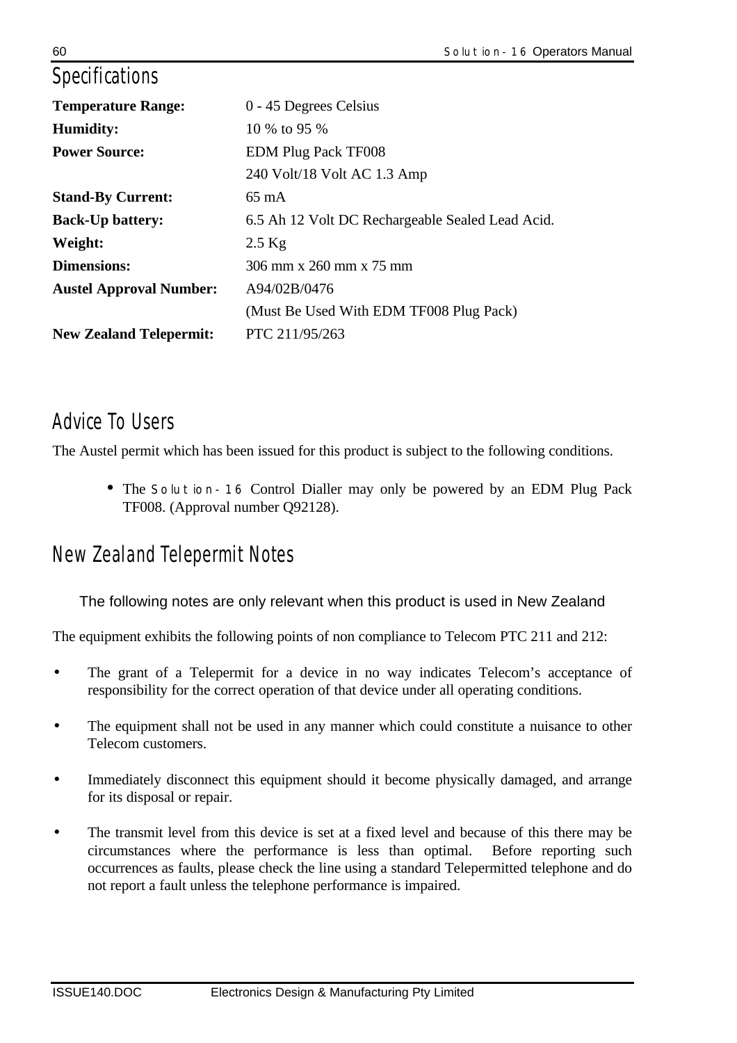## Specifications

| | |
|---|---|
| **Temperature Range:** | 0 - 45 Degrees Celsius |
| **Humidity:** | 10 % to 95 % |
| **Power Source:** | EDM Plug Pack TF008 |
| | 240 Volt/18 Volt AC 1.3 Amp |
| **Stand-By Current:** | 65 mA |
| **Back-Up battery:** | 6.5 Ah 12 Volt DC Rechargeable Sealed Lead Acid. |
| **Weight:** | 2.5 Kg |
| **Dimensions:** | 306 mm x 260 mm x 75 mm |
| **Austel Approval Number:** | A94/02B/0476 |
| | (Must Be Used With EDM TF008 Plug Pack) |
| **New Zealand Telepermit:** | PTC 211/95/263 |

## Advice To Users

The Austel permit which has been issued for this product is subject to the following conditions.

- The Solution-16 Control Dialler may only be powered by an EDM Plug Pack TF008. (Approval number Q92128).

## New Zealand Telepermit Notes

The following notes are only relevant when this product is used in New Zealand

The equipment exhibits the following points of non compliance to Telecom PTC 211 and 212:

- The grant of a Telepermit for a device in no way indicates Telecom's acceptance of responsibility for the correct operation of that device under all operating conditions.
- The equipment shall not be used in any manner which could constitute a nuisance to other Telecom customers.
- Immediately disconnect this equipment should it become physically damaged, and arrange for its disposal or repair.
- The transmit level from this device is set at a fixed level and because of this there may be circumstances where the performance is less than optimal. Before reporting such occurrences as faults, please check the line using a standard Telepermitted telephone and do not report a fault unless the telephone performance is impaired.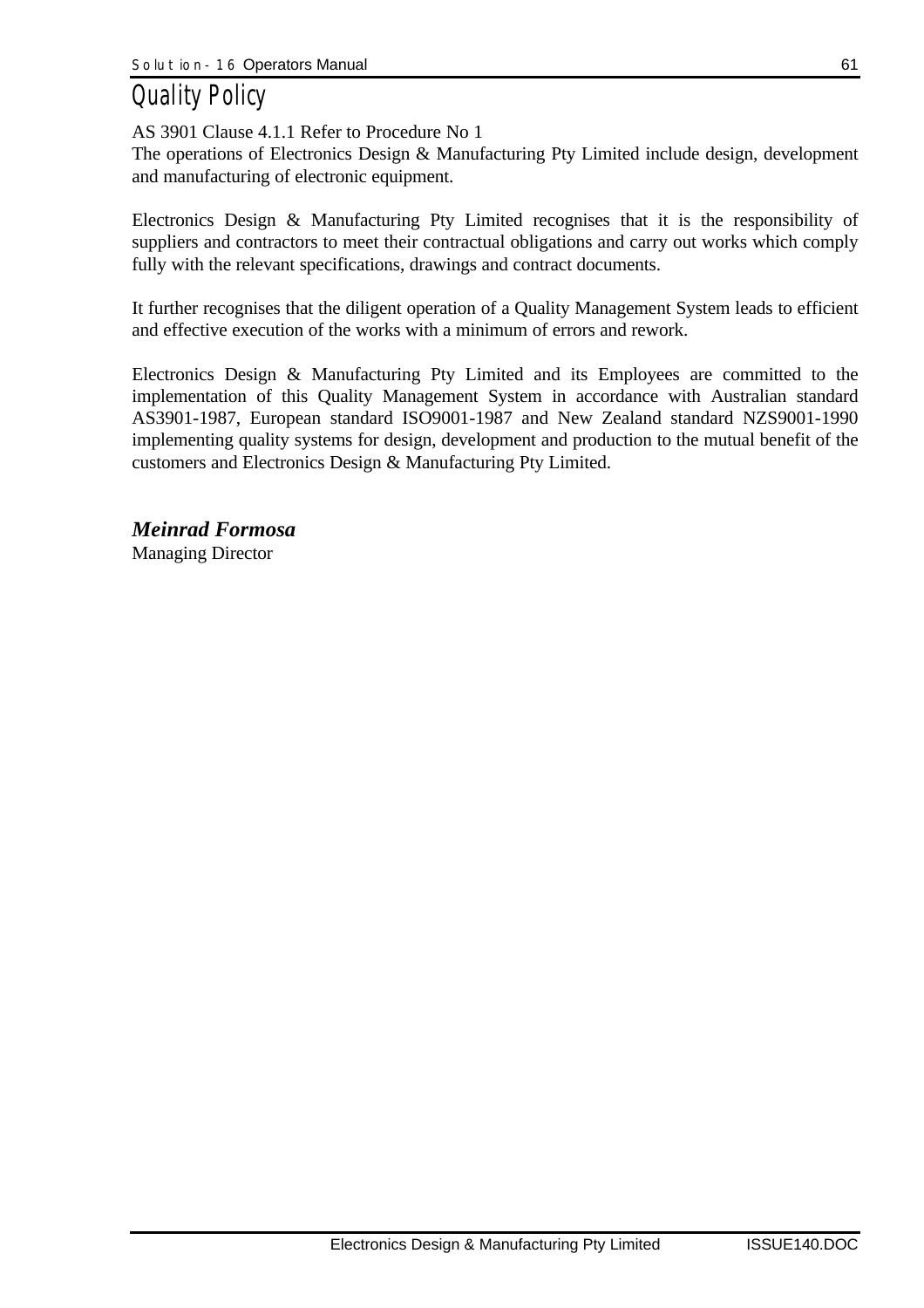# Quality Policy

AS 3901 Clause 4.1.1 Refer to Procedure No 1
The operations of Electronics Design & Manufacturing Pty Limited include design, development and manufacturing of electronic equipment.

Electronics Design & Manufacturing Pty Limited recognises that it is the responsibility of suppliers and contractors to meet their contractual obligations and carry out works which comply fully with the relevant specifications, drawings and contract documents.

It further recognises that the diligent operation of a Quality Management System leads to efficient and effective execution of the works with a minimum of errors and rework.

Electronics Design & Manufacturing Pty Limited and its Employees are committed to the implementation of this Quality Management System in accordance with Australian standard AS3901-1987, European standard ISO9001-1987 and New Zealand standard NZS9001-1990 implementing quality systems for design, development and production to the mutual benefit of the customers and Electronics Design & Manufacturing Pty Limited.

***Meinrad Formosa***
Managing Director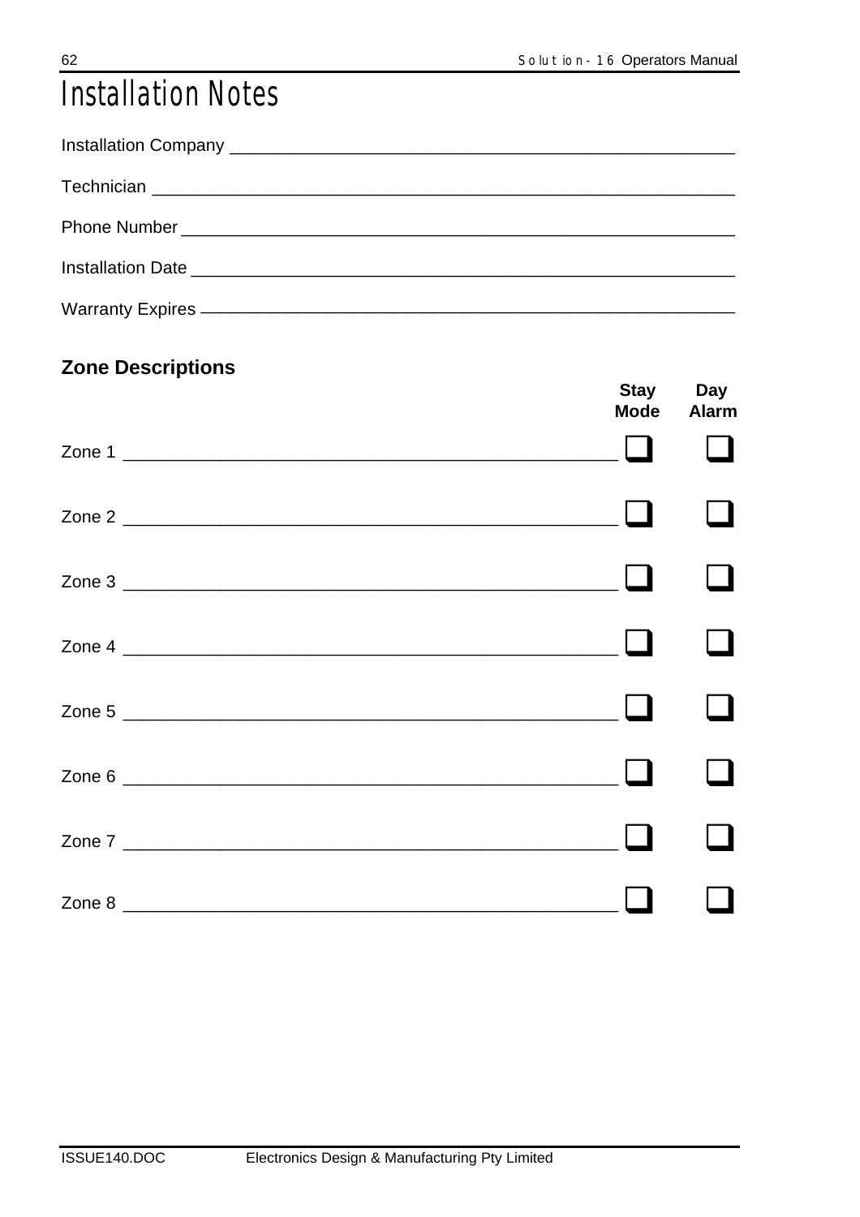# Installation Notes

Installation Company ____________________________________________________

Technician ____________________________________________________________

Phone Number _________________________________________________________

Installation Date _______________________________________________________

Warranty Expires _______________________________________________________

## Zone Descriptions

| | Stay Mode | Day Alarm |
|---|---|---|
| Zone 1 ____________________________________________ | ❑ | ❑ |
| Zone 2 ____________________________________________ | ❑ | ❑ |
| Zone 3 ____________________________________________ | ❑ | ❑ |
| Zone 4 ____________________________________________ | ❑ | ❑ |
| Zone 5 ____________________________________________ | ❑ | ❑ |
| Zone 6 ____________________________________________ | ❑ | ❑ |
| Zone 7 ____________________________________________ | ❑ | ❑ |
| Zone 8 ____________________________________________ | ❑ | ❑ |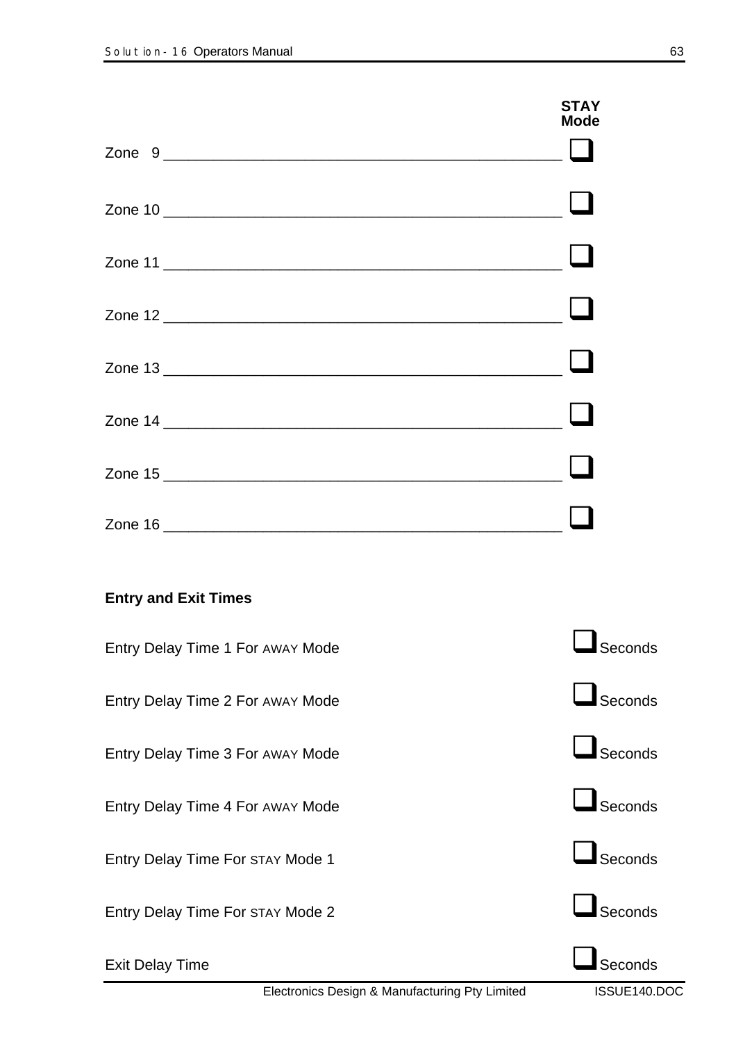| | STAY Mode |
|---|---|
| Zone 9 ______________________________________________ | ❑ |
| Zone 10 ______________________________________________ | ❑ |
| Zone 11 ______________________________________________ | ❑ |
| Zone 12 ______________________________________________ | ❑ |
| Zone 13 ______________________________________________ | ❑ |
| Zone 14 ______________________________________________ | ❑ |
| Zone 15 ______________________________________________ | ❑ |
| Zone 16 ______________________________________________ | ❑ |

**Entry and Exit Times**

| | |
|---|---|
| Entry Delay Time 1 For AWAY Mode | ❑ Seconds |
| Entry Delay Time 2 For AWAY Mode | ❑ Seconds |
| Entry Delay Time 3 For AWAY Mode | ❑ Seconds |
| Entry Delay Time 4 For AWAY Mode | ❑ Seconds |
| Entry Delay Time For STAY Mode 1 | ❑ Seconds |
| Entry Delay Time For STAY Mode 2 | ❑ Seconds |
| Exit Delay Time | ❑ Seconds |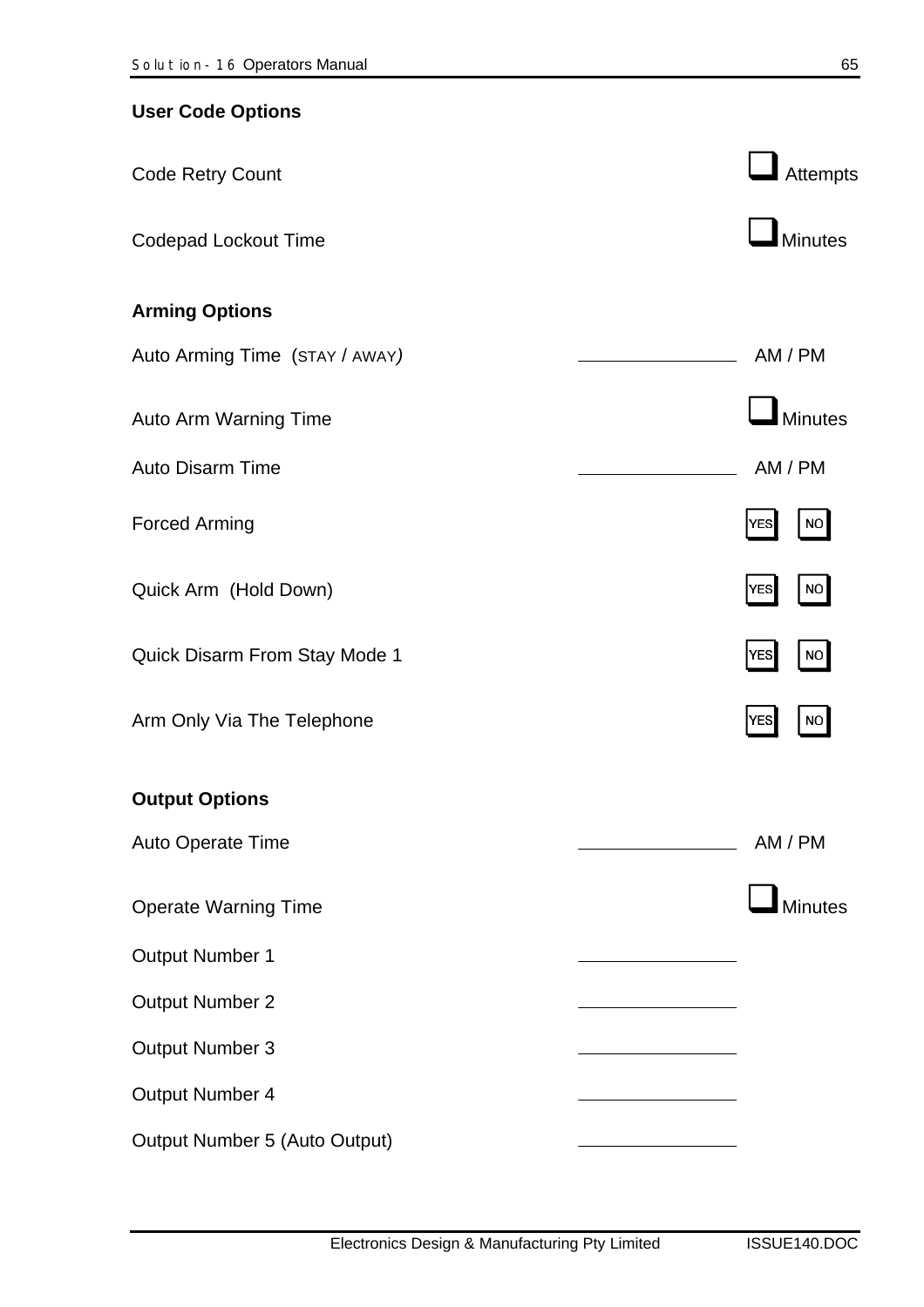## User Code Options

| | |
|---|---|
| Code Retry Count | ❑ Attempts |
| Codepad Lockout Time | ❑ Minutes |

## Arming Options

| | |
|---|---|
| Auto Arming Time (STAY / AWAY) | ________________ AM / PM |
| Auto Arm Warning Time | ❑ Minutes |
| Auto Disarm Time | ________________ AM / PM |
| Forced Arming | YES NO |
| Quick Arm (Hold Down) | YES NO |
| Quick Disarm From Stay Mode 1 | YES NO |
| Arm Only Via The Telephone | YES NO |

## Output Options

| | |
|---|---|
| Auto Operate Time | ________________ AM / PM |
| Operate Warning Time | ❑ Minutes |
| Output Number 1 | ________________ |
| Output Number 2 | ________________ |
| Output Number 3 | ________________ |
| Output Number 4 | ________________ |
| Output Number 5 (Auto Output) | ________________ |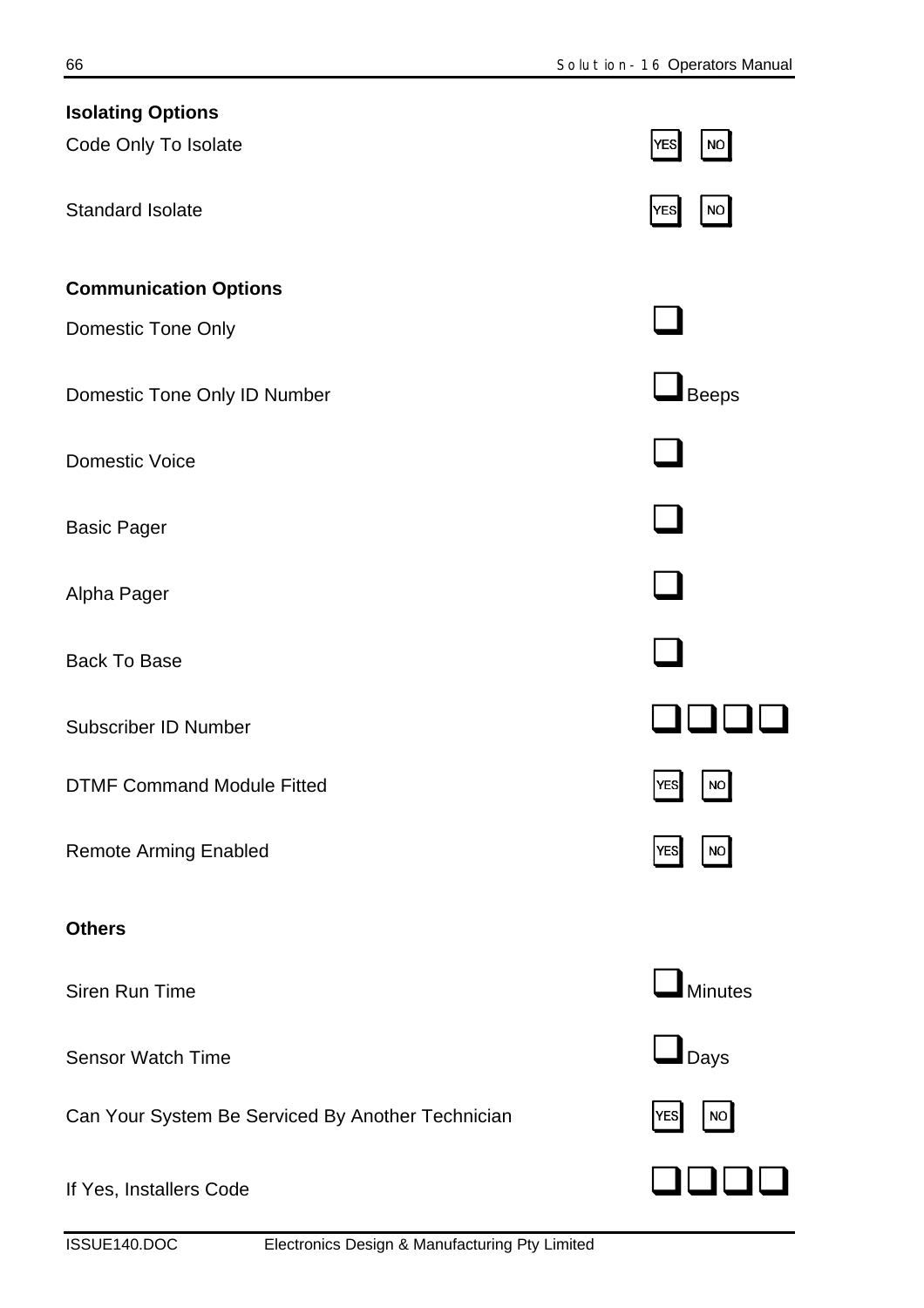**Isolating Options**

| | |
|---|---|
| Code Only To Isolate | YES NO |
| Standard Isolate | YES NO |

**Communication Options**

| | |
|---|---|
| Domestic Tone Only | ☐ |
| Domestic Tone Only ID Number | ☐ Beeps |
| Domestic Voice | ☐ |
| Basic Pager | ☐ |
| Alpha Pager | ☐ |
| Back To Base | ☐ |
| Subscriber ID Number | ☐☐☐☐ |
| DTMF Command Module Fitted | YES NO |
| Remote Arming Enabled | YES NO |

**Others**

| | |
|---|---|
| Siren Run Time | ☐ Minutes |
| Sensor Watch Time | ☐ Days |
| Can Your System Be Serviced By Another Technician | YES NO |
| If Yes, Installers Code | ☐☐☐☐ |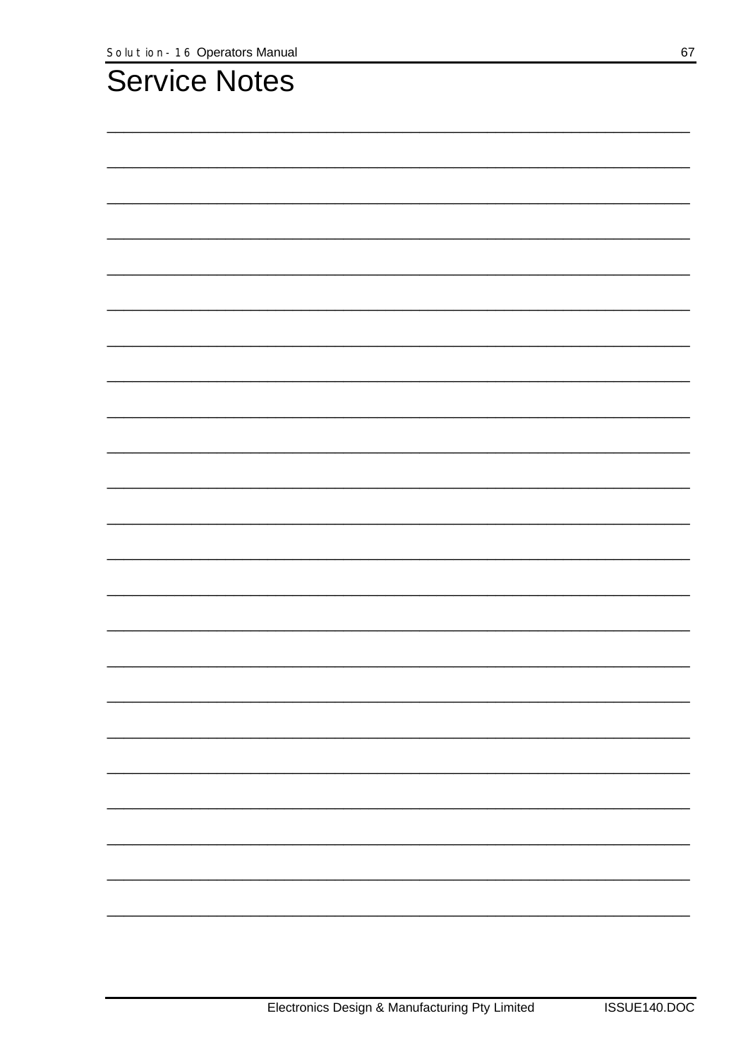# Service Notes

_______________________________________________________________________________

_______________________________________________________________________________

_______________________________________________________________________________

_______________________________________________________________________________

_______________________________________________________________________________

_______________________________________________________________________________

_______________________________________________________________________________

_______________________________________________________________________________

_______________________________________________________________________________

_______________________________________________________________________________

_______________________________________________________________________________

_______________________________________________________________________________

_______________________________________________________________________________

_______________________________________________________________________________

_______________________________________________________________________________

_______________________________________________________________________________

_______________________________________________________________________________

_______________________________________________________________________________

_______________________________________________________________________________

_______________________________________________________________________________

_______________________________________________________________________________

_______________________________________________________________________________

_______________________________________________________________________________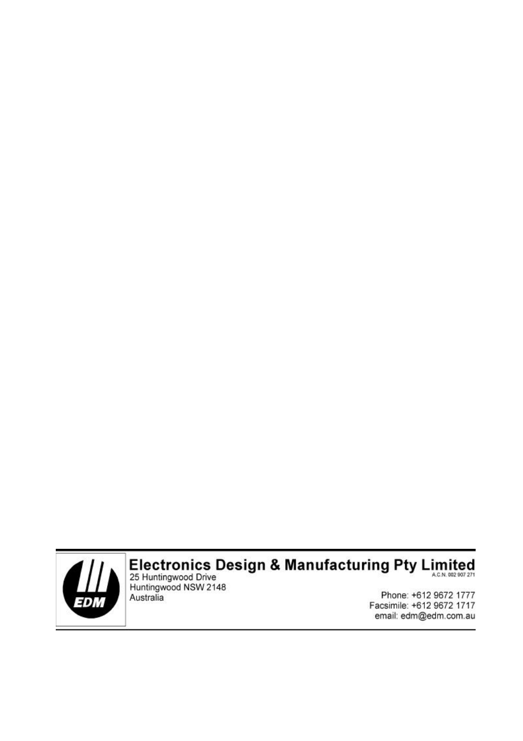**Electronics Design & Manufacturing Pty Limited**
A.C.N. 002 907 271

25 Huntingwood Drive
Huntingwood NSW 2148
Australia

Phone: +612 9672 1777
Facsimile: +612 9672 1717
email: edm@edm.com.au